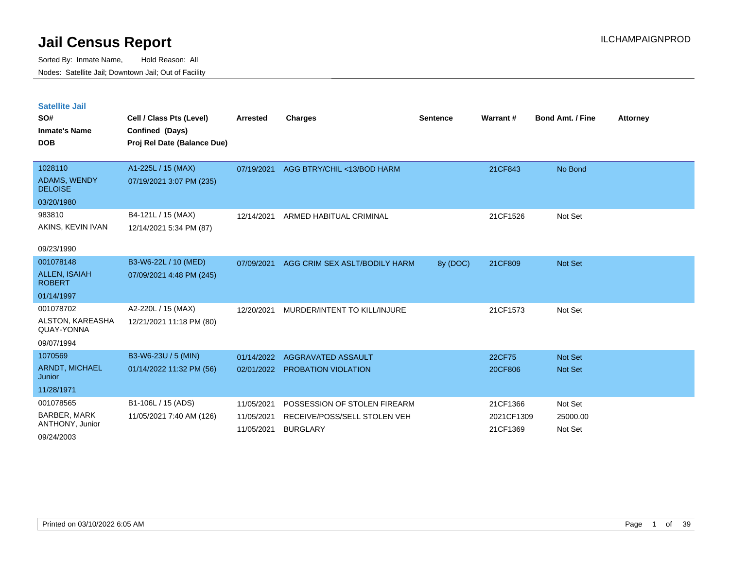# Jail Census Report

ILCHAMPAIGNPROD

Sorted By: Inmate Name, Hold Reason: All

Nodes: Satellite Jail; Downtown Jail; Out of Facility

## Satellite Jail

| SO# / Inmate's Name / DOB | Cell / Class Pts (Level) / Confined (Days) / Proj Rel Date (Balance Due) | Arrested | Charges | Sentence | Warrant # | Bond Amt. / Fine | Attorney |
|---|---|---|---|---|---|---|---|
| 1028110 ADAMS, WENDY DELOISE 03/20/1980 | A1-225L / 15 (MAX) 07/19/2021 3:07 PM (235) | 07/19/2021 | AGG BTRY/CHIL <13/BOD HARM | | 21CF843 | No Bond | |
| 983810 AKINS, KEVIN IVAN 09/23/1990 | B4-121L / 15 (MAX) 12/14/2021 5:34 PM (87) | 12/14/2021 | ARMED HABITUAL CRIMINAL | | 21CF1526 | Not Set | |
| 001078148 ALLEN, ISAIAH ROBERT 01/14/1997 | B3-W6-22L / 10 (MED) 07/09/2021 4:48 PM (245) | 07/09/2021 | AGG CRIM SEX ASLT/BODILY HARM | 8y (DOC) | 21CF809 | Not Set | |
| 001078702 ALSTON, KAREASHA QUAY-YONNA 09/07/1994 | A2-220L / 15 (MAX) 12/21/2021 11:18 PM (80) | 12/20/2021 | MURDER/INTENT TO KILL/INJURE | | 21CF1573 | Not Set | |
| 1070569 ARNDT, MICHAEL Junior 11/28/1971 | B3-W6-23U / 5 (MIN) 01/14/2022 11:32 PM (56) | 01/14/2022 | AGGRAVATED ASSAULT | | 22CF75 | Not Set | |
| | | 02/01/2022 | PROBATION VIOLATION | | 20CF806 | Not Set | |
| 001078565 BARBER, MARK ANTHONY, Junior 09/24/2003 | B1-106L / 15 (ADS) 11/05/2021 7:40 AM (126) | 11/05/2021 | POSSESSION OF STOLEN FIREARM | | 21CF1366 | Not Set | |
| | | 11/05/2021 | RECEIVE/POSS/SELL STOLEN VEH | | 2021CF1309 | 25000.00 | |
| | | 11/05/2021 | BURGLARY | | 21CF1369 | Not Set | |

Printed on 03/10/2022 6:05 AM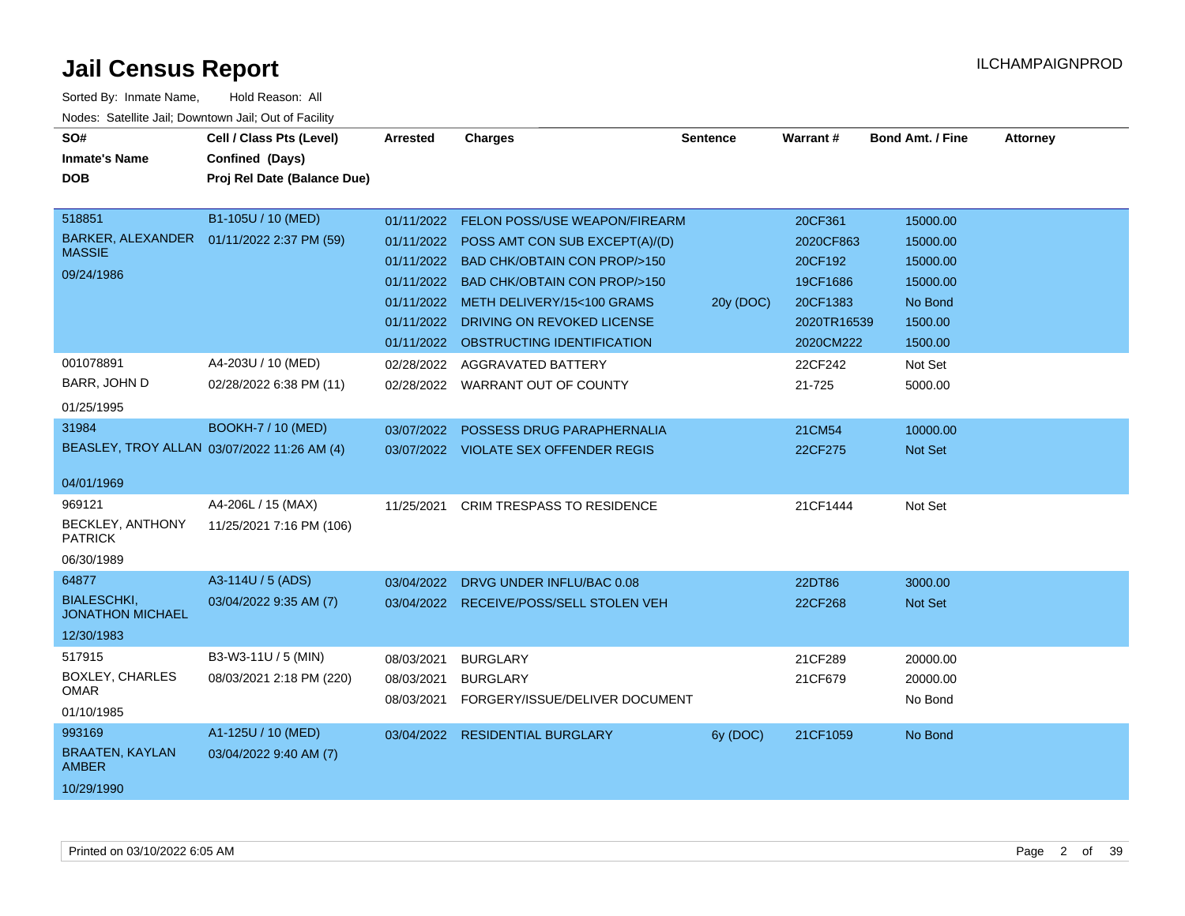# Jail Census Report

ILCHAMPAIGNPROD

Sorted By: Inmate Name, Hold Reason: All

Nodes: Satellite Jail; Downtown Jail; Out of Facility

| SO# / Inmate's Name / DOB | Cell / Class Pts (Level) / Confined (Days) / Proj Rel Date (Balance Due) | Arrested | Charges | Sentence | Warrant # | Bond Amt. / Fine | Attorney |
|---|---|---|---|---|---|---|---|
| 518851 BARKER, ALEXANDER MASSIE 09/24/1986 | B1-105U / 10 (MED) 01/11/2022 2:37 PM (59) | 01/11/2022 | FELON POSS/USE WEAPON/FIREARM | | 20CF361 | 15000.00 | |
| | | 01/11/2022 | POSS AMT CON SUB EXCEPT(A)/(D) | | 2020CF863 | 15000.00 | |
| | | 01/11/2022 | BAD CHK/OBTAIN CON PROP/>150 | | 20CF192 | 15000.00 | |
| | | 01/11/2022 | BAD CHK/OBTAIN CON PROP/>150 | | 19CF1686 | 15000.00 | |
| | | 01/11/2022 | METH DELIVERY/15<100 GRAMS | 20y (DOC) | 20CF1383 | No Bond | |
| | | 01/11/2022 | DRIVING ON REVOKED LICENSE | | 2020TR16539 | 1500.00 | |
| | | 01/11/2022 | OBSTRUCTING IDENTIFICATION | | 2020CM222 | 1500.00 | |
| 001078891 BARR, JOHN D 01/25/1995 | A4-203U / 10 (MED) 02/28/2022 6:38 PM (11) | 02/28/2022 | AGGRAVATED BATTERY | | 22CF242 | Not Set | |
| | | 02/28/2022 | WARRANT OUT OF COUNTY | | 21-725 | 5000.00 | |
| 31984 BEASLEY, TROY ALLAN 04/01/1969 | BOOKH-7 / 10 (MED) 03/07/2022 11:26 AM (4) | 03/07/2022 | POSSESS DRUG PARAPHERNALIA | | 21CM54 | 10000.00 | |
| | | 03/07/2022 | VIOLATE SEX OFFENDER REGIS | | 22CF275 | Not Set | |
| 969121 BECKLEY, ANTHONY PATRICK 06/30/1989 | A4-206L / 15 (MAX) 11/25/2021 7:16 PM (106) | 11/25/2021 | CRIM TRESPASS TO RESIDENCE | | 21CF1444 | Not Set | |
| 64877 BIALESCHKI, JONATHON MICHAEL 12/30/1983 | A3-114U / 5 (ADS) 03/04/2022 9:35 AM (7) | 03/04/2022 | DRVG UNDER INFLU/BAC 0.08 | | 22DT86 | 3000.00 | |
| | | 03/04/2022 | RECEIVE/POSS/SELL STOLEN VEH | | 22CF268 | Not Set | |
| 517915 BOXLEY, CHARLES OMAR 01/10/1985 | B3-W3-11U / 5 (MIN) 08/03/2021 2:18 PM (220) | 08/03/2021 | BURGLARY | | 21CF289 | 20000.00 | |
| | | 08/03/2021 | BURGLARY | | 21CF679 | 20000.00 | |
| | | 08/03/2021 | FORGERY/ISSUE/DELIVER DOCUMENT | | | No Bond | |
| 993169 BRAATEN, KAYLAN AMBER 10/29/1990 | A1-125U / 10 (MED) 03/04/2022 9:40 AM (7) | 03/04/2022 | RESIDENTIAL BURGLARY | 6y (DOC) | 21CF1059 | No Bond | |

Printed on 03/10/2022 6:05 AM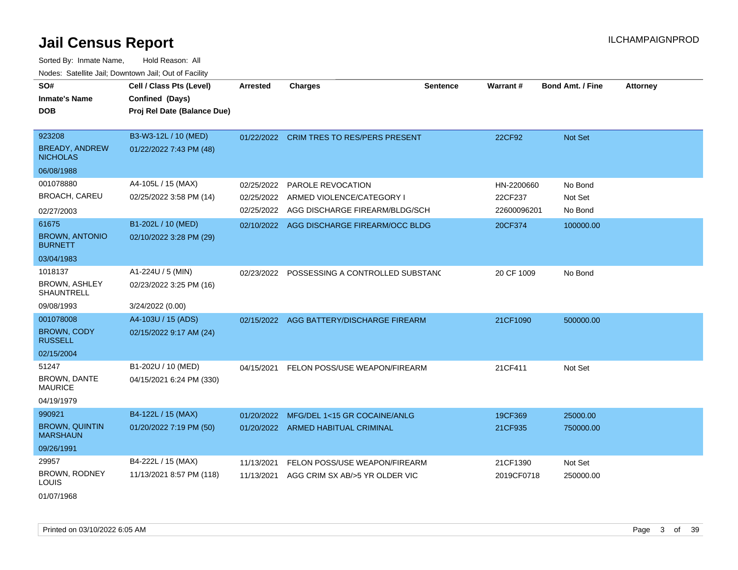# Jail Census Report

Sorted By: Inmate Name, Hold Reason: All

Nodes: Satellite Jail; Downtown Jail; Out of Facility

| SO# / Inmate's Name / DOB | Cell / Class Pts (Level) / Confined (Days) / Proj Rel Date (Balance Due) | Arrested | Charges | Sentence | Warrant # | Bond Amt. / Fine | Attorney |
|---|---|---|---|---|---|---|---|
| 923208 BREADY, ANDREW NICHOLAS 06/08/1988 | B3-W3-12L / 10 (MED) 01/22/2022 7:43 PM (48) | 01/22/2022 | CRIM TRES TO RES/PERS PRESENT | | 22CF92 | Not Set | |
| 001078880 BROACH, CAREU 02/27/2003 | A4-105L / 15 (MAX) 02/25/2022 3:58 PM (14) | 02/25/2022 | PAROLE REVOCATION | | HN-2200660 | No Bond | |
| | | 02/25/2022 | ARMED VIOLENCE/CATEGORY I | | 22CF237 | Not Set | |
| | | 02/25/2022 | AGG DISCHARGE FIREARM/BLDG/SCH | | 22600096201 | No Bond | |
| 61675 BROWN, ANTONIO BURNETT 03/04/1983 | B1-202L / 10 (MED) 02/10/2022 3:28 PM (29) | 02/10/2022 | AGG DISCHARGE FIREARM/OCC BLDG | | 20CF374 | 100000.00 | |
| 1018137 BROWN, ASHLEY SHAUNTRELL 09/08/1993 | A1-224U / 5 (MIN) 02/23/2022 3:25 PM (16) 3/24/2022 (0.00) | 02/23/2022 | POSSESSING A CONTROLLED SUBSTANC | | 20 CF 1009 | No Bond | |
| 001078008 BROWN, CODY RUSSELL 02/15/2004 | A4-103U / 15 (ADS) 02/15/2022 9:17 AM (24) | 02/15/2022 | AGG BATTERY/DISCHARGE FIREARM | | 21CF1090 | 500000.00 | |
| 51247 BROWN, DANTE MAURICE 04/19/1979 | B1-202U / 10 (MED) 04/15/2021 6:24 PM (330) | 04/15/2021 | FELON POSS/USE WEAPON/FIREARM | | 21CF411 | Not Set | |
| 990921 BROWN, QUINTIN MARSHAUN 09/26/1991 | B4-122L / 15 (MAX) 01/20/2022 7:19 PM (50) | 01/20/2022 | MFG/DEL 1<15 GR COCAINE/ANLG | | 19CF369 | 25000.00 | |
| | | 01/20/2022 | ARMED HABITUAL CRIMINAL | | 21CF935 | 750000.00 | |
| 29957 BROWN, RODNEY LOUIS 01/07/1968 | B4-222L / 15 (MAX) 11/13/2021 8:57 PM (118) | 11/13/2021 | FELON POSS/USE WEAPON/FIREARM | | 21CF1390 | Not Set | |
| | | 11/13/2021 | AGG CRIM SX AB/>5 YR OLDER VIC | | 2019CF0718 | 250000.00 | |

Printed on 03/10/2022 6:05 AM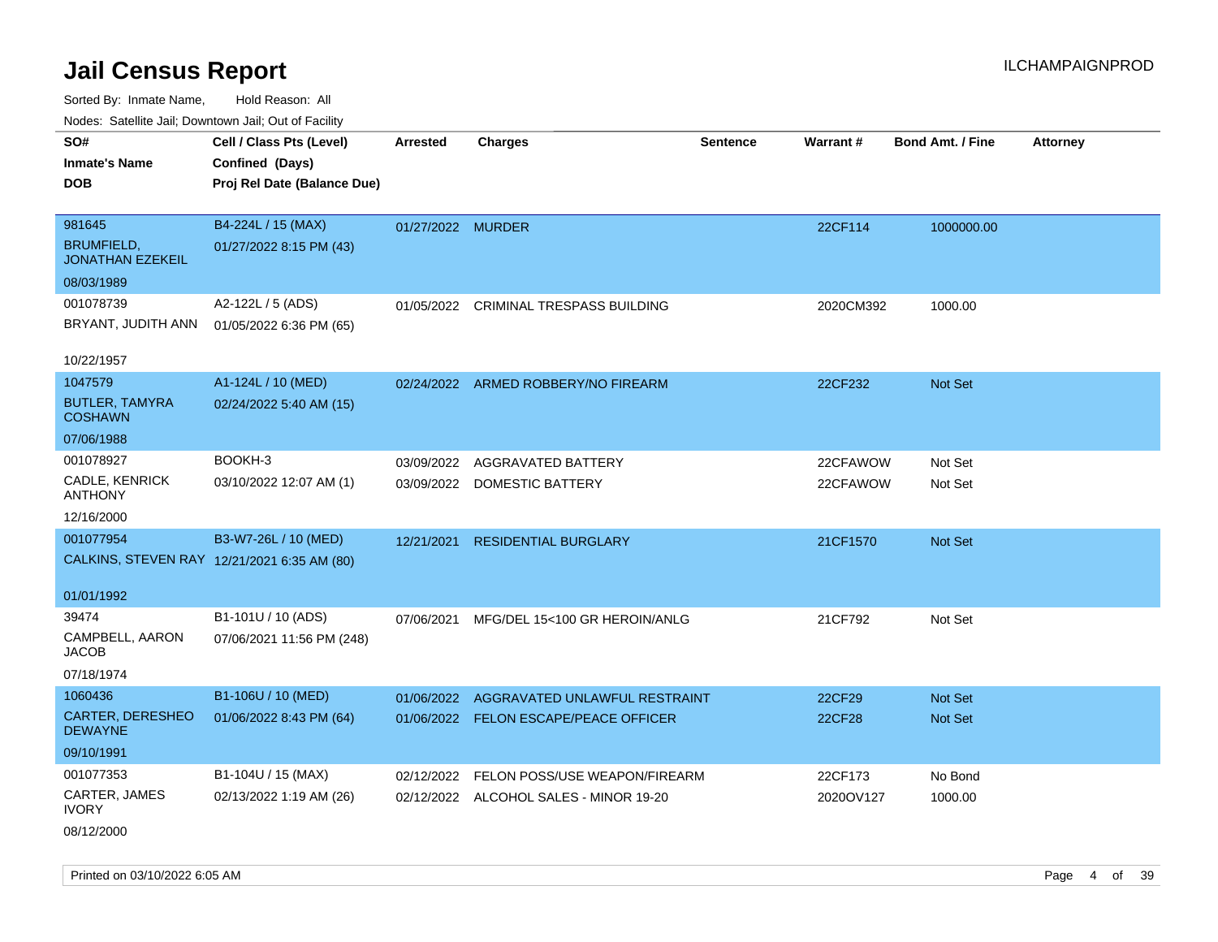# Jail Census Report

ILCHAMPAIGNPROD

Sorted By: Inmate Name, Hold Reason: All

Nodes: Satellite Jail; Downtown Jail; Out of Facility

| SO# / Inmate's Name / DOB | Cell / Class Pts (Level) / Confined (Days) / Proj Rel Date (Balance Due) | Arrested | Charges | Sentence | Warrant # | Bond Amt. / Fine | Attorney |
|---|---|---|---|---|---|---|---|
| 981645<br>BRUMFIELD, JONATHAN EZEKEIL<br>08/03/1989 | B4-224L / 15 (MAX)<br>01/27/2022 8:15 PM (43) | 01/27/2022 | MURDER | | 22CF114 | 1000000.00 | |
| 001078739<br>BRYANT, JUDITH ANN<br>10/22/1957 | A2-122L / 5 (ADS)<br>01/05/2022 6:36 PM (65) | 01/05/2022 | CRIMINAL TRESPASS BUILDING | | 2020CM392 | 1000.00 | |
| 1047579<br>BUTLER, TAMYRA COSHAWN<br>07/06/1988 | A1-124L / 10 (MED)<br>02/24/2022 5:40 AM (15) | 02/24/2022 | ARMED ROBBERY/NO FIREARM | | 22CF232 | Not Set | |
| 001078927<br>CADLE, KENRICK ANTHONY<br>12/16/2000 | BOOKH-3<br>03/10/2022 12:07 AM (1) | 03/09/2022<br>03/09/2022 | AGGRAVATED BATTERY<br>DOMESTIC BATTERY | | 22CFAWOW<br>22CFAWOW | Not Set<br>Not Set | |
| 001077954<br>CALKINS, STEVEN RAY<br>01/01/1992 | B3-W7-26L / 10 (MED)<br>12/21/2021 6:35 AM (80) | 12/21/2021 | RESIDENTIAL BURGLARY | | 21CF1570 | Not Set | |
| 39474<br>CAMPBELL, AARON JACOB<br>07/18/1974 | B1-101U / 10 (ADS)<br>07/06/2021 11:56 PM (248) | 07/06/2021 | MFG/DEL 15<100 GR HEROIN/ANLG | | 21CF792 | Not Set | |
| 1060436<br>CARTER, DERESHEO DEWAYNE<br>09/10/1991 | B1-106U / 10 (MED)<br>01/06/2022 8:43 PM (64) | 01/06/2022<br>01/06/2022 | AGGRAVATED UNLAWFUL RESTRAINT<br>FELON ESCAPE/PEACE OFFICER | | 22CF29<br>22CF28 | Not Set<br>Not Set | |
| 001077353<br>CARTER, JAMES IVORY<br>08/12/2000 | B1-104U / 15 (MAX)<br>02/13/2022 1:19 AM (26) | 02/12/2022<br>02/12/2022 | FELON POSS/USE WEAPON/FIREARM<br>ALCOHOL SALES - MINOR 19-20 | | 22CF173<br>2020OV127 | No Bond<br>1000.00 | |

Printed on 03/10/2022 6:05 AM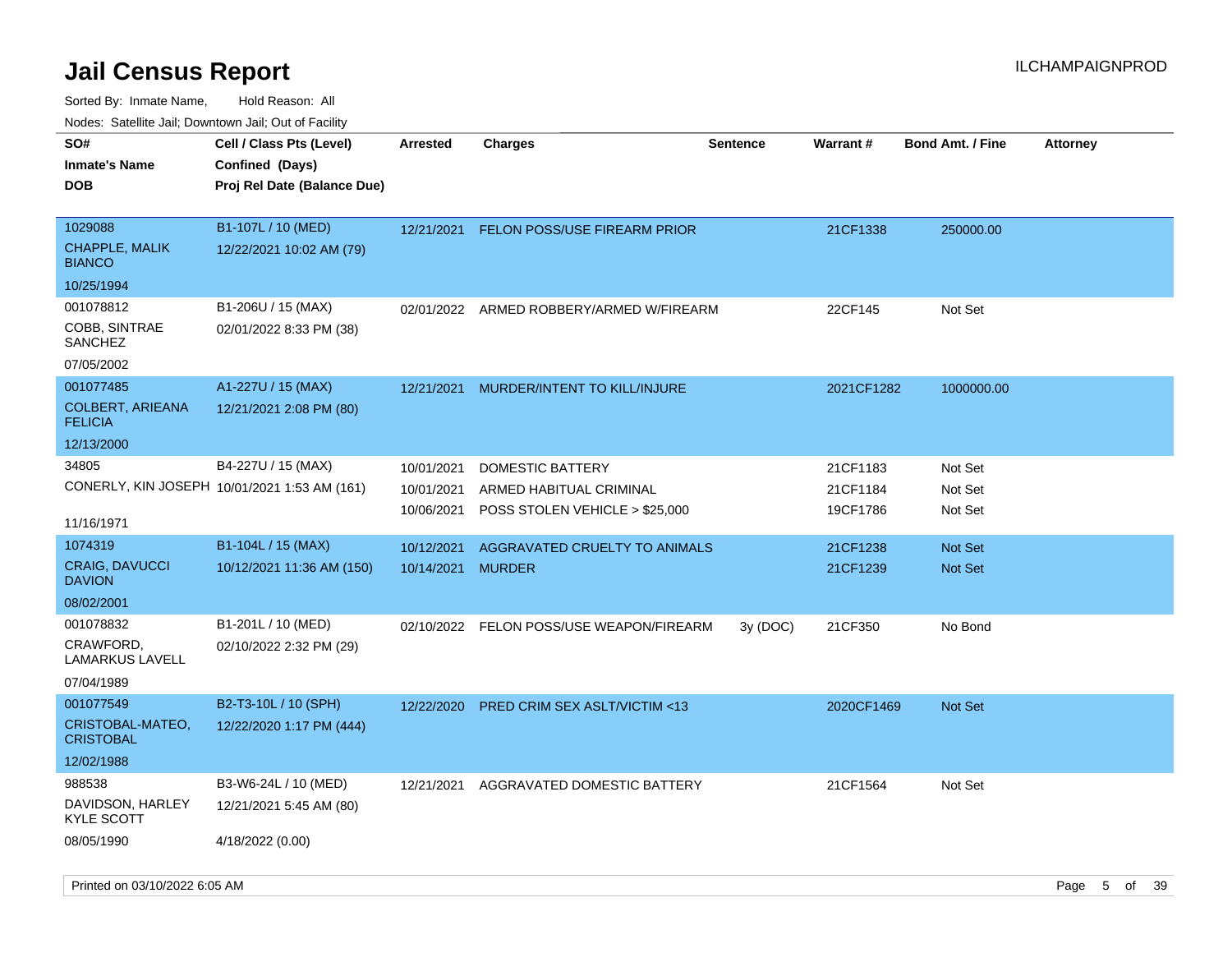# Jail Census Report

ILCHAMPAIGNPROD

Sorted By: Inmate Name, Hold Reason: All

Nodes: Satellite Jail; Downtown Jail; Out of Facility

| SO# / Inmate's Name / DOB | Cell / Class Pts (Level) / Confined (Days) / Proj Rel Date (Balance Due) | Arrested | Charges | Sentence | Warrant # | Bond Amt. / Fine | Attorney |
|---|---|---|---|---|---|---|---|
| 1029088<br>CHAPPLE, MALIK BIANCO<br>10/25/1994 | B1-107L / 10 (MED)<br>12/22/2021 10:02 AM (79) | 12/21/2021 | FELON POSS/USE FIREARM PRIOR | | 21CF1338 | 250000.00 | |
| 001078812<br>COBB, SINTRAE SANCHEZ<br>07/05/2002 | B1-206U / 15 (MAX)<br>02/01/2022 8:33 PM (38) | 02/01/2022 | ARMED ROBBERY/ARMED W/FIREARM | | 22CF145 | Not Set | |
| 001077485<br>COLBERT, ARIEANA FELICIA<br>12/13/2000 | A1-227U / 15 (MAX)<br>12/21/2021 2:08 PM (80) | 12/21/2021 | MURDER/INTENT TO KILL/INJURE | | 2021CF1282 | 1000000.00 | |
| 34805<br>CONERLY, KIN JOSEPH<br>11/16/1971 | B4-227U / 15 (MAX)<br>10/01/2021 1:53 AM (161) | 10/01/2021 | DOMESTIC BATTERY | | 21CF1183 | Not Set | |
| | | 10/01/2021 | ARMED HABITUAL CRIMINAL | | 21CF1184 | Not Set | |
| | | 10/06/2021 | POSS STOLEN VEHICLE > $25,000 | | 19CF1786 | Not Set | |
| 1074319<br>CRAIG, DAVUCCI DAVION<br>08/02/2001 | B1-104L / 15 (MAX)<br>10/12/2021 11:36 AM (150) | 10/12/2021 | AGGRAVATED CRUELTY TO ANIMALS | | 21CF1238 | Not Set | |
| | | 10/14/2021 | MURDER | | 21CF1239 | Not Set | |
| 001078832<br>CRAWFORD, LAMARKUS LAVELL<br>07/04/1989 | B1-201L / 10 (MED)<br>02/10/2022 2:32 PM (29) | 02/10/2022 | FELON POSS/USE WEAPON/FIREARM | 3y (DOC) | 21CF350 | No Bond | |
| 001077549<br>CRISTOBAL-MATEO, CRISTOBAL<br>12/02/1988 | B2-T3-10L / 10 (SPH)<br>12/22/2020 1:17 PM (444) | 12/22/2020 | PRED CRIM SEX ASLT/VICTIM <13 | | 2020CF1469 | Not Set | |
| 988538<br>DAVIDSON, HARLEY KYLE SCOTT<br>08/05/1990 | B3-W6-24L / 10 (MED)<br>12/21/2021 5:45 AM (80)<br>4/18/2022 (0.00) | 12/21/2021 | AGGRAVATED DOMESTIC BATTERY | | 21CF1564 | Not Set | |

Printed on 03/10/2022 6:05 AM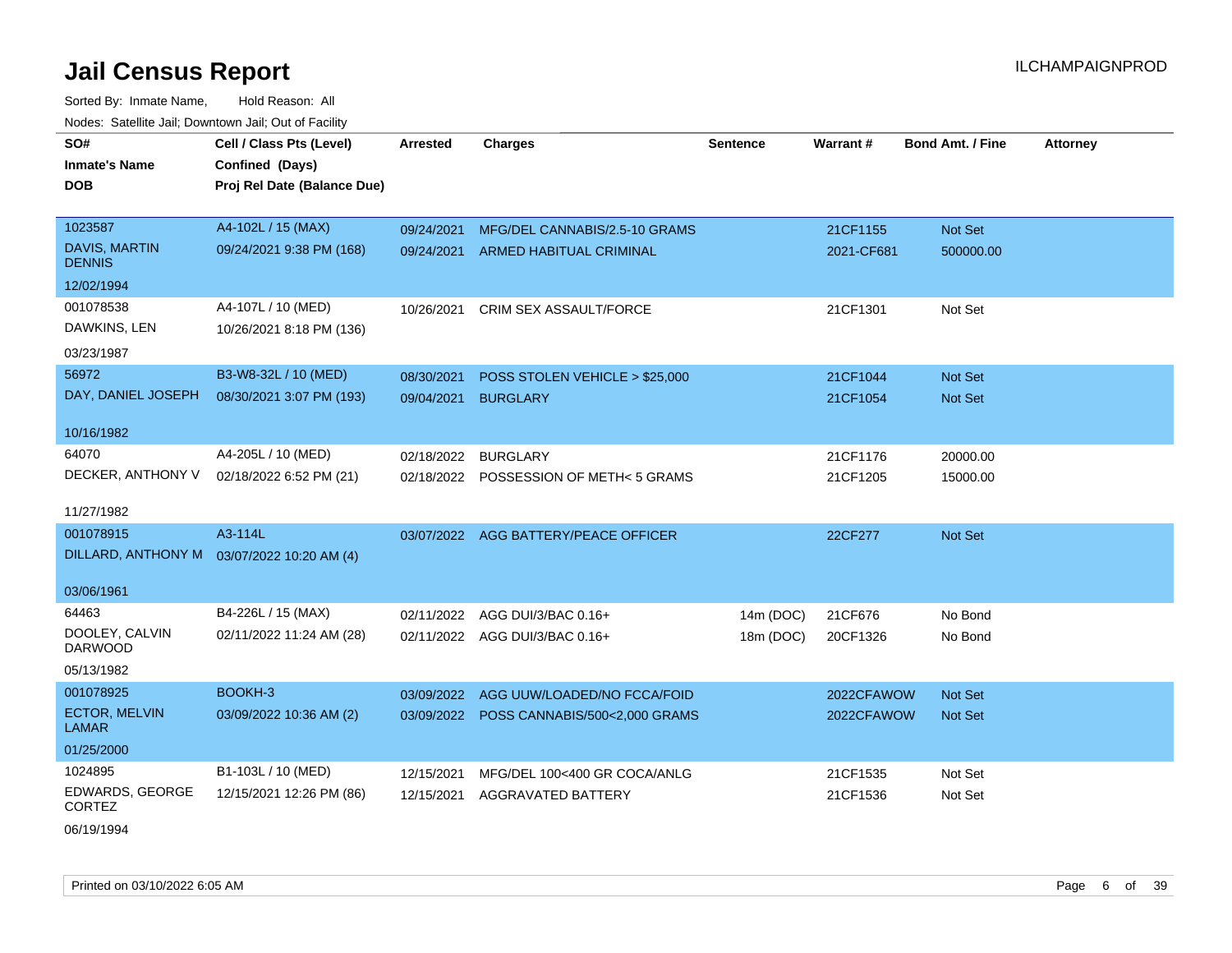# Jail Census Report

ILCHAMPAIGNPROD

Sorted By: Inmate Name, Hold Reason: All

Nodes: Satellite Jail; Downtown Jail; Out of Facility

| SO# / Inmate's Name / DOB | Cell / Class Pts (Level) / Confined (Days) / Proj Rel Date (Balance Due) | Arrested | Charges | Sentence | Warrant # | Bond Amt. / Fine | Attorney |
|---|---|---|---|---|---|---|---|
| 1023587<br>DAVIS, MARTIN DENNIS<br>12/02/1994 | A4-102L / 15 (MAX)<br>09/24/2021 9:38 PM (168) | 09/24/2021<br>09/24/2021 | MFG/DEL CANNABIS/2.5-10 GRAMS<br>ARMED HABITUAL CRIMINAL | | 21CF1155<br>2021-CF681 | Not Set<br>500000.00 | |
| 001078538<br>DAWKINS, LEN<br>03/23/1987 | A4-107L / 10 (MED)<br>10/26/2021 8:18 PM (136) | 10/26/2021 | CRIM SEX ASSAULT/FORCE | | 21CF1301 | Not Set | |
| 56972<br>DAY, DANIEL JOSEPH<br>10/16/1982 | B3-W8-32L / 10 (MED)<br>08/30/2021 3:07 PM (193) | 08/30/2021<br>09/04/2021 | POSS STOLEN VEHICLE > $25,000<br>BURGLARY | | 21CF1044<br>21CF1054 | Not Set<br>Not Set | |
| 64070<br>DECKER, ANTHONY V<br>11/27/1982 | A4-205L / 10 (MED)<br>02/18/2022 6:52 PM (21) | 02/18/2022<br>02/18/2022 | BURGLARY<br>POSSESSION OF METH< 5 GRAMS | | 21CF1176<br>21CF1205 | 20000.00<br>15000.00 | |
| 001078915<br>DILLARD, ANTHONY M<br>03/06/1961 | A3-114L<br>03/07/2022 10:20 AM (4) | 03/07/2022 | AGG BATTERY/PEACE OFFICER | | 22CF277 | Not Set | |
| 64463<br>DOOLEY, CALVIN DARWOOD<br>05/13/1982 | B4-226L / 15 (MAX)<br>02/11/2022 11:24 AM (28) | 02/11/2022<br>02/11/2022 | AGG DUI/3/BAC 0.16+<br>AGG DUI/3/BAC 0.16+ | 14m (DOC)<br>18m (DOC) | 21CF676<br>20CF1326 | No Bond<br>No Bond | |
| 001078925<br>ECTOR, MELVIN LAMAR<br>01/25/2000 | BOOKH-3<br>03/09/2022 10:36 AM (2) | 03/09/2022<br>03/09/2022 | AGG UUW/LOADED/NO FCCA/FOID<br>POSS CANNABIS/500<2,000 GRAMS | | 2022CFAWOW<br>2022CFAWOW | Not Set<br>Not Set | |
| 1024895<br>EDWARDS, GEORGE CORTEZ<br>06/19/1994 | B1-103L / 10 (MED)<br>12/15/2021 12:26 PM (86) | 12/15/2021<br>12/15/2021 | MFG/DEL 100<400 GR COCA/ANLG<br>AGGRAVATED BATTERY | | 21CF1535<br>21CF1536 | Not Set<br>Not Set | |

Printed on 03/10/2022 6:05 AM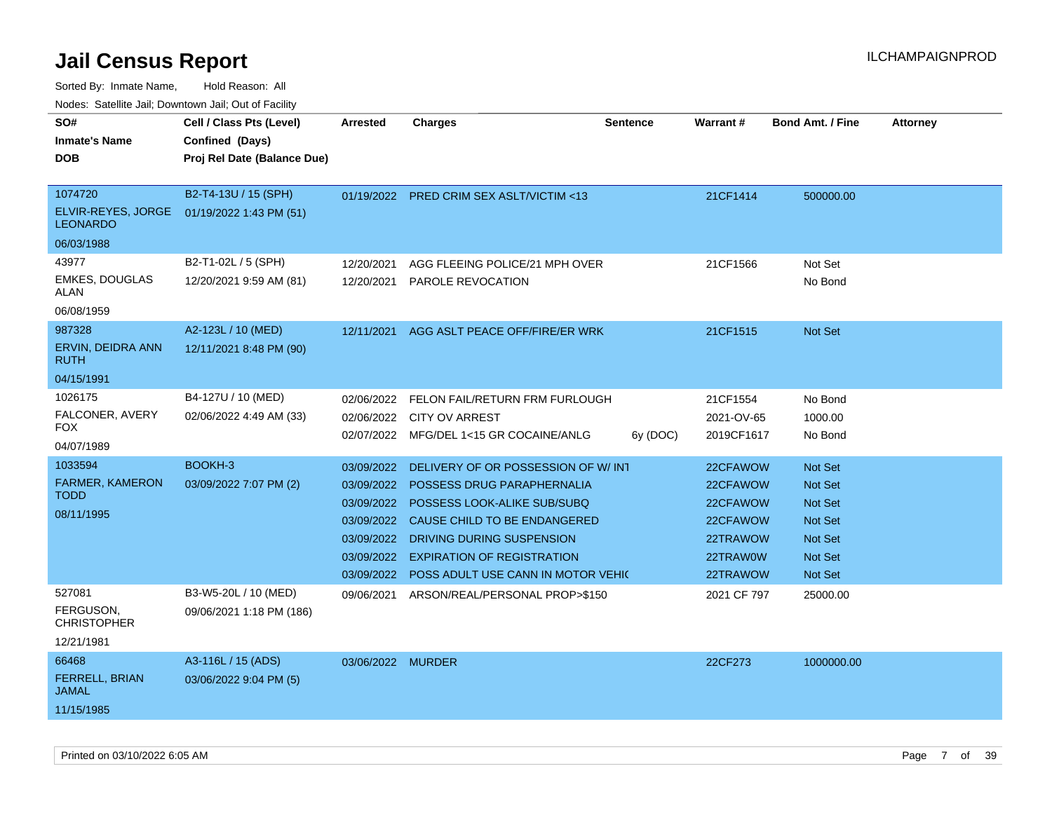# Jail Census Report

ILCHAMPAIGNPROD

Sorted By: Inmate Name, Hold Reason: All

Nodes: Satellite Jail; Downtown Jail; Out of Facility

| SO# / Inmate's Name / DOB | Cell / Class Pts (Level) / Confined (Days) / Proj Rel Date (Balance Due) | Arrested | Charges | Sentence | Warrant # | Bond Amt. / Fine | Attorney |
|---|---|---|---|---|---|---|---|
| 1074720<br>ELVIR-REYES, JORGE LEONARDO<br>06/03/1988 | B2-T4-13U / 15 (SPH)<br>01/19/2022 1:43 PM (51) | 01/19/2022 | PRED CRIM SEX ASLT/VICTIM <13 | | 21CF1414 | 500000.00 | |
| 43977<br>EMKES, DOUGLAS ALAN<br>06/08/1959 | B2-T1-02L / 5 (SPH)<br>12/20/2021 9:59 AM (81) | 12/20/2021 | AGG FLEEING POLICE/21 MPH OVER | | 21CF1566 | Not Set | |
| | | 12/20/2021 | PAROLE REVOCATION | | | No Bond | |
| 987328<br>ERVIN, DEIDRA ANN RUTH<br>04/15/1991 | A2-123L / 10 (MED)<br>12/11/2021 8:48 PM (90) | 12/11/2021 | AGG ASLT PEACE OFF/FIRE/ER WRK | | 21CF1515 | Not Set | |
| 1026175<br>FALCONER, AVERY FOX<br>04/07/1989 | B4-127U / 10 (MED)<br>02/06/2022 4:49 AM (33) | 02/06/2022 | FELON FAIL/RETURN FRM FURLOUGH | | 21CF1554 | No Bond | |
| | | 02/06/2022 | CITY OV ARREST | | 2021-OV-65 | 1000.00 | |
| | | 02/07/2022 | MFG/DEL 1<15 GR COCAINE/ANLG | 6y (DOC) | 2019CF1617 | No Bond | |
| 1033594<br>FARMER, KAMERON TODD<br>08/11/1995 | BOOKH-3<br>03/09/2022 7:07 PM (2) | 03/09/2022 | DELIVERY OF OR POSSESSION OF W/ INT | | 22CFAWOW | Not Set | |
| | | 03/09/2022 | POSSESS DRUG PARAPHERNALIA | | 22CFAWOW | Not Set | |
| | | 03/09/2022 | POSSESS LOOK-ALIKE SUB/SUBQ | | 22CFAWOW | Not Set | |
| | | 03/09/2022 | CAUSE CHILD TO BE ENDANGERED | | 22CFAWOW | Not Set | |
| | | 03/09/2022 | DRIVING DURING SUSPENSION | | 22TRAWOW | Not Set | |
| | | 03/09/2022 | EXPIRATION OF REGISTRATION | | 22TRAW0W | Not Set | |
| | | 03/09/2022 | POSS ADULT USE CANN IN MOTOR VEHIC | | 22TRAWOW | Not Set | |
| 527081<br>FERGUSON, CHRISTOPHER<br>12/21/1981 | B3-W5-20L / 10 (MED)<br>09/06/2021 1:18 PM (186) | 09/06/2021 | ARSON/REAL/PERSONAL PROP>$150 | | 2021 CF 797 | 25000.00 | |
| 66468<br>FERRELL, BRIAN JAMAL<br>11/15/1985 | A3-116L / 15 (ADS)<br>03/06/2022 9:04 PM (5) | 03/06/2022 | MURDER | | 22CF273 | 1000000.00 | |

Printed on 03/10/2022 6:05 AM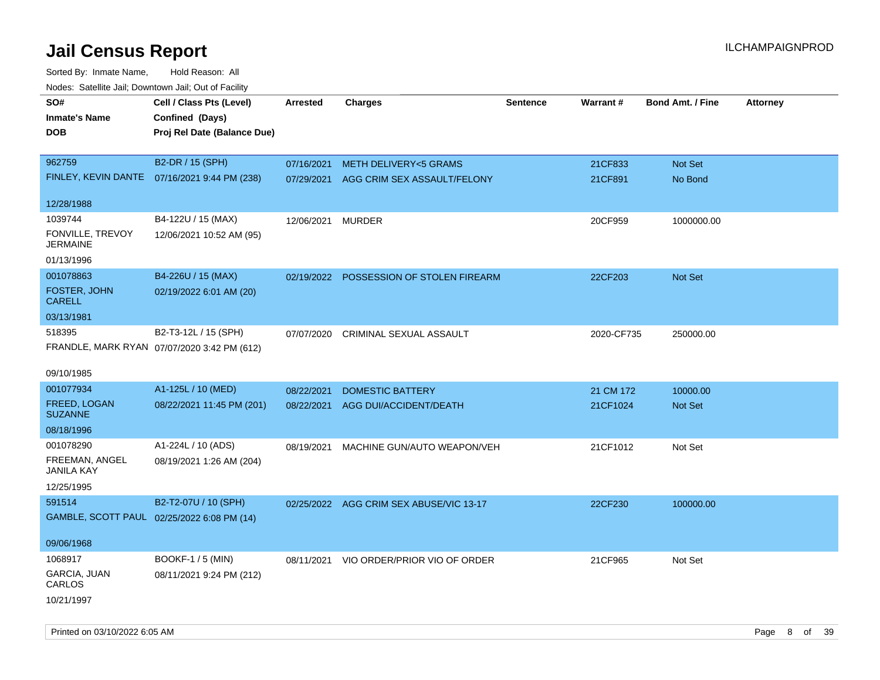# Jail Census Report

ILCHAMPAIGNPROD

Sorted By: Inmate Name, Hold Reason: All

Nodes: Satellite Jail; Downtown Jail; Out of Facility

| SO# / Inmate's Name / DOB | Cell / Class Pts (Level) / Confined (Days) / Proj Rel Date (Balance Due) | Arrested | Charges | Sentence | Warrant # | Bond Amt. / Fine | Attorney |
|---|---|---|---|---|---|---|---|
| 962759<br>FINLEY, KEVIN DANTE<br>12/28/1988 | B2-DR / 15 (SPH)<br>07/16/2021 9:44 PM (238) | 07/16/2021<br>07/29/2021 | METH DELIVERY<5 GRAMS<br>AGG CRIM SEX ASSAULT/FELONY | | 21CF833<br>21CF891 | Not Set<br>No Bond | |
| 1039744<br>FONVILLE, TREVOY JERMAINE<br>01/13/1996 | B4-122U / 15 (MAX)<br>12/06/2021 10:52 AM (95) | 12/06/2021 | MURDER | | 20CF959 | 1000000.00 | |
| 001078863<br>FOSTER, JOHN CARELL<br>03/13/1981 | B4-226U / 15 (MAX)<br>02/19/2022 6:01 AM (20) | 02/19/2022 | POSSESSION OF STOLEN FIREARM | | 22CF203 | Not Set | |
| 518395<br>FRANDLE, MARK RYAN<br>09/10/1985 | B2-T3-12L / 15 (SPH)<br>07/07/2020 3:42 PM (612) | 07/07/2020 | CRIMINAL SEXUAL ASSAULT | | 2020-CF735 | 250000.00 | |
| 001077934<br>FREED, LOGAN SUZANNE<br>08/18/1996 | A1-125L / 10 (MED)<br>08/22/2021 11:45 PM (201) | 08/22/2021<br>08/22/2021 | DOMESTIC BATTERY<br>AGG DUI/ACCIDENT/DEATH | | 21 CM 172<br>21CF1024 | 10000.00<br>Not Set | |
| 001078290<br>FREEMAN, ANGEL JANILA KAY<br>12/25/1995 | A1-224L / 10 (ADS)<br>08/19/2021 1:26 AM (204) | 08/19/2021 | MACHINE GUN/AUTO WEAPON/VEH | | 21CF1012 | Not Set | |
| 591514<br>GAMBLE, SCOTT PAUL<br>09/06/1968 | B2-T2-07U / 10 (SPH)<br>02/25/2022 6:08 PM (14) | 02/25/2022 | AGG CRIM SEX ABUSE/VIC 13-17 | | 22CF230 | 100000.00 | |
| 1068917<br>GARCIA, JUAN CARLOS<br>10/21/1997 | BOOKF-1 / 5 (MIN)<br>08/11/2021 9:24 PM (212) | 08/11/2021 | VIO ORDER/PRIOR VIO OF ORDER | | 21CF965 | Not Set | |

Printed on 03/10/2022 6:05 AM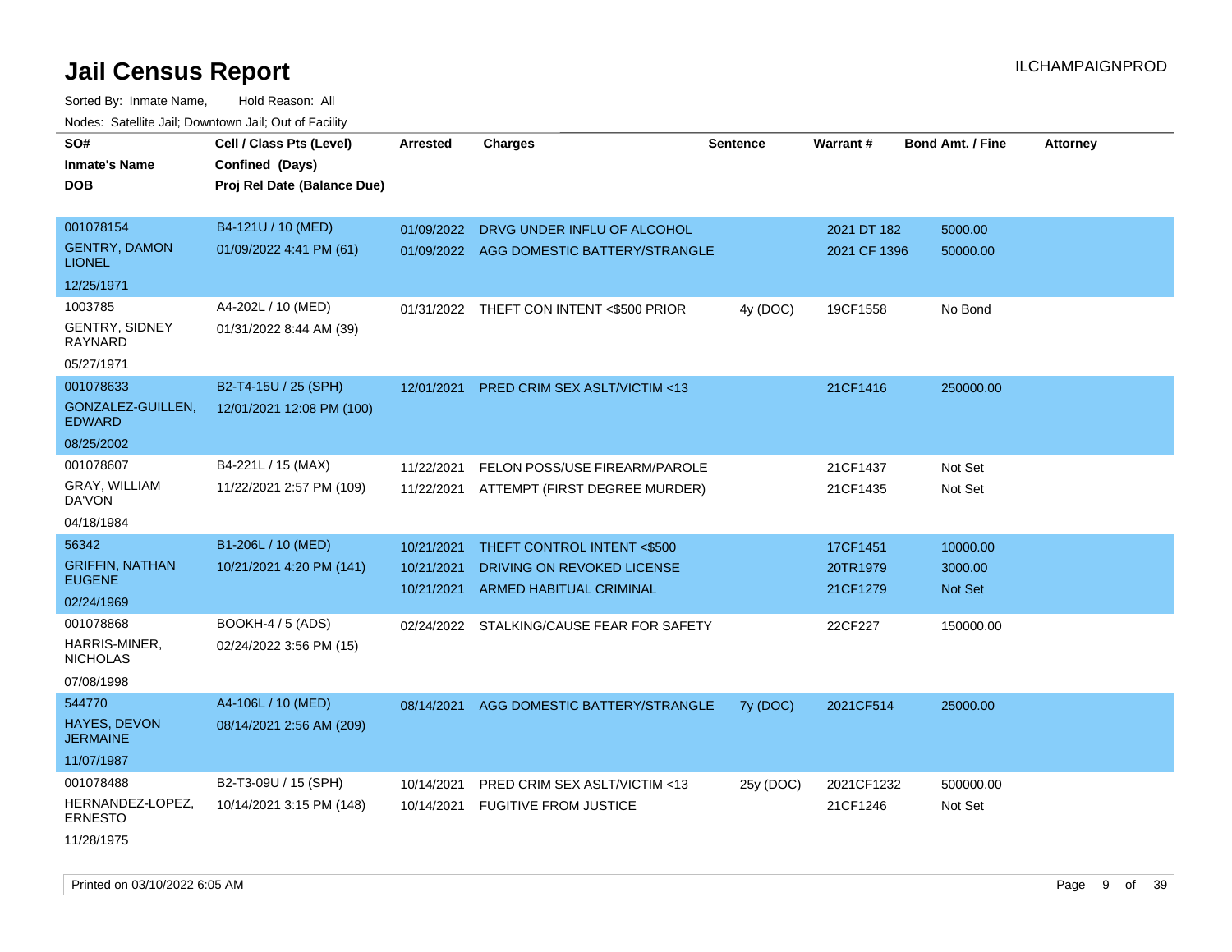# Jail Census Report

ILCHAMPAIGNPROD

Sorted By: Inmate Name, Hold Reason: All

Nodes: Satellite Jail; Downtown Jail; Out of Facility

| SO# / Inmate's Name / DOB | Cell / Class Pts (Level) / Confined (Days) / Proj Rel Date (Balance Due) | Arrested | Charges | Sentence | Warrant # | Bond Amt. / Fine | Attorney |
|---|---|---|---|---|---|---|---|
| 001078154 GENTRY, DAMON LIONEL 12/25/1971 | B4-121U / 10 (MED) 01/09/2022 4:41 PM (61) | 01/09/2022 | DRVG UNDER INFLU OF ALCOHOL | | 2021 DT 182 | 5000.00 | |
| | | 01/09/2022 | AGG DOMESTIC BATTERY/STRANGLE | | 2021 CF 1396 | 50000.00 | |
| 1003785 GENTRY, SIDNEY RAYNARD 05/27/1971 | A4-202L / 10 (MED) 01/31/2022 8:44 AM (39) | 01/31/2022 | THEFT CON INTENT <$500 PRIOR | 4y (DOC) | 19CF1558 | No Bond | |
| 001078633 GONZALEZ-GUILLEN, EDWARD 08/25/2002 | B2-T4-15U / 25 (SPH) 12/01/2021 12:08 PM (100) | 12/01/2021 | PRED CRIM SEX ASLT/VICTIM <13 | | 21CF1416 | 250000.00 | |
| 001078607 GRAY, WILLIAM DA'VON 04/18/1984 | B4-221L / 15 (MAX) 11/22/2021 2:57 PM (109) | 11/22/2021 | FELON POSS/USE FIREARM/PAROLE | | 21CF1437 | Not Set | |
| | | 11/22/2021 | ATTEMPT (FIRST DEGREE MURDER) | | 21CF1435 | Not Set | |
| 56342 GRIFFIN, NATHAN EUGENE 02/24/1969 | B1-206L / 10 (MED) 10/21/2021 4:20 PM (141) | 10/21/2021 | THEFT CONTROL INTENT <$500 | | 17CF1451 | 10000.00 | |
| | | 10/21/2021 | DRIVING ON REVOKED LICENSE | | 20TR1979 | 3000.00 | |
| | | 10/21/2021 | ARMED HABITUAL CRIMINAL | | 21CF1279 | Not Set | |
| 001078868 HARRIS-MINER, NICHOLAS 07/08/1998 | BOOKH-4 / 5 (ADS) 02/24/2022 3:56 PM (15) | 02/24/2022 | STALKING/CAUSE FEAR FOR SAFETY | | 22CF227 | 150000.00 | |
| 544770 HAYES, DEVON JERMAINE 11/07/1987 | A4-106L / 10 (MED) 08/14/2021 2:56 AM (209) | 08/14/2021 | AGG DOMESTIC BATTERY/STRANGLE | 7y (DOC) | 2021CF514 | 25000.00 | |
| 001078488 HERNANDEZ-LOPEZ, ERNESTO 11/28/1975 | B2-T3-09U / 15 (SPH) 10/14/2021 3:15 PM (148) | 10/14/2021 | PRED CRIM SEX ASLT/VICTIM <13 | 25y (DOC) | 2021CF1232 | 500000.00 | |
| | | 10/14/2021 | FUGITIVE FROM JUSTICE | | 21CF1246 | Not Set | |

Printed on 03/10/2022 6:05 AM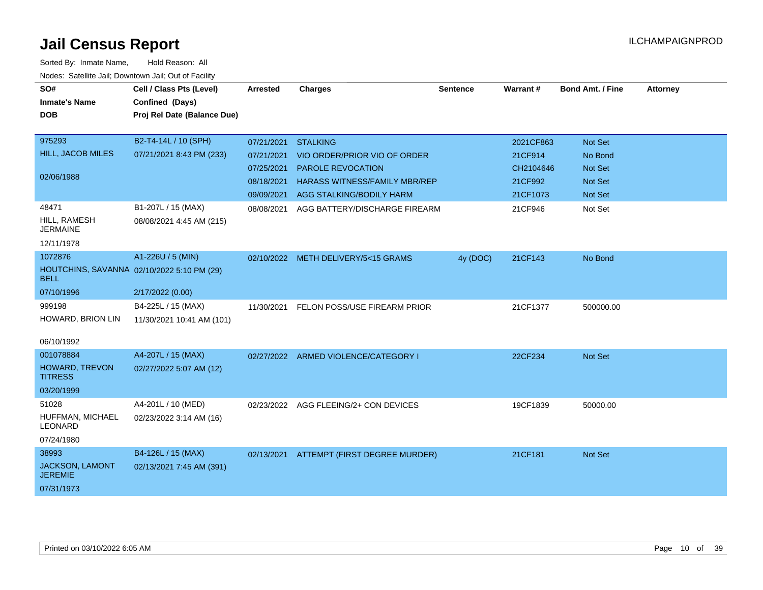# Jail Census Report

ILCHAMPAIGNPROD

Sorted By: Inmate Name, Hold Reason: All

Nodes: Satellite Jail; Downtown Jail; Out of Facility

| SO# / Inmate's Name / DOB | Cell / Class Pts (Level) / Confined (Days) / Proj Rel Date (Balance Due) | Arrested | Charges | Sentence | Warrant # | Bond Amt. / Fine | Attorney |
|---|---|---|---|---|---|---|---|
| 975293<br>HILL, JACOB MILES<br>02/06/1988 | B2-T4-14L / 10 (SPH)<br>07/21/2021 8:43 PM (233) | 07/21/2021 | STALKING | | 2021CF863 | Not Set | |
| | | 07/21/2021 | VIO ORDER/PRIOR VIO OF ORDER | | 21CF914 | No Bond | |
| | | 07/25/2021 | PAROLE REVOCATION | | CH2104646 | Not Set | |
| | | 08/18/2021 | HARASS WITNESS/FAMILY MBR/REP | | 21CF992 | Not Set | |
| | | 09/09/2021 | AGG STALKING/BODILY HARM | | 21CF1073 | Not Set | |
| 48471<br>HILL, RAMESH JERMAINE<br>12/11/1978 | B1-207L / 15 (MAX)<br>08/08/2021 4:45 AM (215) | 08/08/2021 | AGG BATTERY/DISCHARGE FIREARM | | 21CF946 | Not Set | |
| 1072876<br>HOUTCHINS, SAVANNA BELL<br>07/10/1996 | A1-226U / 5 (MIN)<br>02/10/2022 5:10 PM (29)<br>2/17/2022 (0.00) | 02/10/2022 | METH DELIVERY/5<15 GRAMS | 4y (DOC) | 21CF143 | No Bond | |
| 999198<br>HOWARD, BRION LIN<br>06/10/1992 | B4-225L / 15 (MAX)<br>11/30/2021 10:41 AM (101) | 11/30/2021 | FELON POSS/USE FIREARM PRIOR | | 21CF1377 | 500000.00 | |
| 001078884<br>HOWARD, TREVON TITRESS<br>03/20/1999 | A4-207L / 15 (MAX)<br>02/27/2022 5:07 AM (12) | 02/27/2022 | ARMED VIOLENCE/CATEGORY I | | 22CF234 | Not Set | |
| 51028<br>HUFFMAN, MICHAEL LEONARD<br>07/24/1980 | A4-201L / 10 (MED)<br>02/23/2022 3:14 AM (16) | 02/23/2022 | AGG FLEEING/2+ CON DEVICES | | 19CF1839 | 50000.00 | |
| 38993<br>JACKSON, LAMONT JEREMIE<br>07/31/1973 | B4-126L / 15 (MAX)<br>02/13/2021 7:45 AM (391) | 02/13/2021 | ATTEMPT (FIRST DEGREE MURDER) | | 21CF181 | Not Set | |

Printed on 03/10/2022 6:05 AM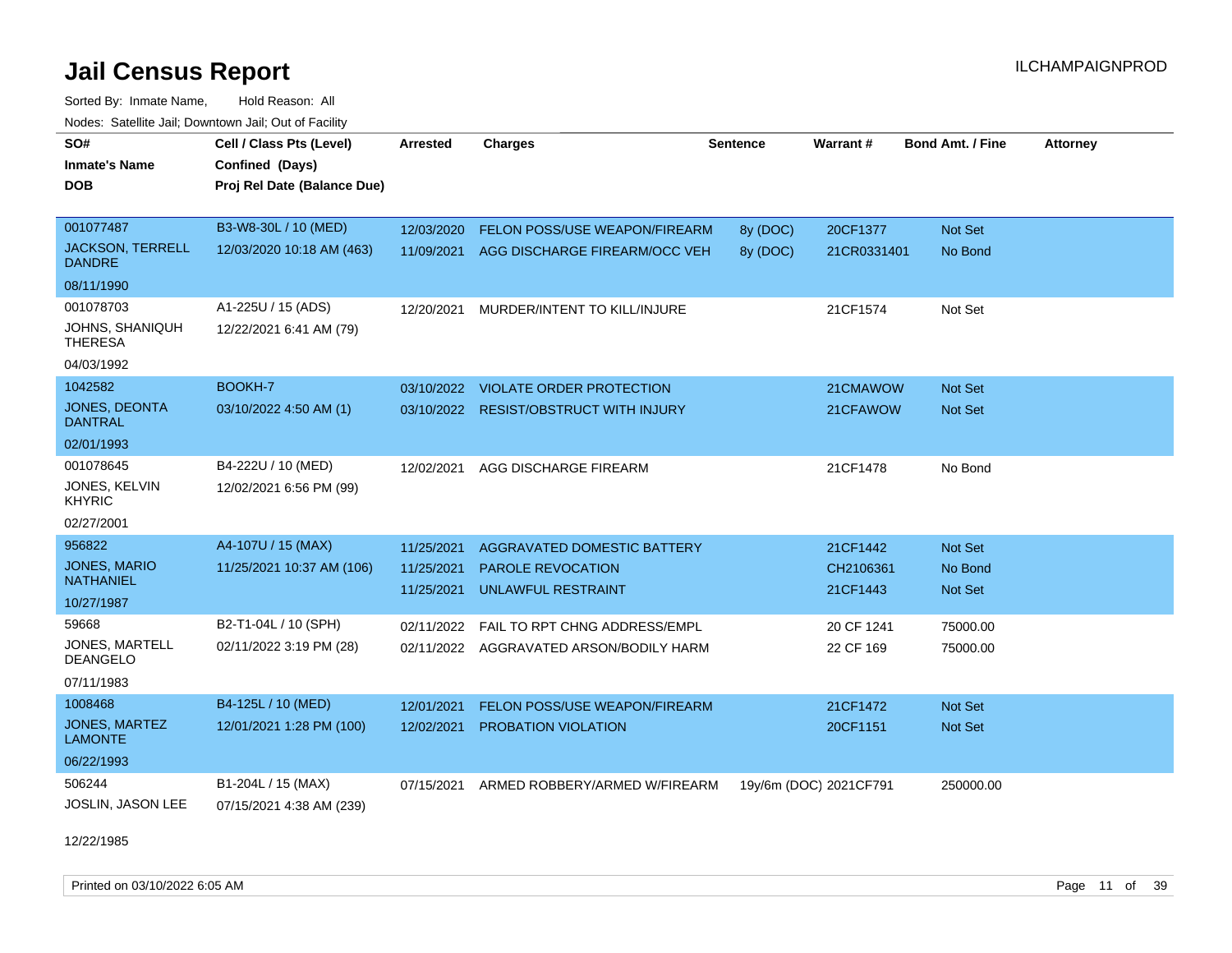# Jail Census Report

Sorted By: Inmate Name, Hold Reason: All

Nodes: Satellite Jail; Downtown Jail; Out of Facility

| SO# / Inmate's Name / DOB | Cell / Class Pts (Level) / Confined (Days) / Proj Rel Date (Balance Due) | Arrested | Charges | Sentence | Warrant # | Bond Amt. / Fine | Attorney |
|---|---|---|---|---|---|---|---|
| 001077487<br>JACKSON, TERRELL DANDRE<br>08/11/1990 | B3-W8-30L / 10 (MED)<br>12/03/2020 10:18 AM (463) | 12/03/2020<br>11/09/2021 | FELON POSS/USE WEAPON/FIREARM<br>AGG DISCHARGE FIREARM/OCC VEH | 8y (DOC)<br>8y (DOC) | 20CF1377<br>21CR0331401 | Not Set<br>No Bond | |
| 001078703<br>JOHNS, SHANIQUH THERESA<br>04/03/1992 | A1-225U / 15 (ADS)<br>12/22/2021 6:41 AM (79) | 12/20/2021 | MURDER/INTENT TO KILL/INJURE | | 21CF1574 | Not Set | |
| 1042582<br>JONES, DEONTA DANTRAL<br>02/01/1993 | BOOKH-7<br>03/10/2022 4:50 AM (1) | 03/10/2022<br>03/10/2022 | VIOLATE ORDER PROTECTION<br>RESIST/OBSTRUCT WITH INJURY | | 21CMAWOW<br>21CFAWOW | Not Set<br>Not Set | |
| 001078645<br>JONES, KELVIN KHYRIC<br>02/27/2001 | B4-222U / 10 (MED)<br>12/02/2021 6:56 PM (99) | 12/02/2021 | AGG DISCHARGE FIREARM | | 21CF1478 | No Bond | |
| 956822<br>JONES, MARIO NATHANIEL<br>10/27/1987 | A4-107U / 15 (MAX)<br>11/25/2021 10:37 AM (106) | 11/25/2021<br>11/25/2021<br>11/25/2021 | AGGRAVATED DOMESTIC BATTERY<br>PAROLE REVOCATION<br>UNLAWFUL RESTRAINT | | 21CF1442<br>CH2106361<br>21CF1443 | Not Set<br>No Bond<br>Not Set | |
| 59668<br>JONES, MARTELL DEANGELO<br>07/11/1983 | B2-T1-04L / 10 (SPH)<br>02/11/2022 3:19 PM (28) | 02/11/2022<br>02/11/2022 | FAIL TO RPT CHNG ADDRESS/EMPL<br>AGGRAVATED ARSON/BODILY HARM | | 20 CF 1241<br>22 CF 169 | 75000.00<br>75000.00 | |
| 1008468<br>JONES, MARTEZ LAMONTE<br>06/22/1993 | B4-125L / 10 (MED)<br>12/01/2021 1:28 PM (100) | 12/01/2021<br>12/02/2021 | FELON POSS/USE WEAPON/FIREARM<br>PROBATION VIOLATION | | 21CF1472<br>20CF1151 | Not Set<br>Not Set | |
| 506244<br>JOSLIN, JASON LEE<br>12/22/1985 | B1-204L / 15 (MAX)<br>07/15/2021 4:38 AM (239) | 07/15/2021 | ARMED ROBBERY/ARMED W/FIREARM | 19y/6m (DOC) | 2021CF791 | 250000.00 | |

Printed on 03/10/2022 6:05 AM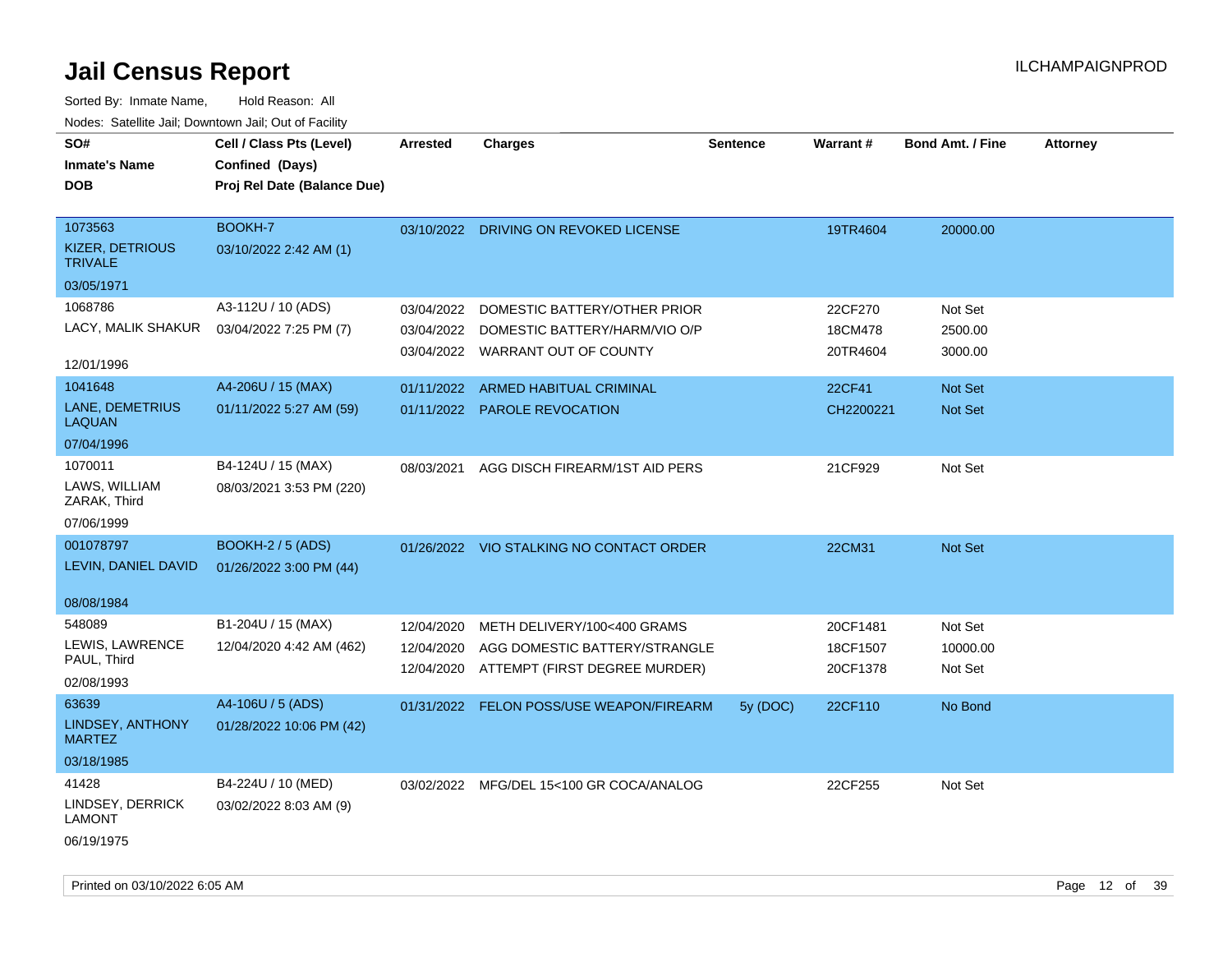# Jail Census Report

ILCHAMPAIGNPROD

Sorted By: Inmate Name, Hold Reason: All

Nodes: Satellite Jail; Downtown Jail; Out of Facility

| SO#<br>Inmate's Name<br>DOB | Cell / Class Pts (Level)<br>Confined (Days)<br>Proj Rel Date (Balance Due) | Arrested | Charges | Sentence | Warrant # | Bond Amt. / Fine | Attorney |
|---|---|---|---|---|---|---|---|
| 1073563<br>KIZER, DETRIOUS TRIVALE<br>03/05/1971 | BOOKH-7<br>03/10/2022 2:42 AM (1) | 03/10/2022 | DRIVING ON REVOKED LICENSE | | 19TR4604 | 20000.00 | |
| 1068786<br>LACY, MALIK SHAKUR<br>12/01/1996 | A3-112U / 10 (ADS)<br>03/04/2022 7:25 PM (7) | 03/04/2022<br>03/04/2022<br>03/04/2022 | DOMESTIC BATTERY/OTHER PRIOR<br>DOMESTIC BATTERY/HARM/VIO O/P<br>WARRANT OUT OF COUNTY | | 22CF270<br>18CM478<br>20TR4604 | Not Set<br>2500.00<br>3000.00 | |
| 1041648<br>LANE, DEMETRIUS LAQUAN<br>07/04/1996 | A4-206U / 15 (MAX)<br>01/11/2022 5:27 AM (59) | 01/11/2022<br>01/11/2022 | ARMED HABITUAL CRIMINAL<br>PAROLE REVOCATION | | 22CF41<br>CH2200221 | Not Set<br>Not Set | |
| 1070011<br>LAWS, WILLIAM ZARAK, Third<br>07/06/1999 | B4-124U / 15 (MAX)<br>08/03/2021 3:53 PM (220) | 08/03/2021 | AGG DISCH FIREARM/1ST AID PERS | | 21CF929 | Not Set | |
| 001078797<br>LEVIN, DANIEL DAVID<br>08/08/1984 | BOOKH-2 / 5 (ADS)<br>01/26/2022 3:00 PM (44) | 01/26/2022 | VIO STALKING NO CONTACT ORDER | | 22CM31 | Not Set | |
| 548089<br>LEWIS, LAWRENCE PAUL, Third<br>02/08/1993 | B1-204U / 15 (MAX)<br>12/04/2020 4:42 AM (462) | 12/04/2020<br>12/04/2020<br>12/04/2020 | METH DELIVERY/100<400 GRAMS<br>AGG DOMESTIC BATTERY/STRANGLE<br>ATTEMPT (FIRST DEGREE MURDER) | | 20CF1481<br>18CF1507<br>20CF1378 | Not Set<br>10000.00<br>Not Set | |
| 63639<br>LINDSEY, ANTHONY MARTEZ<br>03/18/1985 | A4-106U / 5 (ADS)<br>01/28/2022 10:06 PM (42) | 01/31/2022 | FELON POSS/USE WEAPON/FIREARM | 5y (DOC) | 22CF110 | No Bond | |
| 41428<br>LINDSEY, DERRICK LAMONT<br>06/19/1975 | B4-224U / 10 (MED)<br>03/02/2022 8:03 AM (9) | 03/02/2022 | MFG/DEL 15<100 GR COCA/ANALOG | | 22CF255 | Not Set | |

Printed on 03/10/2022 6:05 AM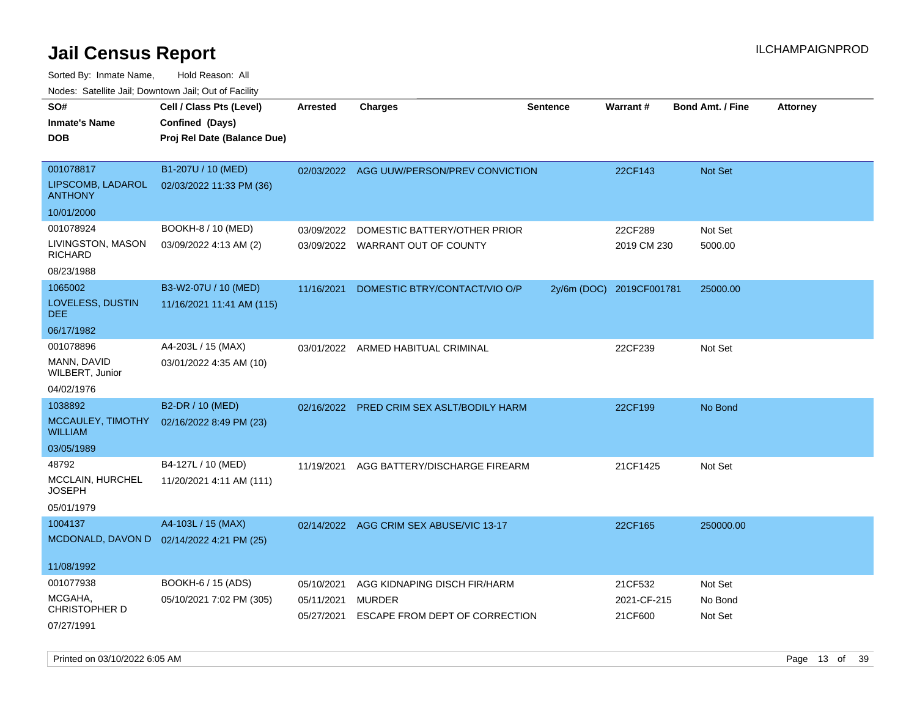# Jail Census Report

ILCHAMPAIGNPROD

Sorted By: Inmate Name, Hold Reason: All

Nodes: Satellite Jail; Downtown Jail; Out of Facility

| SO# / Inmate's Name / DOB | Cell / Class Pts (Level) / Confined (Days) / Proj Rel Date (Balance Due) | Arrested | Charges | Sentence | Warrant # | Bond Amt. / Fine | Attorney |
|---|---|---|---|---|---|---|---|
| 001078817<br>LIPSCOMB, LADAROL ANTHONY<br>10/01/2000 | B1-207U / 10 (MED)<br>02/03/2022 11:33 PM (36) | 02/03/2022 | AGG UUW/PERSON/PREV CONVICTION | | 22CF143 | Not Set | |
| 001078924<br>LIVINGSTON, MASON RICHARD<br>08/23/1988 | BOOKH-8 / 10 (MED)<br>03/09/2022 4:13 AM (2) | 03/09/2022 | DOMESTIC BATTERY/OTHER PRIOR | | 22CF289 | Not Set | |
| | | 03/09/2022 | WARRANT OUT OF COUNTY | | 2019 CM 230 | 5000.00 | |
| 1065002<br>LOVELESS, DUSTIN DEE<br>06/17/1982 | B3-W2-07U / 10 (MED)<br>11/16/2021 11:41 AM (115) | 11/16/2021 | DOMESTIC BTRY/CONTACT/VIO O/P | 2y/6m (DOC) | 2019CF001781 | 25000.00 | |
| 001078896<br>MANN, DAVID WILBERT, Junior<br>04/02/1976 | A4-203L / 15 (MAX)<br>03/01/2022 4:35 AM (10) | 03/01/2022 | ARMED HABITUAL CRIMINAL | | 22CF239 | Not Set | |
| 1038892<br>MCCAULEY, TIMOTHY WILLIAM<br>03/05/1989 | B2-DR / 10 (MED)<br>02/16/2022 8:49 PM (23) | 02/16/2022 | PRED CRIM SEX ASLT/BODILY HARM | | 22CF199 | No Bond | |
| 48792<br>MCCLAIN, HURCHEL JOSEPH<br>05/01/1979 | B4-127L / 10 (MED)<br>11/20/2021 4:11 AM (111) | 11/19/2021 | AGG BATTERY/DISCHARGE FIREARM | | 21CF1425 | Not Set | |
| 1004137<br>MCDONALD, DAVON D<br>11/08/1992 | A4-103L / 15 (MAX)<br>02/14/2022 4:21 PM (25) | 02/14/2022 | AGG CRIM SEX ABUSE/VIC 13-17 | | 22CF165 | 250000.00 | |
| 001077938<br>MCGAHA, CHRISTOPHER D<br>07/27/1991 | BOOKH-6 / 15 (ADS)<br>05/10/2021 7:02 PM (305) | 05/10/2021 | AGG KIDNAPING DISCH FIR/HARM | | 21CF532 | Not Set | |
| | | 05/11/2021 | MURDER | | 2021-CF-215 | No Bond | |
| | | 05/27/2021 | ESCAPE FROM DEPT OF CORRECTION | | 21CF600 | Not Set | |

Printed on 03/10/2022 6:05 AM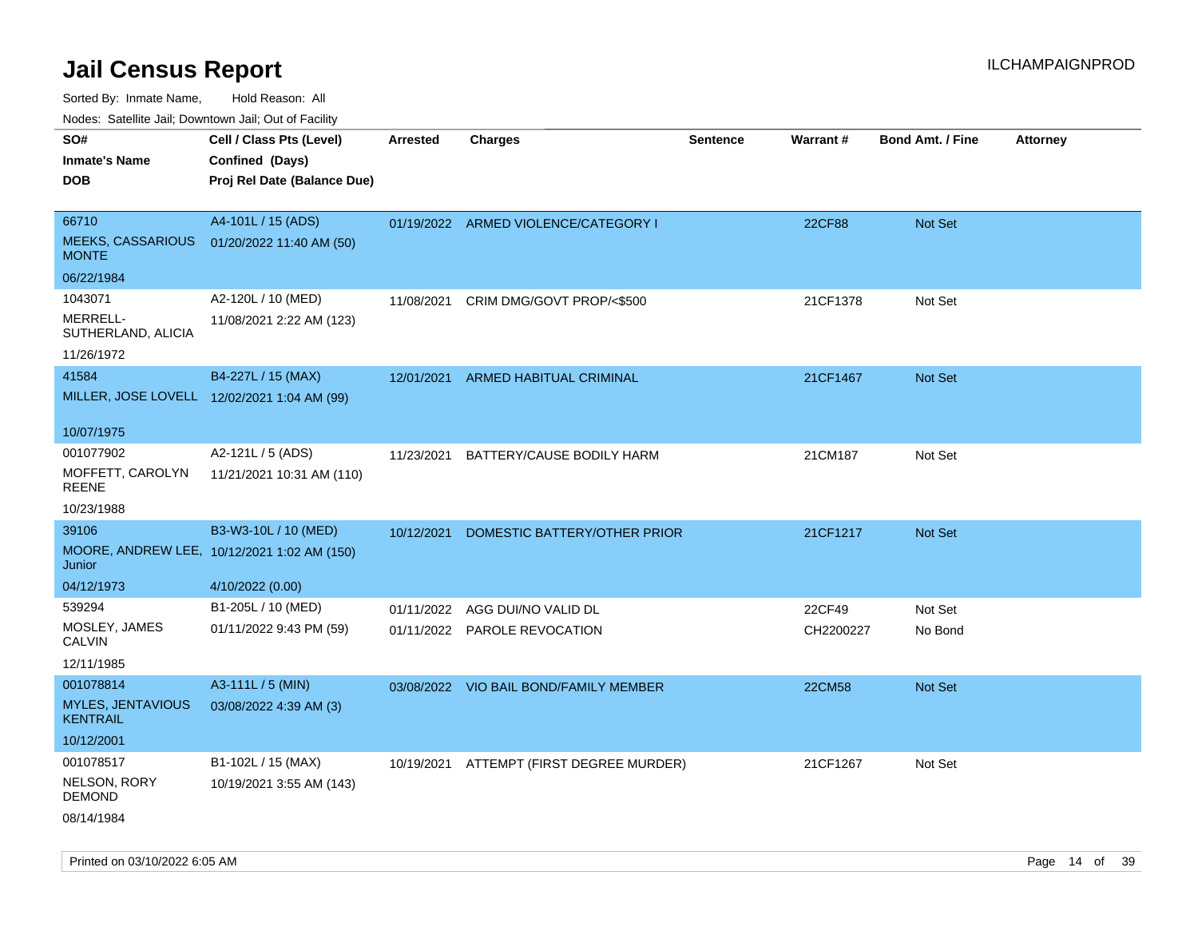# Jail Census Report

ILCHAMPAIGNPROD

Sorted By: Inmate Name, Hold Reason: All

Nodes: Satellite Jail; Downtown Jail; Out of Facility

| SO# / Inmate's Name / DOB | Cell / Class Pts (Level) / Confined (Days) / Proj Rel Date (Balance Due) | Arrested | Charges | Sentence | Warrant # | Bond Amt. / Fine | Attorney |
|---|---|---|---|---|---|---|---|
| 66710<br>MEEKS, CASSARIOUS MONTE<br>06/22/1984 | A4-101L / 15 (ADS)<br>01/20/2022 11:40 AM (50) | 01/19/2022 | ARMED VIOLENCE/CATEGORY I | | 22CF88 | Not Set | |
| 1043071<br>MERRELL-SUTHERLAND, ALICIA<br>11/26/1972 | A2-120L / 10 (MED)<br>11/08/2021 2:22 AM (123) | 11/08/2021 | CRIM DMG/GOVT PROP/<$500 | | 21CF1378 | Not Set | |
| 41584<br>MILLER, JOSE LOVELL<br>10/07/1975 | B4-227L / 15 (MAX)<br>12/02/2021 1:04 AM (99) | 12/01/2021 | ARMED HABITUAL CRIMINAL | | 21CF1467 | Not Set | |
| 001077902<br>MOFFETT, CAROLYN REENE<br>10/23/1988 | A2-121L / 5 (ADS)<br>11/21/2021 10:31 AM (110) | 11/23/2021 | BATTERY/CAUSE BODILY HARM | | 21CM187 | Not Set | |
| 39106<br>MOORE, ANDREW LEE, Junior<br>04/12/1973 | B3-W3-10L / 10 (MED)<br>10/12/2021 1:02 AM (150)<br>4/10/2022 (0.00) | 10/12/2021 | DOMESTIC BATTERY/OTHER PRIOR | | 21CF1217 | Not Set | |
| 539294<br>MOSLEY, JAMES CALVIN<br>12/11/1985 | B1-205L / 10 (MED)<br>01/11/2022 9:43 PM (59) | 01/11/2022<br>01/11/2022 | AGG DUI/NO VALID DL<br>PAROLE REVOCATION | | 22CF49<br>CH2200227 | Not Set<br>No Bond | |
| 001078814<br>MYLES, JENTAVIOUS KENTRAIL<br>10/12/2001 | A3-111L / 5 (MIN)<br>03/08/2022 4:39 AM (3) | 03/08/2022 | VIO BAIL BOND/FAMILY MEMBER | | 22CM58 | Not Set | |
| 001078517<br>NELSON, RORY DEMOND<br>08/14/1984 | B1-102L / 15 (MAX)<br>10/19/2021 3:55 AM (143) | 10/19/2021 | ATTEMPT (FIRST DEGREE MURDER) | | 21CF1267 | Not Set | |

Printed on 03/10/2022 6:05 AM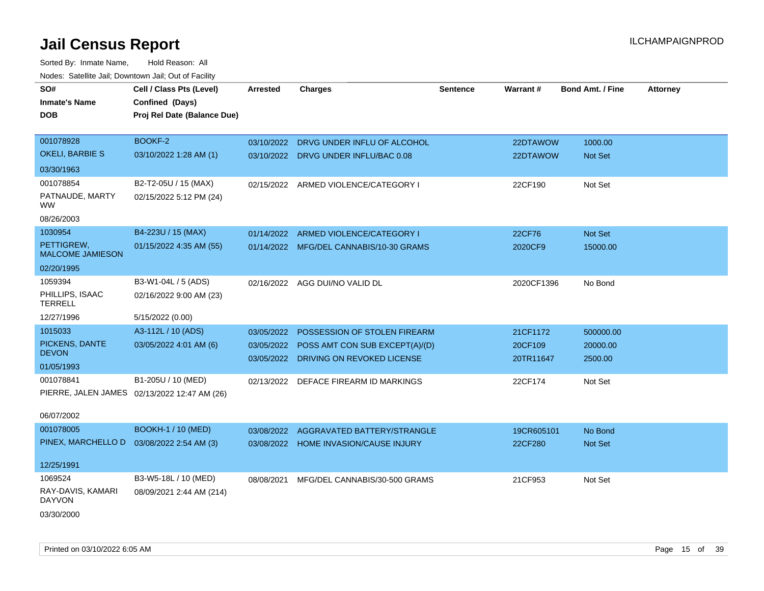# Jail Census Report

ILCHAMPAIGNPROD

Sorted By: Inmate Name, Hold Reason: All

Nodes: Satellite Jail; Downtown Jail; Out of Facility

| SO# / Inmate's Name / DOB | Cell / Class Pts (Level) / Confined (Days) / Proj Rel Date (Balance Due) | Arrested | Charges | Sentence | Warrant # | Bond Amt. / Fine | Attorney |
|---|---|---|---|---|---|---|---|
| 001078928<br>OKELI, BARBIE S<br>03/30/1963 | BOOKF-2<br>03/10/2022 1:28 AM (1) | 03/10/2022<br>03/10/2022 | DRVG UNDER INFLU OF ALCOHOL<br>DRVG UNDER INFLU/BAC 0.08 | | 22DTAWOW<br>22DTAWOW | 1000.00<br>Not Set | |
| 001078854<br>PATNAUDE, MARTY WW<br>08/26/2003 | B2-T2-05U / 15 (MAX)<br>02/15/2022 5:12 PM (24) | 02/15/2022 | ARMED VIOLENCE/CATEGORY I | | 22CF190 | Not Set | |
| 1030954<br>PETTIGREW, MALCOME JAMIESON<br>02/20/1995 | B4-223U / 15 (MAX)<br>01/15/2022 4:35 AM (55) | 01/14/2022<br>01/14/2022 | ARMED VIOLENCE/CATEGORY I<br>MFG/DEL CANNABIS/10-30 GRAMS | | 22CF76<br>2020CF9 | Not Set<br>15000.00 | |
| 1059394<br>PHILLIPS, ISAAC TERRELL<br>12/27/1996 | B3-W1-04L / 5 (ADS)<br>02/16/2022 9:00 AM (23)<br>5/15/2022 (0.00) | 02/16/2022 | AGG DUI/NO VALID DL | | 2020CF1396 | No Bond | |
| 1015033<br>PICKENS, DANTE DEVON<br>01/05/1993 | A3-112L / 10 (ADS)<br>03/05/2022 4:01 AM (6) | 03/05/2022<br>03/05/2022<br>03/05/2022 | POSSESSION OF STOLEN FIREARM<br>POSS AMT CON SUB EXCEPT(A)/(D)<br>DRIVING ON REVOKED LICENSE | | 21CF1172<br>20CF109<br>20TR11647 | 500000.00<br>20000.00<br>2500.00 | |
| 001078841<br>PIERRE, JALEN JAMES<br>06/07/2002 | B1-205U / 10 (MED)<br>02/13/2022 12:47 AM (26) | 02/13/2022 | DEFACE FIREARM ID MARKINGS | | 22CF174 | Not Set | |
| 001078005<br>PINEX, MARCHELLO D<br>12/25/1991 | BOOKH-1 / 10 (MED)<br>03/08/2022 2:54 AM (3) | 03/08/2022<br>03/08/2022 | AGGRAVATED BATTERY/STRANGLE<br>HOME INVASION/CAUSE INJURY | | 19CR605101<br>22CF280 | No Bond<br>Not Set | |
| 1069524<br>RAY-DAVIS, KAMARI DAYVON<br>03/30/2000 | B3-W5-18L / 10 (MED)<br>08/09/2021 2:44 AM (214) | 08/08/2021 | MFG/DEL CANNABIS/30-500 GRAMS | | 21CF953 | Not Set | |

Printed on 03/10/2022 6:05 AM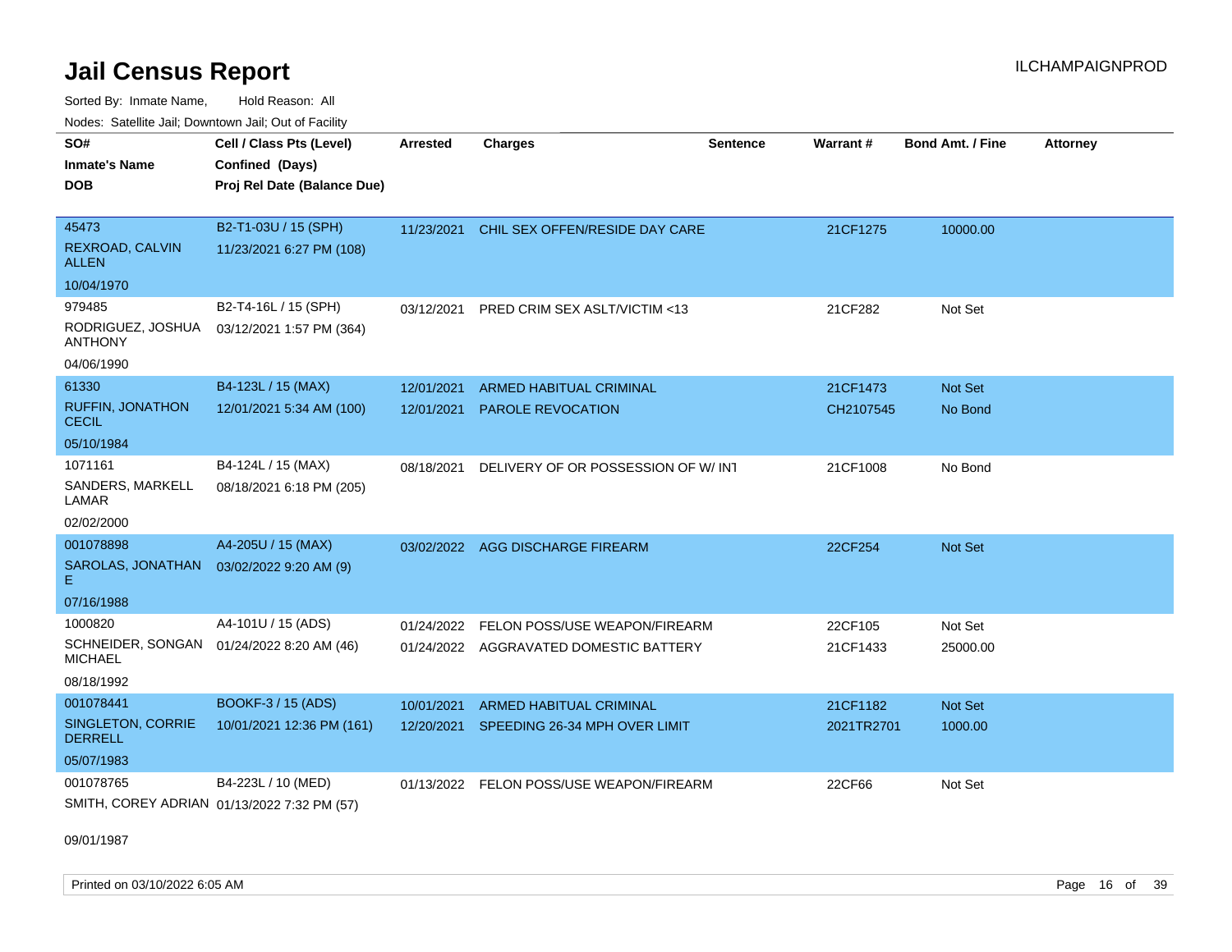# Jail Census Report

ILCHAMPAIGNPROD

Sorted By: Inmate Name, Hold Reason: All

Nodes: Satellite Jail; Downtown Jail; Out of Facility

| SO# / Inmate's Name / DOB | Cell / Class Pts (Level) / Confined (Days) / Proj Rel Date (Balance Due) | Arrested | Charges | Sentence | Warrant # | Bond Amt. / Fine | Attorney |
|---|---|---|---|---|---|---|---|
| 45473<br>REXROAD, CALVIN ALLEN<br>10/04/1970 | B2-T1-03U / 15 (SPH)<br>11/23/2021 6:27 PM (108) | 11/23/2021 | CHIL SEX OFFEN/RESIDE DAY CARE | | 21CF1275 | 10000.00 | |
| 979485<br>RODRIGUEZ, JOSHUA ANTHONY<br>04/06/1990 | B2-T4-16L / 15 (SPH)<br>03/12/2021 1:57 PM (364) | 03/12/2021 | PRED CRIM SEX ASLT/VICTIM <13 | | 21CF282 | Not Set | |
| 61330<br>RUFFIN, JONATHON CECIL<br>05/10/1984 | B4-123L / 15 (MAX)<br>12/01/2021 5:34 AM (100) | 12/01/2021<br>12/01/2021 | ARMED HABITUAL CRIMINAL<br>PAROLE REVOCATION | | 21CF1473<br>CH2107545 | Not Set<br>No Bond | |
| 1071161<br>SANDERS, MARKELL LAMAR<br>02/02/2000 | B4-124L / 15 (MAX)<br>08/18/2021 6:18 PM (205) | 08/18/2021 | DELIVERY OF OR POSSESSION OF W/ INT | | 21CF1008 | No Bond | |
| 001078898<br>SAROLAS, JONATHAN E<br>07/16/1988 | A4-205U / 15 (MAX)<br>03/02/2022 9:20 AM (9) | 03/02/2022 | AGG DISCHARGE FIREARM | | 22CF254 | Not Set | |
| 1000820<br>SCHNEIDER, SONGAN MICHAEL<br>08/18/1992 | A4-101U / 15 (ADS)<br>01/24/2022 8:20 AM (46) | 01/24/2022<br>01/24/2022 | FELON POSS/USE WEAPON/FIREARM<br>AGGRAVATED DOMESTIC BATTERY | | 22CF105<br>21CF1433 | Not Set<br>25000.00 | |
| 001078441<br>SINGLETON, CORRIE DERRELL<br>05/07/1983 | BOOKF-3 / 15 (ADS)<br>10/01/2021 12:36 PM (161) | 10/01/2021<br>12/20/2021 | ARMED HABITUAL CRIMINAL<br>SPEEDING 26-34 MPH OVER LIMIT | | 21CF1182<br>2021TR2701 | Not Set<br>1000.00 | |
| 001078765<br>SMITH, COREY ADRIAN<br>09/01/1987 | B4-223L / 10 (MED)<br>01/13/2022 7:32 PM (57) | 01/13/2022 | FELON POSS/USE WEAPON/FIREARM | | 22CF66 | Not Set | |

Printed on 03/10/2022 6:05 AM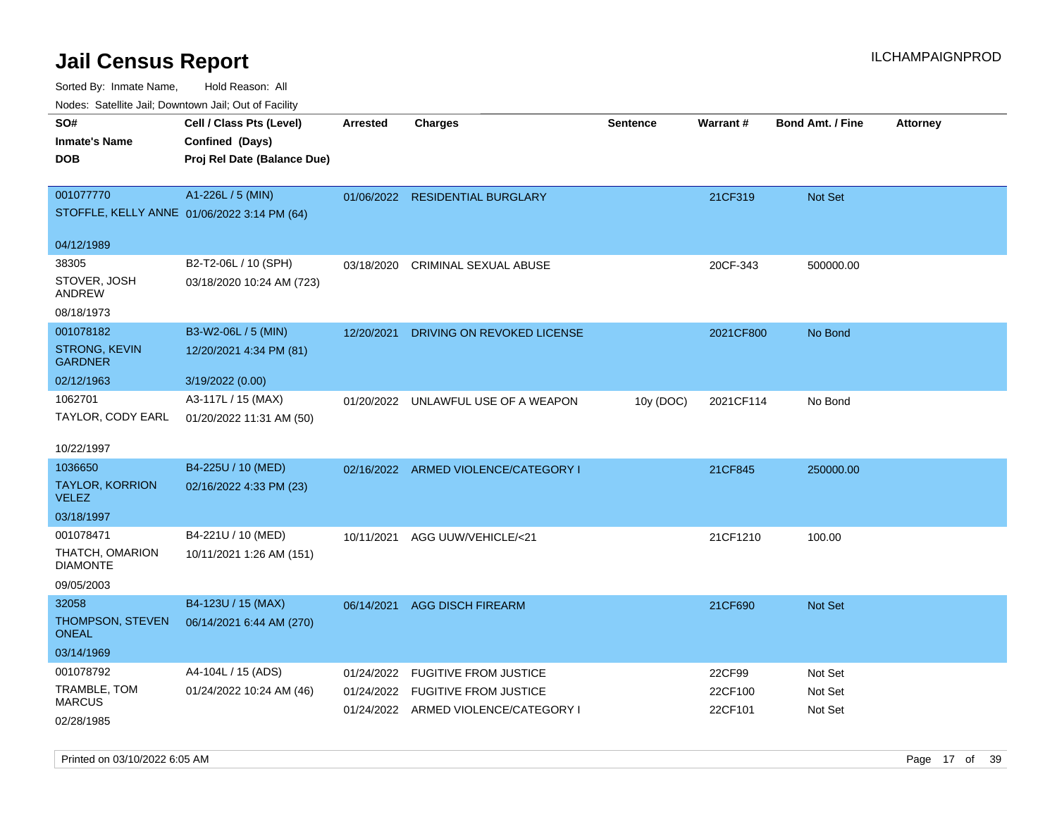# Jail Census Report

ILCHAMPAIGNPROD

Sorted By: Inmate Name, Hold Reason: All

Nodes: Satellite Jail; Downtown Jail; Out of Facility

| SO# / Inmate's Name / DOB | Cell / Class Pts (Level) / Confined (Days) / Proj Rel Date (Balance Due) | Arrested | Charges | Sentence | Warrant # | Bond Amt. / Fine | Attorney |
|---|---|---|---|---|---|---|---|
| 001077770<br>STOFFLE, KELLY ANNE<br>04/12/1989 | A1-226L / 5 (MIN)<br>01/06/2022 3:14 PM (64) | 01/06/2022 | RESIDENTIAL BURGLARY | | 21CF319 | Not Set | |
| 38305<br>STOVER, JOSH ANDREW<br>08/18/1973 | B2-T2-06L / 10 (SPH)<br>03/18/2020 10:24 AM (723) | 03/18/2020 | CRIMINAL SEXUAL ABUSE | | 20CF-343 | 500000.00 | |
| 001078182<br>STRONG, KEVIN GARDNER<br>02/12/1963 | B3-W2-06L / 5 (MIN)<br>12/20/2021 4:34 PM (81)<br>3/19/2022 (0.00) | 12/20/2021 | DRIVING ON REVOKED LICENSE | | 2021CF800 | No Bond | |
| 1062701<br>TAYLOR, CODY EARL<br>10/22/1997 | A3-117L / 15 (MAX)<br>01/20/2022 11:31 AM (50) | 01/20/2022 | UNLAWFUL USE OF A WEAPON | 10y (DOC) | 2021CF114 | No Bond | |
| 1036650<br>TAYLOR, KORRION VELEZ<br>03/18/1997 | B4-225U / 10 (MED)<br>02/16/2022 4:33 PM (23) | 02/16/2022 | ARMED VIOLENCE/CATEGORY I | | 21CF845 | 250000.00 | |
| 001078471<br>THATCH, OMARION DIAMONTE<br>09/05/2003 | B4-221U / 10 (MED)<br>10/11/2021 1:26 AM (151) | 10/11/2021 | AGG UUW/VEHICLE/<21 | | 21CF1210 | 100.00 | |
| 32058<br>THOMPSON, STEVEN ONEAL<br>03/14/1969 | B4-123U / 15 (MAX)<br>06/14/2021 6:44 AM (270) | 06/14/2021 | AGG DISCH FIREARM | | 21CF690 | Not Set | |
| 001078792<br>TRAMBLE, TOM MARCUS<br>02/28/1985 | A4-104L / 15 (ADS)<br>01/24/2022 10:24 AM (46) | 01/24/2022<br>01/24/2022<br>01/24/2022 | FUGITIVE FROM JUSTICE<br>FUGITIVE FROM JUSTICE<br>ARMED VIOLENCE/CATEGORY I | | 22CF99<br>22CF100<br>22CF101 | Not Set<br>Not Set<br>Not Set | |

Printed on 03/10/2022 6:05 AM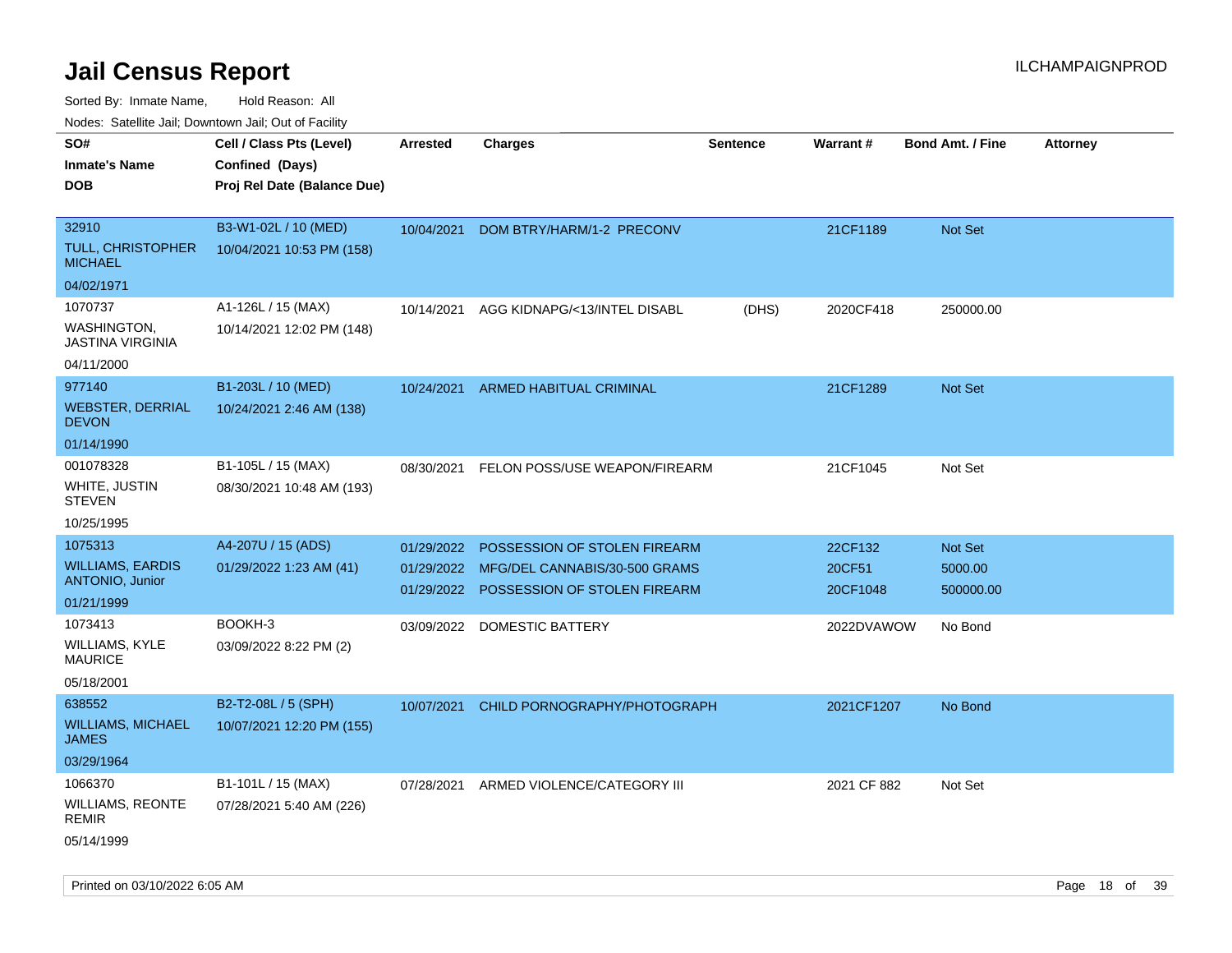# Jail Census Report

ILCHAMPAIGNPROD

Sorted By: Inmate Name, Hold Reason: All

Nodes: Satellite Jail; Downtown Jail; Out of Facility

| SO# / Inmate's Name / DOB | Cell / Class Pts (Level) / Confined (Days) / Proj Rel Date (Balance Due) | Arrested | Charges | Sentence | Warrant # | Bond Amt. / Fine | Attorney |
|---|---|---|---|---|---|---|---|
| 32910 TULL, CHRISTOPHER MICHAEL 04/02/1971 | B3-W1-02L / 10 (MED) 10/04/2021 10:53 PM (158) | 10/04/2021 | DOM BTRY/HARM/1-2 PRECONV | | 21CF1189 | Not Set | |
| 1070737 WASHINGTON, JASTINA VIRGINIA 04/11/2000 | A1-126L / 15 (MAX) 10/14/2021 12:02 PM (148) | 10/14/2021 | AGG KIDNAPG/<13/INTEL DISABL | (DHS) | 2020CF418 | 250000.00 | |
| 977140 WEBSTER, DERRIAL DEVON 01/14/1990 | B1-203L / 10 (MED) 10/24/2021 2:46 AM (138) | 10/24/2021 | ARMED HABITUAL CRIMINAL | | 21CF1289 | Not Set | |
| 001078328 WHITE, JUSTIN STEVEN 10/25/1995 | B1-105L / 15 (MAX) 08/30/2021 10:48 AM (193) | 08/30/2021 | FELON POSS/USE WEAPON/FIREARM | | 21CF1045 | Not Set | |
| 1075313 WILLIAMS, EARDIS ANTONIO, Junior 01/21/1999 | A4-207U / 15 (ADS) 01/29/2022 1:23 AM (41) | 01/29/2022 | POSSESSION OF STOLEN FIREARM | | 22CF132 | Not Set | |
| | | 01/29/2022 | MFG/DEL CANNABIS/30-500 GRAMS | | 20CF51 | 5000.00 | |
| | | 01/29/2022 | POSSESSION OF STOLEN FIREARM | | 20CF1048 | 500000.00 | |
| 1073413 WILLIAMS, KYLE MAURICE 05/18/2001 | BOOKH-3 03/09/2022 8:22 PM (2) | 03/09/2022 | DOMESTIC BATTERY | | 2022DVAWOW | No Bond | |
| 638552 WILLIAMS, MICHAEL JAMES 03/29/1964 | B2-T2-08L / 5 (SPH) 10/07/2021 12:20 PM (155) | 10/07/2021 | CHILD PORNOGRAPHY/PHOTOGRAPH | | 2021CF1207 | No Bond | |
| 1066370 WILLIAMS, REONTE REMIR 05/14/1999 | B1-101L / 15 (MAX) 07/28/2021 5:40 AM (226) | 07/28/2021 | ARMED VIOLENCE/CATEGORY III | | 2021 CF 882 | Not Set | |

Printed on 03/10/2022 6:05 AM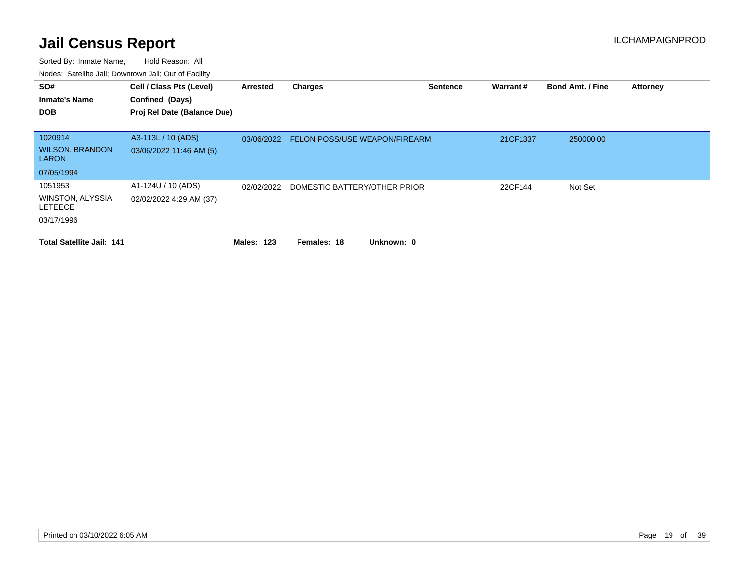# Jail Census Report

ILCHAMPAIGNPROD

Sorted By: Inmate Name, Hold Reason: All

Nodes: Satellite Jail; Downtown Jail; Out of Facility

| SO# / Inmate's Name / DOB | Cell / Class Pts (Level) / Confined (Days) / Proj Rel Date (Balance Due) | Arrested | Charges | Sentence | Warrant # | Bond Amt. / Fine | Attorney |
|---|---|---|---|---|---|---|---|
| 1020914<br>WILSON, BRANDON LARON<br>07/05/1994 | A3-113L / 10 (ADS)<br>03/06/2022 11:46 AM (5) | 03/06/2022 | FELON POSS/USE WEAPON/FIREARM | | 21CF1337 | 250000.00 | |
| 1051953<br>WINSTON, ALYSSIA LETEECE<br>03/17/1996 | A1-124U / 10 (ADS)<br>02/02/2022 4:29 AM (37) | 02/02/2022 | DOMESTIC BATTERY/OTHER PRIOR | | 22CF144 | Not Set | |

**Total Satellite Jail: 141** **Males: 123** **Females: 18** **Unknown: 0**

Printed on 03/10/2022 6:05 AM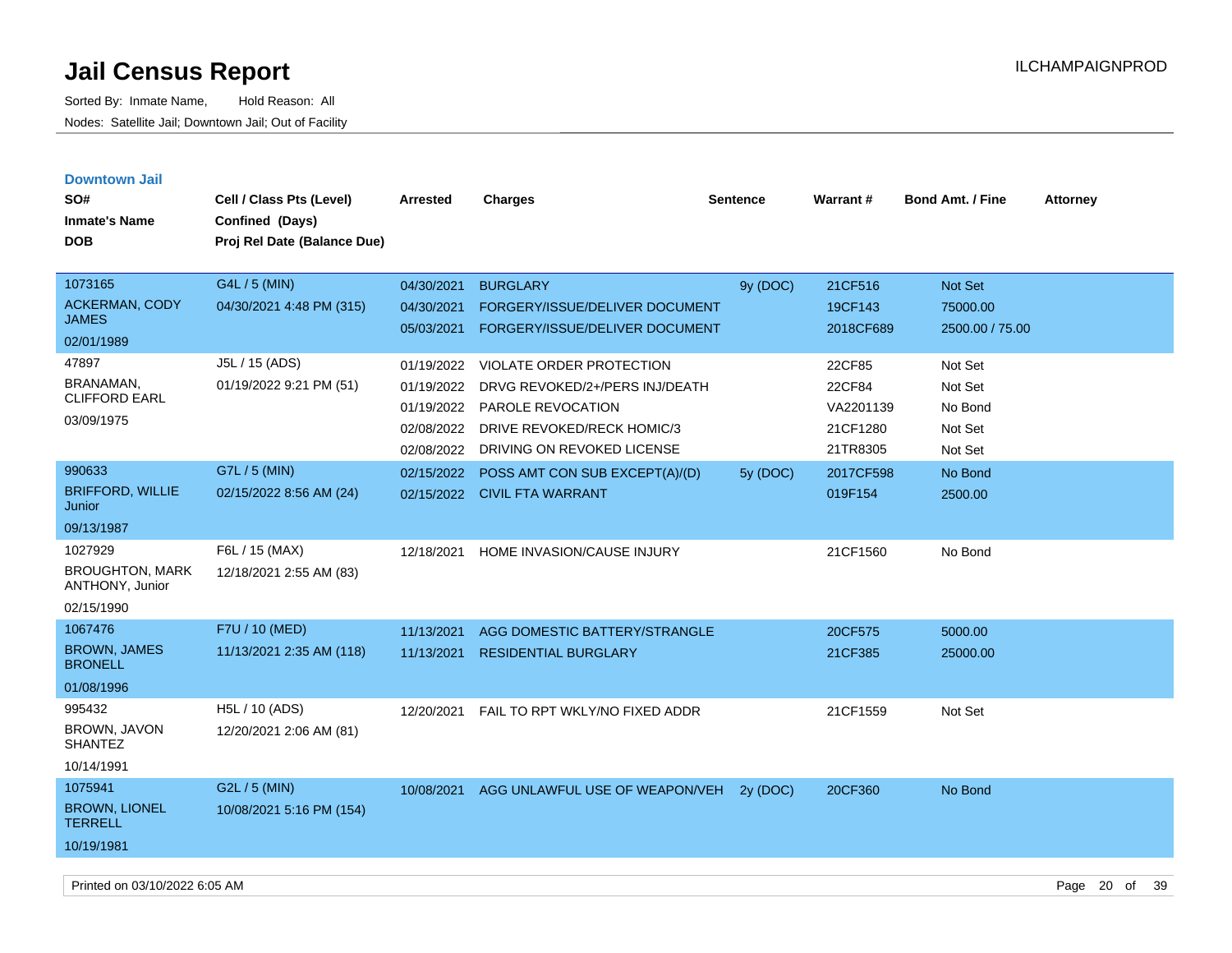# Jail Census Report

ILCHAMPAIGNPROD

Sorted By: Inmate Name, Hold Reason: All

Nodes: Satellite Jail; Downtown Jail; Out of Facility

## Downtown Jail

| SO#<br>Inmate's Name<br>DOB | Cell / Class Pts (Level)<br>Confined (Days)<br>Proj Rel Date (Balance Due) | Arrested | Charges | Sentence | Warrant # | Bond Amt. / Fine | Attorney |
|---|---|---|---|---|---|---|---|
| 1073165<br>ACKERMAN, CODY JAMES<br>02/01/1989 | G4L / 5 (MIN)<br>04/30/2021 4:48 PM (315) | 04/30/2021<br>04/30/2021<br>05/03/2021 | BURGLARY<br>FORGERY/ISSUE/DELIVER DOCUMENT<br>FORGERY/ISSUE/DELIVER DOCUMENT | 9y (DOC) | 21CF516<br>19CF143<br>2018CF689 | Not Set<br>75000.00<br>2500.00 / 75.00 | |
| 47897<br>BRANAMAN, CLIFFORD EARL<br>03/09/1975 | J5L / 15 (ADS)<br>01/19/2022 9:21 PM (51) | 01/19/2022<br>01/19/2022<br>01/19/2022<br>02/08/2022<br>02/08/2022 | VIOLATE ORDER PROTECTION<br>DRVG REVOKED/2+/PERS INJ/DEATH<br>PAROLE REVOCATION<br>DRIVE REVOKED/RECK HOMIC/3<br>DRIVING ON REVOKED LICENSE | | 22CF85<br>22CF84<br>VA2201139<br>21CF1280<br>21TR8305 | Not Set<br>Not Set<br>No Bond<br>Not Set<br>Not Set | |
| 990633<br>BRIFFORD, WILLIE Junior<br>09/13/1987 | G7L / 5 (MIN)<br>02/15/2022 8:56 AM (24) | 02/15/2022<br>02/15/2022 | POSS AMT CON SUB EXCEPT(A)/(D)<br>CIVIL FTA WARRANT | 5y (DOC) | 2017CF598<br>019F154 | No Bond<br>2500.00 | |
| 1027929<br>BROUGHTON, MARK ANTHONY, Junior<br>02/15/1990 | F6L / 15 (MAX)<br>12/18/2021 2:55 AM (83) | 12/18/2021 | HOME INVASION/CAUSE INJURY | | 21CF1560 | No Bond | |
| 1067476<br>BROWN, JAMES BRONELL<br>01/08/1996 | F7U / 10 (MED)<br>11/13/2021 2:35 AM (118) | 11/13/2021<br>11/13/2021 | AGG DOMESTIC BATTERY/STRANGLE<br>RESIDENTIAL BURGLARY | | 20CF575<br>21CF385 | 5000.00<br>25000.00 | |
| 995432<br>BROWN, JAVON SHANTEZ<br>10/14/1991 | H5L / 10 (ADS)<br>12/20/2021 2:06 AM (81) | 12/20/2021 | FAIL TO RPT WKLY/NO FIXED ADDR | | 21CF1559 | Not Set | |
| 1075941<br>BROWN, LIONEL TERRELL<br>10/19/1981 | G2L / 5 (MIN)<br>10/08/2021 5:16 PM (154) | 10/08/2021 | AGG UNLAWFUL USE OF WEAPON/VEH | 2y (DOC) | 20CF360 | No Bond | |

Printed on 03/10/2022 6:05 AM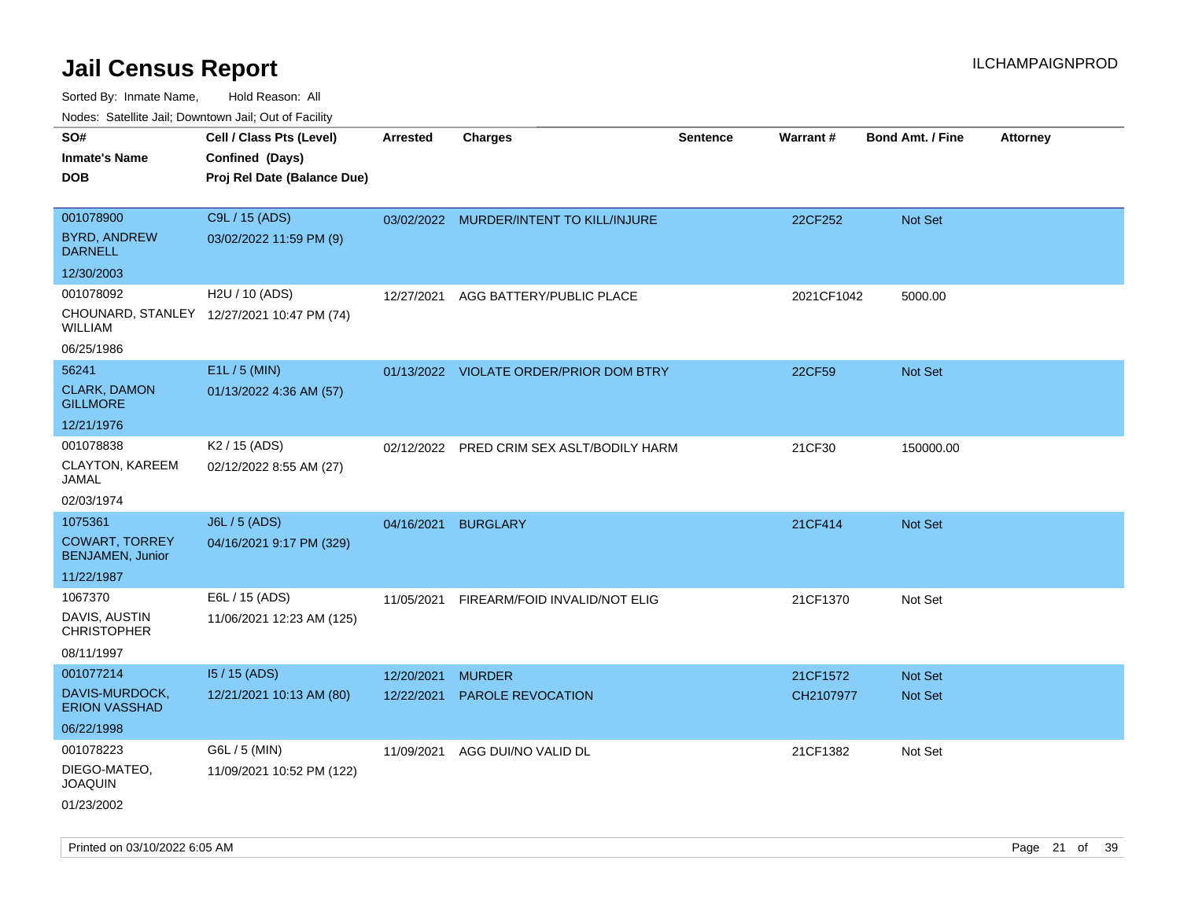# Jail Census Report

ILCHAMPAIGNPROD

Sorted By: Inmate Name, Hold Reason: All

Nodes: Satellite Jail; Downtown Jail; Out of Facility

| SO# / Inmate's Name / DOB | Cell / Class Pts (Level) / Confined (Days) / Proj Rel Date (Balance Due) | Arrested | Charges | Sentence | Warrant # | Bond Amt. / Fine | Attorney |
|---|---|---|---|---|---|---|---|
| 001078900<br>BYRD, ANDREW DARNELL<br>12/30/2003 | C9L / 15 (ADS)<br>03/02/2022 11:59 PM (9) | 03/02/2022 | MURDER/INTENT TO KILL/INJURE | | 22CF252 | Not Set | |
| 001078092<br>CHOUNARD, STANLEY WILLIAM<br>06/25/1986 | H2U / 10 (ADS)<br>12/27/2021 10:47 PM (74) | 12/27/2021 | AGG BATTERY/PUBLIC PLACE | | 2021CF1042 | 5000.00 | |
| 56241<br>CLARK, DAMON GILLMORE<br>12/21/1976 | E1L / 5 (MIN)<br>01/13/2022 4:36 AM (57) | 01/13/2022 | VIOLATE ORDER/PRIOR DOM BTRY | | 22CF59 | Not Set | |
| 001078838<br>CLAYTON, KAREEM JAMAL<br>02/03/1974 | K2 / 15 (ADS)<br>02/12/2022 8:55 AM (27) | 02/12/2022 | PRED CRIM SEX ASLT/BODILY HARM | | 21CF30 | 150000.00 | |
| 1075361<br>COWART, TORREY BENJAMEN, Junior<br>11/22/1987 | J6L / 5 (ADS)<br>04/16/2021 9:17 PM (329) | 04/16/2021 | BURGLARY | | 21CF414 | Not Set | |
| 1067370<br>DAVIS, AUSTIN CHRISTOPHER<br>08/11/1997 | E6L / 15 (ADS)<br>11/06/2021 12:23 AM (125) | 11/05/2021 | FIREARM/FOID INVALID/NOT ELIG | | 21CF1370 | Not Set | |
| 001077214<br>DAVIS-MURDOCK, ERION VASSHAD<br>06/22/1998 | I5 / 15 (ADS)<br>12/21/2021 10:13 AM (80) | 12/20/2021<br>12/22/2021 | MURDER<br>PAROLE REVOCATION | | 21CF1572<br>CH2107977 | Not Set<br>Not Set | |
| 001078223<br>DIEGO-MATEO, JOAQUIN<br>01/23/2002 | G6L / 5 (MIN)<br>11/09/2021 10:52 PM (122) | 11/09/2021 | AGG DUI/NO VALID DL | | 21CF1382 | Not Set | |

Printed on 03/10/2022 6:05 AM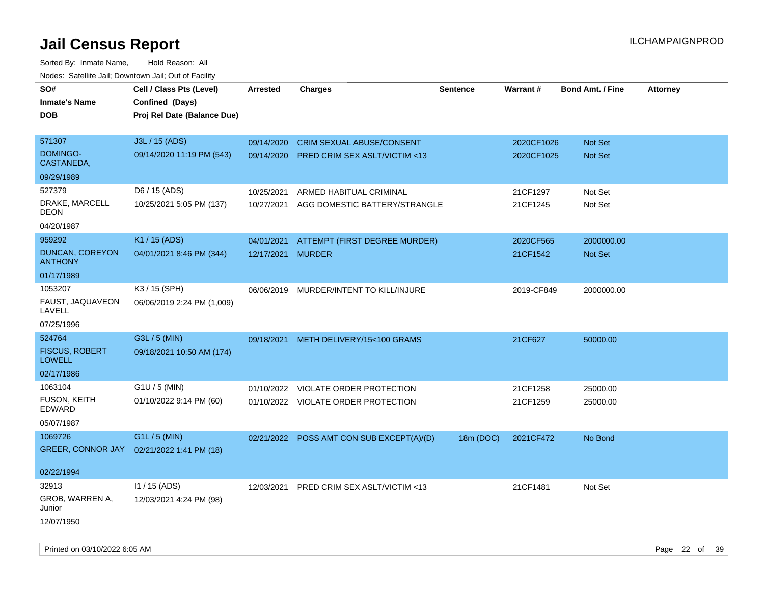# Jail Census Report

ILCHAMPAIGNPROD

Sorted By: Inmate Name, Hold Reason: All

Nodes: Satellite Jail; Downtown Jail; Out of Facility

| SO# / Inmate's Name / DOB | Cell / Class Pts (Level) / Confined (Days) / Proj Rel Date (Balance Due) | Arrested | Charges | Sentence | Warrant # | Bond Amt. / Fine | Attorney |
|---|---|---|---|---|---|---|---|
| 571307 DOMINGO-CASTANEDA, 09/29/1989 | J3L / 15 (ADS) 09/14/2020 11:19 PM (543) | 09/14/2020 | CRIM SEXUAL ABUSE/CONSENT | | 2020CF1026 | Not Set | |
| | | 09/14/2020 | PRED CRIM SEX ASLT/VICTIM <13 | | 2020CF1025 | Not Set | |
| 527379 DRAKE, MARCELL DEON 04/20/1987 | D6 / 15 (ADS) 10/25/2021 5:05 PM (137) | 10/25/2021 | ARMED HABITUAL CRIMINAL | | 21CF1297 | Not Set | |
| | | 10/27/2021 | AGG DOMESTIC BATTERY/STRANGLE | | 21CF1245 | Not Set | |
| 959292 DUNCAN, COREYON ANTHONY 01/17/1989 | K1 / 15 (ADS) 04/01/2021 8:46 PM (344) | 04/01/2021 | ATTEMPT (FIRST DEGREE MURDER) | | 2020CF565 | 2000000.00 | |
| | | 12/17/2021 | MURDER | | 21CF1542 | Not Set | |
| 1053207 FAUST, JAQUAVEON LAVELL 07/25/1996 | K3 / 15 (SPH) 06/06/2019 2:24 PM (1,009) | 06/06/2019 | MURDER/INTENT TO KILL/INJURE | | 2019-CF849 | 2000000.00 | |
| 524764 FISCUS, ROBERT LOWELL 02/17/1986 | G3L / 5 (MIN) 09/18/2021 10:50 AM (174) | 09/18/2021 | METH DELIVERY/15<100 GRAMS | | 21CF627 | 50000.00 | |
| 1063104 FUSON, KEITH EDWARD 05/07/1987 | G1U / 5 (MIN) 01/10/2022 9:14 PM (60) | 01/10/2022 | VIOLATE ORDER PROTECTION | | 21CF1258 | 25000.00 | |
| | | 01/10/2022 | VIOLATE ORDER PROTECTION | | 21CF1259 | 25000.00 | |
| 1069726 GREER, CONNOR JAY 02/22/1994 | G1L / 5 (MIN) 02/21/2022 1:41 PM (18) | 02/21/2022 | POSS AMT CON SUB EXCEPT(A)/(D) | 18m (DOC) | 2021CF472 | No Bond | |
| 32913 GROB, WARREN A, Junior 12/07/1950 | I1 / 15 (ADS) 12/03/2021 4:24 PM (98) | 12/03/2021 | PRED CRIM SEX ASLT/VICTIM <13 | | 21CF1481 | Not Set | |

Printed on 03/10/2022 6:05 AM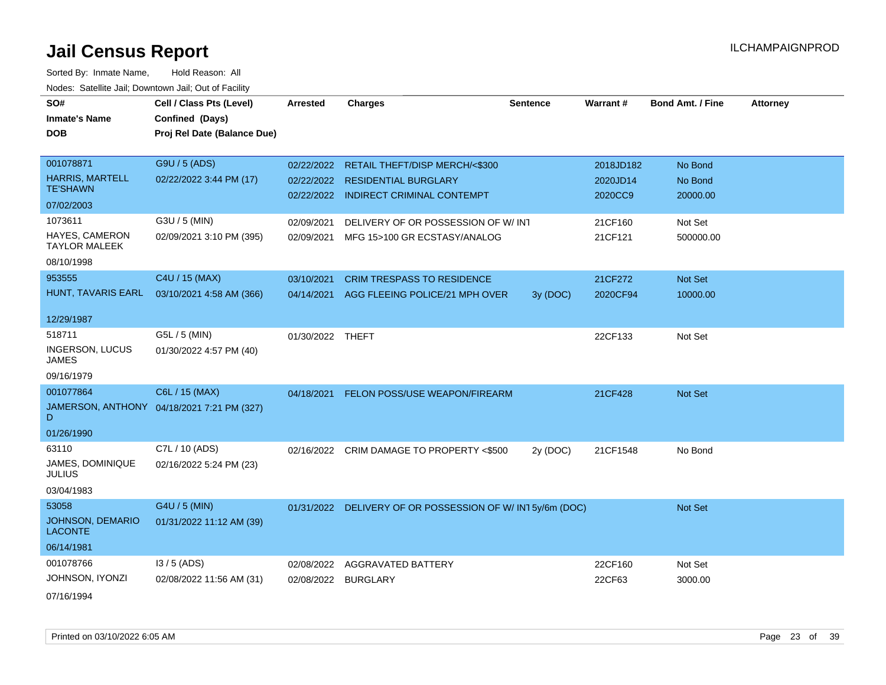# Jail Census Report

ILCHAMPAIGNPROD

Sorted By: Inmate Name, Hold Reason: All

Nodes: Satellite Jail; Downtown Jail; Out of Facility

| SO# / Inmate's Name / DOB | Cell / Class Pts (Level) / Confined (Days) / Proj Rel Date (Balance Due) | Arrested | Charges | Sentence | Warrant # | Bond Amt. / Fine | Attorney |
|---|---|---|---|---|---|---|---|
| 001078871<br>HARRIS, MARTELL TE'SHAWN<br>07/02/2003 | G9U / 5 (ADS)<br>02/22/2022 3:44 PM (17) | 02/22/2022<br>02/22/2022<br>02/22/2022 | RETAIL THEFT/DISP MERCH/<$300<br>RESIDENTIAL BURGLARY<br>INDIRECT CRIMINAL CONTEMPT | | 2018JD182<br>2020JD14<br>2020CC9 | No Bond<br>No Bond<br>20000.00 | |
| 1073611<br>HAYES, CAMERON TAYLOR MALEEK<br>08/10/1998 | G3U / 5 (MIN)<br>02/09/2021 3:10 PM (395) | 02/09/2021<br>02/09/2021 | DELIVERY OF OR POSSESSION OF W/ INT<br>MFG 15>100 GR ECSTASY/ANALOG | | 21CF160<br>21CF121 | Not Set<br>500000.00 | |
| 953555<br>HUNT, TAVARIS EARL<br>12/29/1987 | C4U / 15 (MAX)<br>03/10/2021 4:58 AM (366) | 03/10/2021<br>04/14/2021 | CRIM TRESPASS TO RESIDENCE<br>AGG FLEEING POLICE/21 MPH OVER | <br>3y (DOC) | 21CF272<br>2020CF94 | Not Set<br>10000.00 | |
| 518711<br>INGERSON, LUCUS JAMES<br>09/16/1979 | G5L / 5 (MIN)<br>01/30/2022 4:57 PM (40) | 01/30/2022 | THEFT | | 22CF133 | Not Set | |
| 001077864<br>JAMERSON, ANTHONY D<br>01/26/1990 | C6L / 15 (MAX)<br>04/18/2021 7:21 PM (327) | 04/18/2021 | FELON POSS/USE WEAPON/FIREARM | | 21CF428 | Not Set | |
| 63110<br>JAMES, DOMINIQUE JULIUS<br>03/04/1983 | C7L / 10 (ADS)<br>02/16/2022 5:24 PM (23) | 02/16/2022 | CRIM DAMAGE TO PROPERTY <$500 | 2y (DOC) | 21CF1548 | No Bond | |
| 53058<br>JOHNSON, DEMARIO LACONTE<br>06/14/1981 | G4U / 5 (MIN)<br>01/31/2022 11:12 AM (39) | 01/31/2022 | DELIVERY OF OR POSSESSION OF W/ INT | 5y/6m (DOC) | | Not Set | |
| 001078766<br>JOHNSON, IYONZI<br>07/16/1994 | I3 / 5 (ADS)<br>02/08/2022 11:56 AM (31) | 02/08/2022<br>02/08/2022 | AGGRAVATED BATTERY<br>BURGLARY | | 22CF160<br>22CF63 | Not Set<br>3000.00 | |

Printed on 03/10/2022 6:05 AM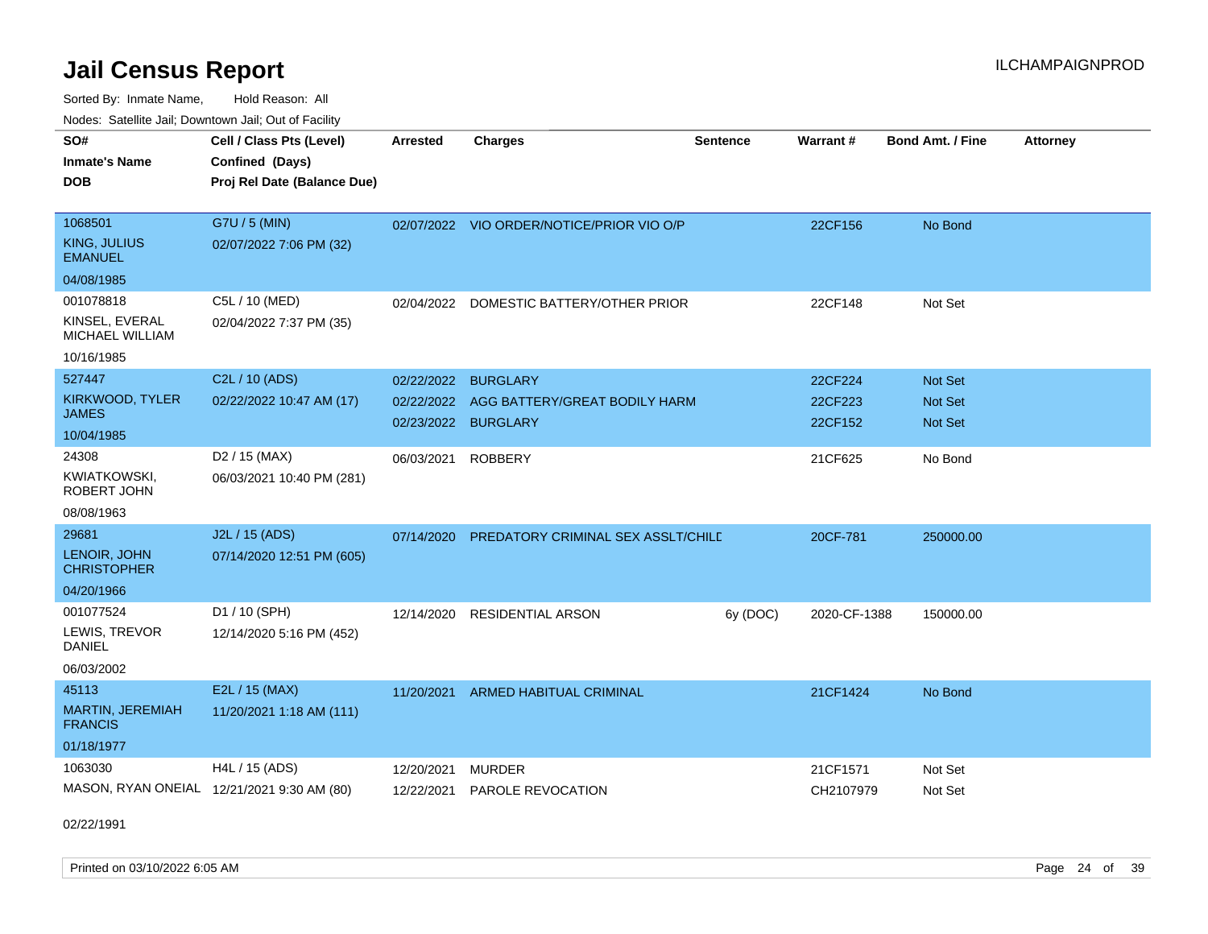# Jail Census Report

ILCHAMPAIGNPROD

Sorted By: Inmate Name, Hold Reason: All

Nodes: Satellite Jail; Downtown Jail; Out of Facility

| SO# / Inmate's Name / DOB | Cell / Class Pts (Level) / Confined (Days) / Proj Rel Date (Balance Due) | Arrested | Charges | Sentence | Warrant # | Bond Amt. / Fine | Attorney |
|---|---|---|---|---|---|---|---|
| 1068501<br>KING, JULIUS EMANUEL<br>04/08/1985 | G7U / 5 (MIN)<br>02/07/2022 7:06 PM (32) | 02/07/2022 | VIO ORDER/NOTICE/PRIOR VIO O/P | | 22CF156 | No Bond | |
| 001078818<br>KINSEL, EVERAL MICHAEL WILLIAM<br>10/16/1985 | C5L / 10 (MED)<br>02/04/2022 7:37 PM (35) | 02/04/2022 | DOMESTIC BATTERY/OTHER PRIOR | | 22CF148 | Not Set | |
| 527447<br>KIRKWOOD, TYLER JAMES<br>10/04/1985 | C2L / 10 (ADS)<br>02/22/2022 10:47 AM (17) | 02/22/2022 | BURGLARY | | 22CF224 | Not Set | |
| | | 02/22/2022 | AGG BATTERY/GREAT BODILY HARM | | 22CF223 | Not Set | |
| | | 02/23/2022 | BURGLARY | | 22CF152 | Not Set | |
| 24308<br>KWIATKOWSKI, ROBERT JOHN<br>08/08/1963 | D2 / 15 (MAX)<br>06/03/2021 10:40 PM (281) | 06/03/2021 | ROBBERY | | 21CF625 | No Bond | |
| 29681<br>LENOIR, JOHN CHRISTOPHER<br>04/20/1966 | J2L / 15 (ADS)<br>07/14/2020 12:51 PM (605) | 07/14/2020 | PREDATORY CRIMINAL SEX ASSLT/CHILD | | 20CF-781 | 250000.00 | |
| 001077524<br>LEWIS, TREVOR DANIEL<br>06/03/2002 | D1 / 10 (SPH)<br>12/14/2020 5:16 PM (452) | 12/14/2020 | RESIDENTIAL ARSON | 6y (DOC) | 2020-CF-1388 | 150000.00 | |
| 45113<br>MARTIN, JEREMIAH FRANCIS<br>01/18/1977 | E2L / 15 (MAX)<br>11/20/2021 1:18 AM (111) | 11/20/2021 | ARMED HABITUAL CRIMINAL | | 21CF1424 | No Bond | |
| 1063030<br>MASON, RYAN ONEIAL<br>02/22/1991 | H4L / 15 (ADS)<br>12/21/2021 9:30 AM (80) | 12/20/2021 | MURDER | | 21CF1571 | Not Set | |
| | | 12/22/2021 | PAROLE REVOCATION | | CH2107979 | Not Set | |

Printed on 03/10/2022 6:05 AM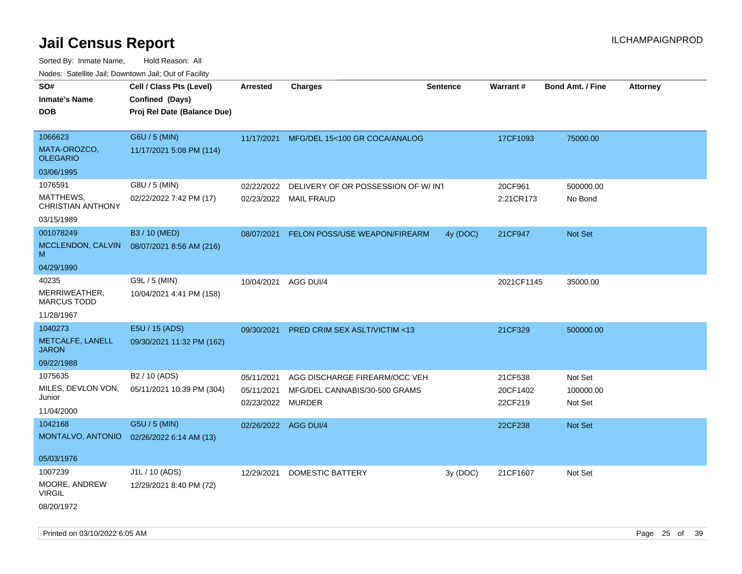# Jail Census Report

ILCHAMPAIGNPROD

Sorted By: Inmate Name, Hold Reason: All

Nodes: Satellite Jail; Downtown Jail; Out of Facility

| SO# / Inmate's Name / DOB | Cell / Class Pts (Level) / Confined (Days) / Proj Rel Date (Balance Due) | Arrested | Charges | Sentence | Warrant # | Bond Amt. / Fine | Attorney |
|---|---|---|---|---|---|---|---|
| 1066623<br>MATA-OROZCO, OLEGARIO<br>03/06/1995 | G6U / 5 (MIN)<br>11/17/2021 5:08 PM (114) | 11/17/2021 | MFG/DEL 15<100 GR COCA/ANALOG | | 17CF1093 | 75000.00 | |
| 1076591<br>MATTHEWS, CHRISTIAN ANTHONY<br>03/15/1989 | G8U / 5 (MIN)<br>02/22/2022 7:42 PM (17) | 02/22/2022 | DELIVERY OF OR POSSESSION OF W/ INT | | 20CF961 | 500000.00 | |
| | | 02/23/2022 | MAIL FRAUD | | 2:21CR173 | No Bond | |
| 001078249<br>MCCLENDON, CALVIN M<br>04/29/1990 | B3 / 10 (MED)<br>08/07/2021 8:56 AM (216) | 08/07/2021 | FELON POSS/USE WEAPON/FIREARM | 4y (DOC) | 21CF947 | Not Set | |
| 40235<br>MERRIWEATHER, MARCUS TODD<br>11/28/1967 | G9L / 5 (MIN)<br>10/04/2021 4:41 PM (158) | 10/04/2021 | AGG DUI/4 | | 2021CF1145 | 35000.00 | |
| 1040273<br>METCALFE, LANELL JARON<br>09/22/1988 | E5U / 15 (ADS)<br>09/30/2021 11:32 PM (162) | 09/30/2021 | PRED CRIM SEX ASLT/VICTIM <13 | | 21CF329 | 500000.00 | |
| 1075635<br>MILES, DEVLON VON, Junior<br>11/04/2000 | B2 / 10 (ADS)<br>05/11/2021 10:39 PM (304) | 05/11/2021 | AGG DISCHARGE FIREARM/OCC VEH | | 21CF538 | Not Set | |
| | | 05/11/2021 | MFG/DEL CANNABIS/30-500 GRAMS | | 20CF1402 | 100000.00 | |
| | | 02/23/2022 | MURDER | | 22CF219 | Not Set | |
| 1042168<br>MONTALVO, ANTONIO<br>05/03/1976 | G5U / 5 (MIN)<br>02/26/2022 6:14 AM (13) | 02/26/2022 | AGG DUI/4 | | 22CF238 | Not Set | |
| 1007239<br>MOORE, ANDREW VIRGIL<br>08/20/1972 | J1L / 10 (ADS)<br>12/29/2021 8:40 PM (72) | 12/29/2021 | DOMESTIC BATTERY | 3y (DOC) | 21CF1607 | Not Set | |

Printed on 03/10/2022 6:05 AM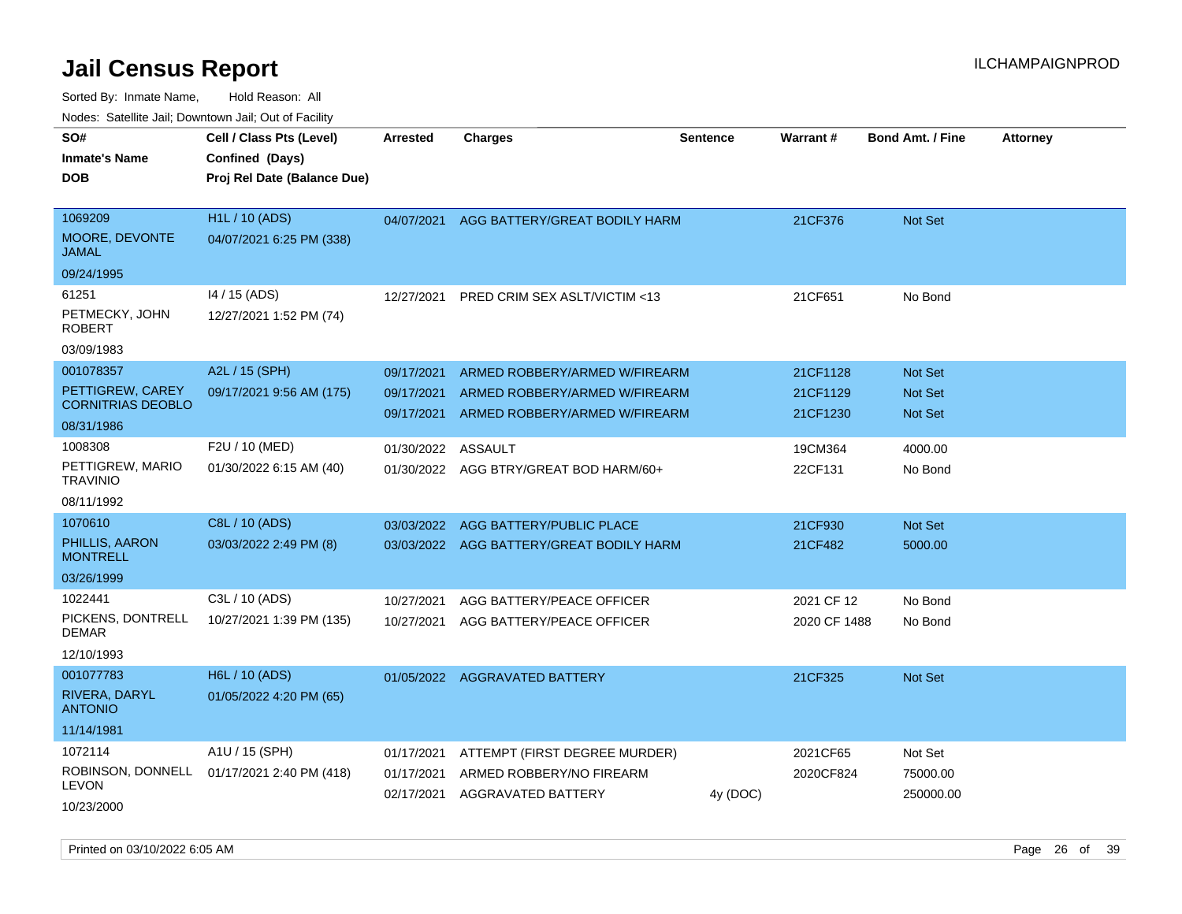# Jail Census Report

ILCHAMPAIGNPROD

Sorted By: Inmate Name, Hold Reason: All

Nodes: Satellite Jail; Downtown Jail; Out of Facility

| SO# / Inmate's Name / DOB | Cell / Class Pts (Level) / Confined (Days) / Proj Rel Date (Balance Due) | Arrested | Charges | Sentence | Warrant # | Bond Amt. / Fine | Attorney |
|---|---|---|---|---|---|---|---|
| 1069209<br>MOORE, DEVONTE JAMAL<br>09/24/1995 | H1L / 10 (ADS)<br>04/07/2021 6:25 PM (338) | 04/07/2021 | AGG BATTERY/GREAT BODILY HARM | | 21CF376 | Not Set | |
| 61251<br>PETMECKY, JOHN ROBERT<br>03/09/1983 | I4 / 15 (ADS)<br>12/27/2021 1:52 PM (74) | 12/27/2021 | PRED CRIM SEX ASLT/VICTIM <13 | | 21CF651 | No Bond | |
| 001078357<br>PETTIGREW, CAREY CORNITRIAS DEOBLO<br>08/31/1986 | A2L / 15 (SPH)<br>09/17/2021 9:56 AM (175) | 09/17/2021 | ARMED ROBBERY/ARMED W/FIREARM | | 21CF1128 | Not Set | |
| | | 09/17/2021 | ARMED ROBBERY/ARMED W/FIREARM | | 21CF1129 | Not Set | |
| | | 09/17/2021 | ARMED ROBBERY/ARMED W/FIREARM | | 21CF1230 | Not Set | |
| 1008308<br>PETTIGREW, MARIO TRAVINIO<br>08/11/1992 | F2U / 10 (MED)<br>01/30/2022 6:15 AM (40) | 01/30/2022 | ASSAULT | | 19CM364 | 4000.00 | |
| | | 01/30/2022 | AGG BTRY/GREAT BOD HARM/60+ | | 22CF131 | No Bond | |
| 1070610<br>PHILLIS, AARON MONTRELL<br>03/26/1999 | C8L / 10 (ADS)<br>03/03/2022 2:49 PM (8) | 03/03/2022 | AGG BATTERY/PUBLIC PLACE | | 21CF930 | Not Set | |
| | | 03/03/2022 | AGG BATTERY/GREAT BODILY HARM | | 21CF482 | 5000.00 | |
| 1022441<br>PICKENS, DONTRELL DEMAR<br>12/10/1993 | C3L / 10 (ADS)<br>10/27/2021 1:39 PM (135) | 10/27/2021 | AGG BATTERY/PEACE OFFICER | | 2021 CF 12 | No Bond | |
| | | 10/27/2021 | AGG BATTERY/PEACE OFFICER | | 2020 CF 1488 | No Bond | |
| 001077783<br>RIVERA, DARYL ANTONIO<br>11/14/1981 | H6L / 10 (ADS)<br>01/05/2022 4:20 PM (65) | 01/05/2022 | AGGRAVATED BATTERY | | 21CF325 | Not Set | |
| 1072114<br>ROBINSON, DONNELL LEVON<br>10/23/2000 | A1U / 15 (SPH)<br>01/17/2021 2:40 PM (418) | 01/17/2021 | ATTEMPT (FIRST DEGREE MURDER) | | 2021CF65 | Not Set | |
| | | 01/17/2021 | ARMED ROBBERY/NO FIREARM | | 2020CF824 | 75000.00 | |
| | | 02/17/2021 | AGGRAVATED BATTERY | 4y (DOC) | | 250000.00 | |

Printed on 03/10/2022 6:05 AM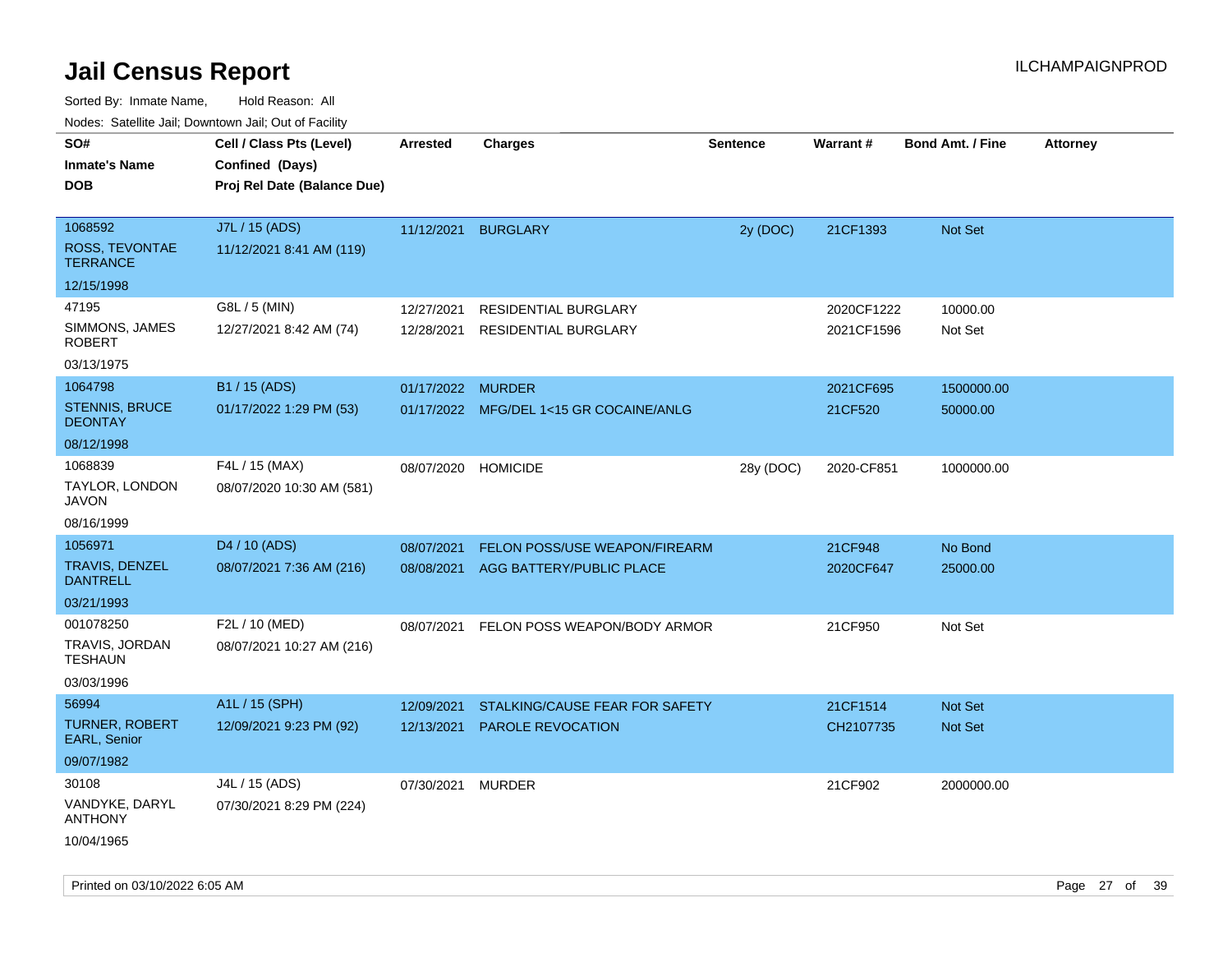# Jail Census Report

ILCHAMPAIGNPROD

Sorted By: Inmate Name, Hold Reason: All

Nodes: Satellite Jail; Downtown Jail; Out of Facility

| SO# / Inmate's Name / DOB | Cell / Class Pts (Level) / Confined (Days) / Proj Rel Date (Balance Due) | Arrested | Charges | Sentence | Warrant # | Bond Amt. / Fine | Attorney |
|---|---|---|---|---|---|---|---|
| 1068592<br>ROSS, TEVONTAE TERRANCE<br>12/15/1998 | J7L / 15 (ADS)<br>11/12/2021 8:41 AM (119) | 11/12/2021 | BURGLARY | 2y (DOC) | 21CF1393 | Not Set | |
| 47195<br>SIMMONS, JAMES ROBERT<br>03/13/1975 | G8L / 5 (MIN)<br>12/27/2021 8:42 AM (74) | 12/27/2021<br>12/28/2021 | RESIDENTIAL BURGLARY<br>RESIDENTIAL BURGLARY | | 2020CF1222<br>2021CF1596 | 10000.00<br>Not Set | |
| 1064798<br>STENNIS, BRUCE DEONTAY<br>08/12/1998 | B1 / 15 (ADS)<br>01/17/2022 1:29 PM (53) | 01/17/2022<br>01/17/2022 | MURDER<br>MFG/DEL 1<15 GR COCAINE/ANLG | | 2021CF695<br>21CF520 | 1500000.00<br>50000.00 | |
| 1068839<br>TAYLOR, LONDON JAVON<br>08/16/1999 | F4L / 15 (MAX)<br>08/07/2020 10:30 AM (581) | 08/07/2020 | HOMICIDE | 28y (DOC) | 2020-CF851 | 1000000.00 | |
| 1056971<br>TRAVIS, DENZEL DANTRELL<br>03/21/1993 | D4 / 10 (ADS)<br>08/07/2021 7:36 AM (216) | 08/07/2021<br>08/08/2021 | FELON POSS/USE WEAPON/FIREARM<br>AGG BATTERY/PUBLIC PLACE | | 21CF948<br>2020CF647 | No Bond<br>25000.00 | |
| 001078250<br>TRAVIS, JORDAN TESHAUN<br>03/03/1996 | F2L / 10 (MED)<br>08/07/2021 10:27 AM (216) | 08/07/2021 | FELON POSS WEAPON/BODY ARMOR | | 21CF950 | Not Set | |
| 56994<br>TURNER, ROBERT EARL, Senior<br>09/07/1982 | A1L / 15 (SPH)<br>12/09/2021 9:23 PM (92) | 12/09/2021<br>12/13/2021 | STALKING/CAUSE FEAR FOR SAFETY<br>PAROLE REVOCATION | | 21CF1514<br>CH2107735 | Not Set<br>Not Set | |
| 30108<br>VANDYKE, DARYL ANTHONY<br>10/04/1965 | J4L / 15 (ADS)<br>07/30/2021 8:29 PM (224) | 07/30/2021 | MURDER | | 21CF902 | 2000000.00 | |

Printed on 03/10/2022 6:05 AM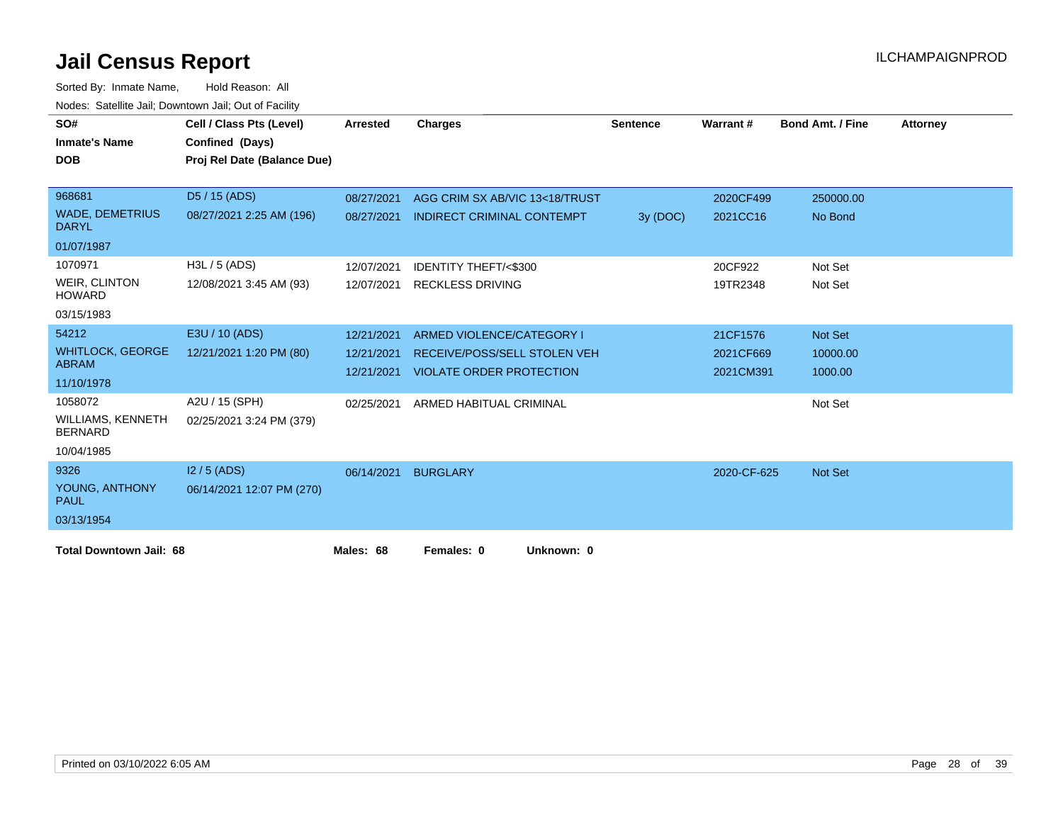# Jail Census Report

ILCHAMPAIGNPROD

Sorted By: Inmate Name, Hold Reason: All

Nodes: Satellite Jail; Downtown Jail; Out of Facility

| SO# / Inmate's Name / DOB | Cell / Class Pts (Level) / Confined (Days) / Proj Rel Date (Balance Due) | Arrested | Charges | Sentence | Warrant # | Bond Amt. / Fine | Attorney |
|---|---|---|---|---|---|---|---|
| 968681<br>WADE, DEMETRIUS DARYL<br>01/07/1987 | D5 / 15 (ADS)<br>08/27/2021 2:25 AM (196) | 08/27/2021 | AGG CRIM SX AB/VIC 13<18/TRUST | | 2020CF499 | 250000.00 | |
| | | 08/27/2021 | INDIRECT CRIMINAL CONTEMPT | 3y (DOC) | 2021CC16 | No Bond | |
| 1070971<br>WEIR, CLINTON HOWARD<br>03/15/1983 | H3L / 5 (ADS)<br>12/08/2021 3:45 AM (93) | 12/07/2021 | IDENTITY THEFT/<$300 | | 20CF922 | Not Set | |
| | | 12/07/2021 | RECKLESS DRIVING | | 19TR2348 | Not Set | |
| 54212<br>WHITLOCK, GEORGE ABRAM<br>11/10/1978 | E3U / 10 (ADS)<br>12/21/2021 1:20 PM (80) | 12/21/2021 | ARMED VIOLENCE/CATEGORY I | | 21CF1576 | Not Set | |
| | | 12/21/2021 | RECEIVE/POSS/SELL STOLEN VEH | | 2021CF669 | 10000.00 | |
| | | 12/21/2021 | VIOLATE ORDER PROTECTION | | 2021CM391 | 1000.00 | |
| 1058072<br>WILLIAMS, KENNETH BERNARD<br>10/04/1985 | A2U / 15 (SPH)<br>02/25/2021 3:24 PM (379) | 02/25/2021 | ARMED HABITUAL CRIMINAL | | | Not Set | |
| 9326<br>YOUNG, ANTHONY PAUL<br>03/13/1954 | I2 / 5 (ADS)<br>06/14/2021 12:07 PM (270) | 06/14/2021 | BURGLARY | | 2020-CF-625 | Not Set | |

**Total Downtown Jail: 68** **Males: 68** **Females: 0** **Unknown: 0**

Printed on 03/10/2022 6:05 AM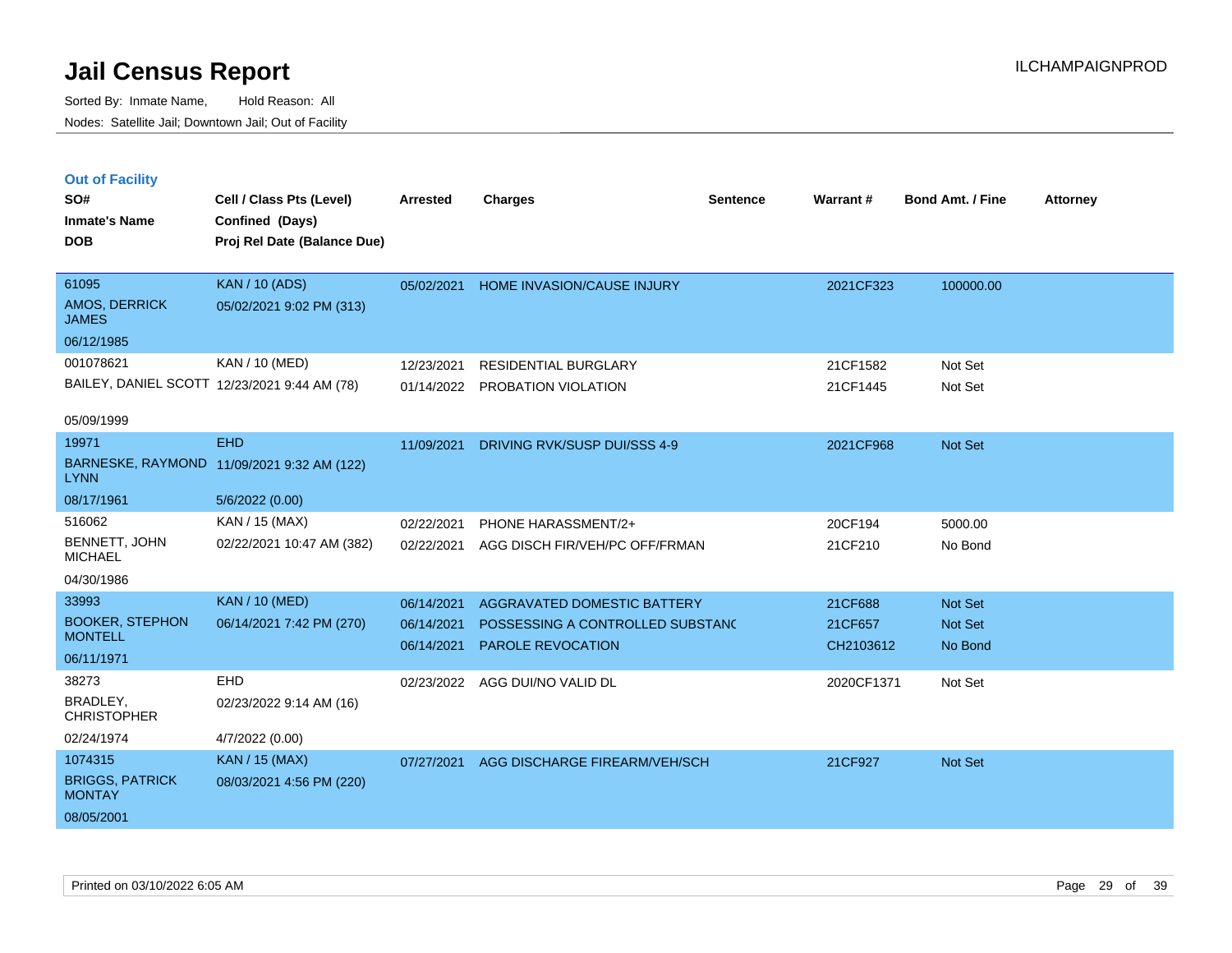# Jail Census Report

Sorted By: Inmate Name, Hold Reason: All

Nodes: Satellite Jail; Downtown Jail; Out of Facility

ILCHAMPAIGNPROD

## Out of Facility

| SO# / Inmate's Name / DOB | Cell / Class Pts (Level) / Confined (Days) / Proj Rel Date (Balance Due) | Arrested | Charges | Sentence | Warrant # | Bond Amt. / Fine | Attorney |
|---|---|---|---|---|---|---|---|
| 61095<br>AMOS, DERRICK JAMES<br>06/12/1985 | KAN / 10 (ADS)<br>05/02/2021 9:02 PM (313) | 05/02/2021 | HOME INVASION/CAUSE INJURY | | 2021CF323 | 100000.00 | |
| 001078621<br>BAILEY, DANIEL SCOTT<br>05/09/1999 | KAN / 10 (MED)<br>12/23/2021 9:44 AM (78) | 12/23/2021<br>01/14/2022 | RESIDENTIAL BURGLARY<br>PROBATION VIOLATION | | 21CF1582<br>21CF1445 | Not Set<br>Not Set | |
| 19971<br>BARNESKE, RAYMOND LYNN<br>08/17/1961 | EHD<br>11/09/2021 9:32 AM (122)<br>5/6/2022 (0.00) | 11/09/2021 | DRIVING RVK/SUSP DUI/SSS 4-9 | | 2021CF968 | Not Set | |
| 516062<br>BENNETT, JOHN MICHAEL<br>04/30/1986 | KAN / 15 (MAX)<br>02/22/2021 10:47 AM (382) | 02/22/2021<br>02/22/2021 | PHONE HARASSMENT/2+<br>AGG DISCH FIR/VEH/PC OFF/FRMAN | | 20CF194<br>21CF210 | 5000.00<br>No Bond | |
| 33993<br>BOOKER, STEPHON MONTELL<br>06/11/1971 | KAN / 10 (MED)<br>06/14/2021 7:42 PM (270) | 06/14/2021<br>06/14/2021<br>06/14/2021 | AGGRAVATED DOMESTIC BATTERY<br>POSSESSING A CONTROLLED SUBSTANC<br>PAROLE REVOCATION | | 21CF688<br>21CF657<br>CH2103612 | Not Set<br>Not Set<br>No Bond | |
| 38273<br>BRADLEY, CHRISTOPHER<br>02/24/1974 | EHD<br>02/23/2022 9:14 AM (16)<br>4/7/2022 (0.00) | 02/23/2022 | AGG DUI/NO VALID DL | | 2020CF1371 | Not Set | |
| 1074315<br>BRIGGS, PATRICK MONTAY<br>08/05/2001 | KAN / 15 (MAX)<br>08/03/2021 4:56 PM (220) | 07/27/2021 | AGG DISCHARGE FIREARM/VEH/SCH | | 21CF927 | Not Set | |

Printed on 03/10/2022 6:05 AM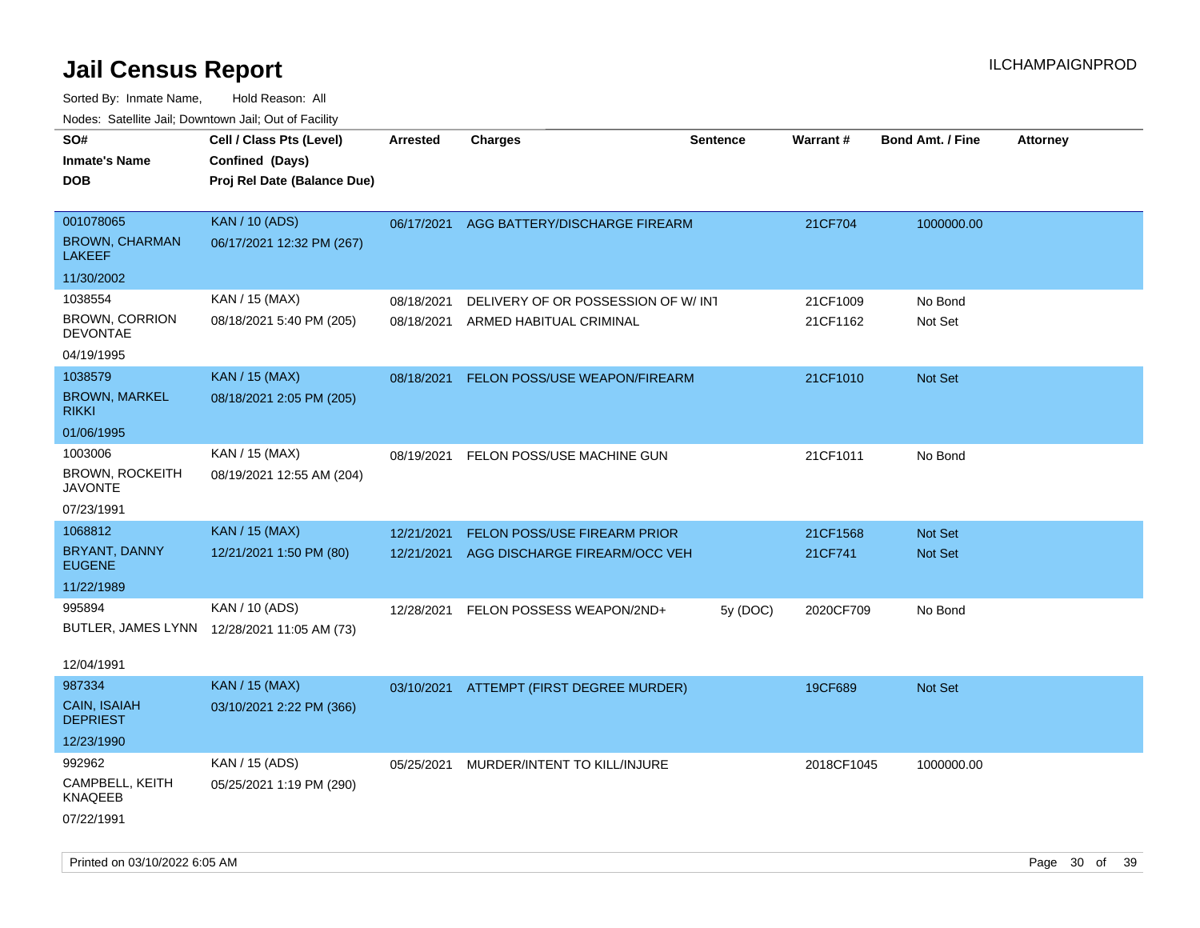# Jail Census Report

ILCHAMPAIGNPROD

Sorted By: Inmate Name, Hold Reason: All

Nodes: Satellite Jail; Downtown Jail; Out of Facility

| SO# / Inmate's Name / DOB | Cell / Class Pts (Level) / Confined (Days) / Proj Rel Date (Balance Due) | Arrested | Charges | Sentence | Warrant # | Bond Amt. / Fine | Attorney |
|---|---|---|---|---|---|---|---|
| 001078065<br>BROWN, CHARMAN LAKEEF<br>11/30/2002 | KAN / 10 (ADS)<br>06/17/2021 12:32 PM (267) | 06/17/2021 | AGG BATTERY/DISCHARGE FIREARM | | 21CF704 | 1000000.00 | |
| 1038554<br>BROWN, CORRION DEVONTAE<br>04/19/1995 | KAN / 15 (MAX)<br>08/18/2021 5:40 PM (205) | 08/18/2021<br>08/18/2021 | DELIVERY OF OR POSSESSION OF W/ INT<br>ARMED HABITUAL CRIMINAL | | 21CF1009<br>21CF1162 | No Bond<br>Not Set | |
| 1038579<br>BROWN, MARKEL RIKKI<br>01/06/1995 | KAN / 15 (MAX)<br>08/18/2021 2:05 PM (205) | 08/18/2021 | FELON POSS/USE WEAPON/FIREARM | | 21CF1010 | Not Set | |
| 1003006<br>BROWN, ROCKEITH JAVONTE<br>07/23/1991 | KAN / 15 (MAX)<br>08/19/2021 12:55 AM (204) | 08/19/2021 | FELON POSS/USE MACHINE GUN | | 21CF1011 | No Bond | |
| 1068812<br>BRYANT, DANNY EUGENE<br>11/22/1989 | KAN / 15 (MAX)<br>12/21/2021 1:50 PM (80) | 12/21/2021<br>12/21/2021 | FELON POSS/USE FIREARM PRIOR<br>AGG DISCHARGE FIREARM/OCC VEH | | 21CF1568<br>21CF741 | Not Set<br>Not Set | |
| 995894<br>BUTLER, JAMES LYNN<br>12/04/1991 | KAN / 10 (ADS)<br>12/28/2021 11:05 AM (73) | 12/28/2021 | FELON POSSESS WEAPON/2ND+ | 5y (DOC) | 2020CF709 | No Bond | |
| 987334<br>CAIN, ISAIAH DEPRIEST<br>12/23/1990 | KAN / 15 (MAX)<br>03/10/2021 2:22 PM (366) | 03/10/2021 | ATTEMPT (FIRST DEGREE MURDER) | | 19CF689 | Not Set | |
| 992962<br>CAMPBELL, KEITH KNAQEEB<br>07/22/1991 | KAN / 15 (ADS)<br>05/25/2021 1:19 PM (290) | 05/25/2021 | MURDER/INTENT TO KILL/INJURE | | 2018CF1045 | 1000000.00 | |

Printed on 03/10/2022 6:05 AM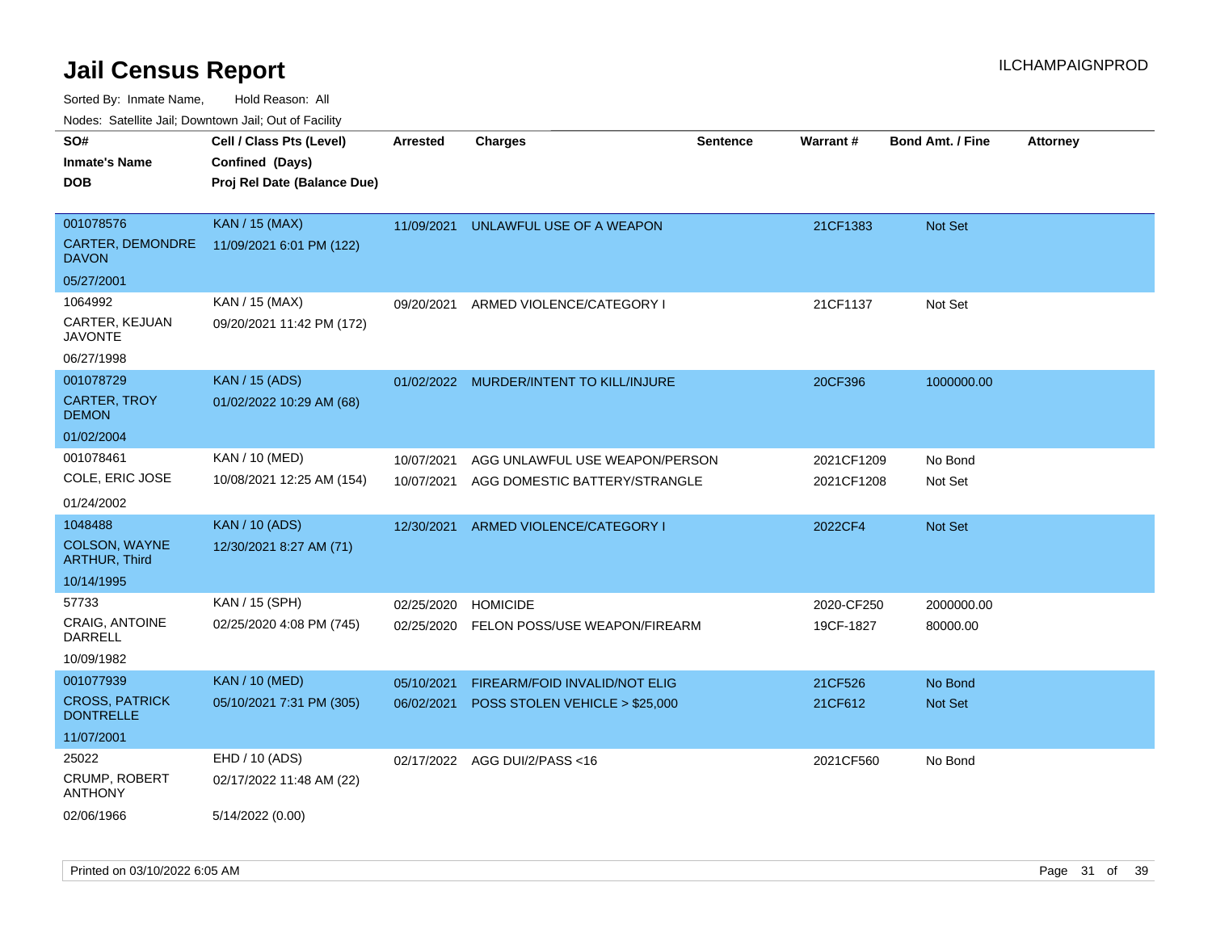# Jail Census Report

ILCHAMPAIGNPROD

Sorted By: Inmate Name, Hold Reason: All

Nodes: Satellite Jail; Downtown Jail; Out of Facility

| SO# / Inmate's Name / DOB | Cell / Class Pts (Level) / Confined (Days) / Proj Rel Date (Balance Due) | Arrested | Charges | Sentence | Warrant # | Bond Amt. / Fine | Attorney |
|---|---|---|---|---|---|---|---|
| 001078576<br>CARTER, DEMONDRE DAVON<br>05/27/2001 | KAN / 15 (MAX)<br>11/09/2021 6:01 PM (122) | 11/09/2021 | UNLAWFUL USE OF A WEAPON | | 21CF1383 | Not Set | |
| 1064992<br>CARTER, KEJUAN JAVONTE<br>06/27/1998 | KAN / 15 (MAX)<br>09/20/2021 11:42 PM (172) | 09/20/2021 | ARMED VIOLENCE/CATEGORY I | | 21CF1137 | Not Set | |
| 001078729<br>CARTER, TROY DEMON<br>01/02/2004 | KAN / 15 (ADS)<br>01/02/2022 10:29 AM (68) | 01/02/2022 | MURDER/INTENT TO KILL/INJURE | | 20CF396 | 1000000.00 | |
| 001078461<br>COLE, ERIC JOSE<br>01/24/2002 | KAN / 10 (MED)<br>10/08/2021 12:25 AM (154) | 10/07/2021<br>10/07/2021 | AGG UNLAWFUL USE WEAPON/PERSON<br>AGG DOMESTIC BATTERY/STRANGLE | | 2021CF1209<br>2021CF1208 | No Bond<br>Not Set | |
| 1048488<br>COLSON, WAYNE ARTHUR, Third<br>10/14/1995 | KAN / 10 (ADS)<br>12/30/2021 8:27 AM (71) | 12/30/2021 | ARMED VIOLENCE/CATEGORY I | | 2022CF4 | Not Set | |
| 57733<br>CRAIG, ANTOINE DARRELL<br>10/09/1982 | KAN / 15 (SPH)<br>02/25/2020 4:08 PM (745) | 02/25/2020<br>02/25/2020 | HOMICIDE<br>FELON POSS/USE WEAPON/FIREARM | | 2020-CF250<br>19CF-1827 | 2000000.00<br>80000.00 | |
| 001077939<br>CROSS, PATRICK DONTRELLE<br>11/07/2001 | KAN / 10 (MED)<br>05/10/2021 7:31 PM (305) | 05/10/2021<br>06/02/2021 | FIREARM/FOID INVALID/NOT ELIG<br>POSS STOLEN VEHICLE > $25,000 | | 21CF526<br>21CF612 | No Bond<br>Not Set | |
| 25022<br>CRUMP, ROBERT ANTHONY<br>02/06/1966 | EHD / 10 (ADS)<br>02/17/2022 11:48 AM (22)<br>5/14/2022 (0.00) | 02/17/2022 | AGG DUI/2/PASS <16 | | 2021CF560 | No Bond | |

Printed on 03/10/2022 6:05 AM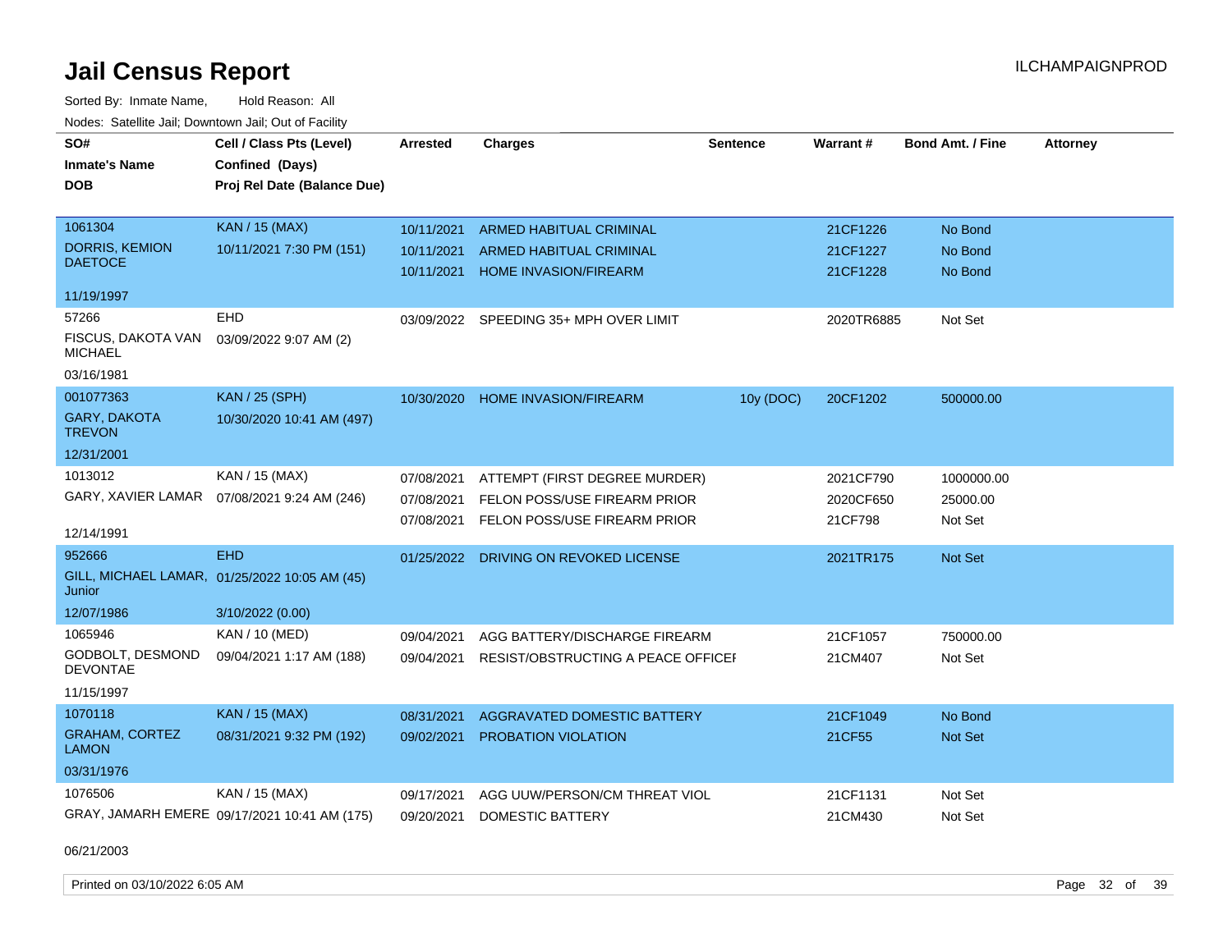# Jail Census Report

Sorted By: Inmate Name, Hold Reason: All

Nodes: Satellite Jail; Downtown Jail; Out of Facility

| SO# / Inmate's Name / DOB | Cell / Class Pts (Level) / Confined (Days) / Proj Rel Date (Balance Due) | Arrested | Charges | Sentence | Warrant # | Bond Amt. / Fine | Attorney |
|---|---|---|---|---|---|---|---|
| 1061304 DORRIS, KEMION DAETOCE 11/19/1997 | KAN / 15 (MAX) 10/11/2021 7:30 PM (151) | 10/11/2021 | ARMED HABITUAL CRIMINAL | | 21CF1226 | No Bond | |
| | | 10/11/2021 | ARMED HABITUAL CRIMINAL | | 21CF1227 | No Bond | |
| | | 10/11/2021 | HOME INVASION/FIREARM | | 21CF1228 | No Bond | |
| 57266 FISCUS, DAKOTA VAN MICHAEL 03/16/1981 | EHD 03/09/2022 9:07 AM (2) | 03/09/2022 | SPEEDING 35+ MPH OVER LIMIT | | 2020TR6885 | Not Set | |
| 001077363 GARY, DAKOTA TREVON 12/31/2001 | KAN / 25 (SPH) 10/30/2020 10:41 AM (497) | 10/30/2020 | HOME INVASION/FIREARM | 10y (DOC) | 20CF1202 | 500000.00 | |
| 1013012 GARY, XAVIER LAMAR 12/14/1991 | KAN / 15 (MAX) 07/08/2021 9:24 AM (246) | 07/08/2021 | ATTEMPT (FIRST DEGREE MURDER) | | 2021CF790 | 1000000.00 | |
| | | 07/08/2021 | FELON POSS/USE FIREARM PRIOR | | 2020CF650 | 25000.00 | |
| | | 07/08/2021 | FELON POSS/USE FIREARM PRIOR | | 21CF798 | Not Set | |
| 952666 GILL, MICHAEL LAMAR, Junior 12/07/1986 | EHD 01/25/2022 10:05 AM (45) 3/10/2022 (0.00) | 01/25/2022 | DRIVING ON REVOKED LICENSE | | 2021TR175 | Not Set | |
| 1065946 GODBOLT, DESMOND DEVONTAE 11/15/1997 | KAN / 10 (MED) 09/04/2021 1:17 AM (188) | 09/04/2021 | AGG BATTERY/DISCHARGE FIREARM | | 21CF1057 | 750000.00 | |
| | | 09/04/2021 | RESIST/OBSTRUCTING A PEACE OFFICEI | | 21CM407 | Not Set | |
| 1070118 GRAHAM, CORTEZ LAMON 03/31/1976 | KAN / 15 (MAX) 08/31/2021 9:32 PM (192) | 08/31/2021 | AGGRAVATED DOMESTIC BATTERY | | 21CF1049 | No Bond | |
| | | 09/02/2021 | PROBATION VIOLATION | | 21CF55 | Not Set | |
| 1076506 GRAY, JAMARH EMERE 06/21/2003 | KAN / 15 (MAX) 09/17/2021 10:41 AM (175) | 09/17/2021 | AGG UUW/PERSON/CM THREAT VIOL | | 21CF1131 | Not Set | |
| | | 09/20/2021 | DOMESTIC BATTERY | | 21CM430 | Not Set | |

Printed on 03/10/2022 6:05 AM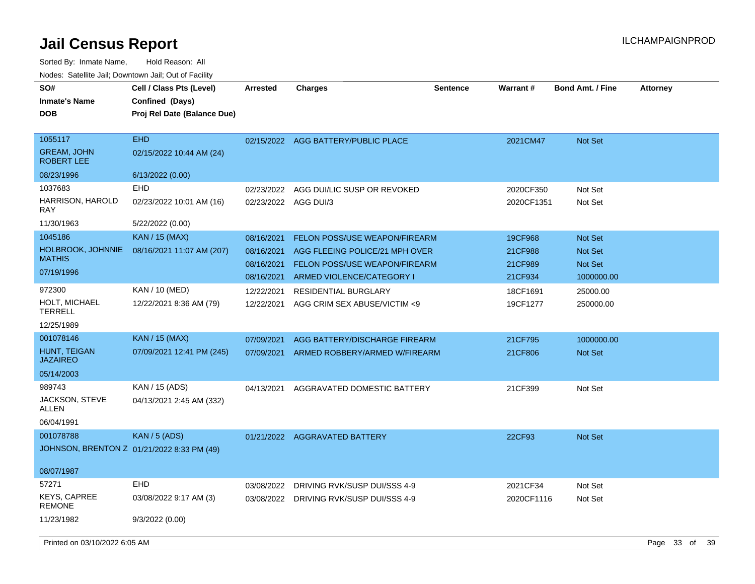# Jail Census Report

Sorted By: Inmate Name, Hold Reason: All

Nodes: Satellite Jail; Downtown Jail; Out of Facility

| SO# / Inmate's Name / DOB | Cell / Class Pts (Level) / Confined (Days) / Proj Rel Date (Balance Due) | Arrested | Charges | Sentence | Warrant # | Bond Amt. / Fine | Attorney |
|---|---|---|---|---|---|---|---|
| 1055117 | EHD | 02/15/2022 | AGG BATTERY/PUBLIC PLACE | | 2021CM47 | Not Set | |
| GREAM, JOHN ROBERT LEE | 02/15/2022 10:44 AM (24) | | | | | | |
| 08/23/1996 | 6/13/2022 (0.00) | | | | | | |
| 1037683 | EHD | 02/23/2022 | AGG DUI/LIC SUSP OR REVOKED | | 2020CF350 | Not Set | |
| HARRISON, HAROLD RAY | 02/23/2022 10:01 AM (16) | 02/23/2022 | AGG DUI/3 | | 2020CF1351 | Not Set | |
| 11/30/1963 | 5/22/2022 (0.00) | | | | | | |
| 1045186 | KAN / 15 (MAX) | 08/16/2021 | FELON POSS/USE WEAPON/FIREARM | | 19CF968 | Not Set | |
| HOLBROOK, JOHNNIE MATHIS | 08/16/2021 11:07 AM (207) | 08/16/2021 | AGG FLEEING POLICE/21 MPH OVER | | 21CF988 | Not Set | |
| 07/19/1996 | | 08/16/2021 | FELON POSS/USE WEAPON/FIREARM | | 21CF989 | Not Set | |
| | | 08/16/2021 | ARMED VIOLENCE/CATEGORY I | | 21CF934 | 1000000.00 | |
| 972300 | KAN / 10 (MED) | 12/22/2021 | RESIDENTIAL BURGLARY | | 18CF1691 | 25000.00 | |
| HOLT, MICHAEL TERRELL | 12/22/2021 8:36 AM (79) | 12/22/2021 | AGG CRIM SEX ABUSE/VICTIM <9 | | 19CF1277 | 250000.00 | |
| 12/25/1989 | | | | | | | |
| 001078146 | KAN / 15 (MAX) | 07/09/2021 | AGG BATTERY/DISCHARGE FIREARM | | 21CF795 | 1000000.00 | |
| HUNT, TEIGAN JAZAIREO | 07/09/2021 12:41 PM (245) | 07/09/2021 | ARMED ROBBERY/ARMED W/FIREARM | | 21CF806 | Not Set | |
| 05/14/2003 | | | | | | | |
| 989743 | KAN / 15 (ADS) | 04/13/2021 | AGGRAVATED DOMESTIC BATTERY | | 21CF399 | Not Set | |
| JACKSON, STEVE ALLEN | 04/13/2021 2:45 AM (332) | | | | | | |
| 06/04/1991 | | | | | | | |
| 001078788 | KAN / 5 (ADS) | 01/21/2022 | AGGRAVATED BATTERY | | 22CF93 | Not Set | |
| JOHNSON, BRENTON Z | 01/21/2022 8:33 PM (49) | | | | | | |
| 08/07/1987 | | | | | | | |
| 57271 | EHD | 03/08/2022 | DRIVING RVK/SUSP DUI/SSS 4-9 | | 2021CF34 | Not Set | |
| KEYS, CAPREE REMONE | 03/08/2022 9:17 AM (3) | 03/08/2022 | DRIVING RVK/SUSP DUI/SSS 4-9 | | 2020CF1116 | Not Set | |
| 11/23/1982 | 9/3/2022 (0.00) | | | | | | |

Printed on 03/10/2022 6:05 AM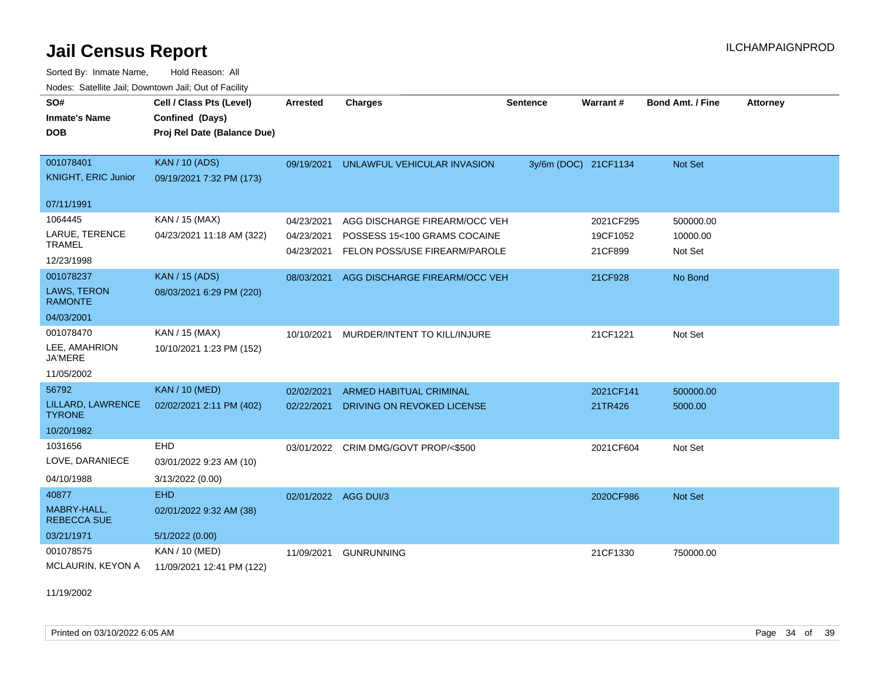# Jail Census Report

ILCHAMPAIGNPROD

Sorted By: Inmate Name, Hold Reason: All

Nodes: Satellite Jail; Downtown Jail; Out of Facility

| SO# / Inmate's Name / DOB | Cell / Class Pts (Level) / Confined (Days) / Proj Rel Date (Balance Due) | Arrested | Charges | Sentence | Warrant # | Bond Amt. / Fine | Attorney |
|---|---|---|---|---|---|---|---|
| 001078401<br>KNIGHT, ERIC Junior<br>07/11/1991 | KAN / 10 (ADS)<br>09/19/2021 7:32 PM (173) | 09/19/2021 | UNLAWFUL VEHICULAR INVASION | 3y/6m (DOC) | 21CF1134 | Not Set | |
| 1064445<br>LARUE, TERENCE TRAMEL<br>12/23/1998 | KAN / 15 (MAX)<br>04/23/2021 11:18 AM (322) | 04/23/2021<br>04/23/2021<br>04/23/2021 | AGG DISCHARGE FIREARM/OCC VEH<br>POSSESS 15<100 GRAMS COCAINE<br>FELON POSS/USE FIREARM/PAROLE | | 2021CF295<br>19CF1052<br>21CF899 | 500000.00<br>10000.00<br>Not Set | |
| 001078237<br>LAWS, TERON RAMONTE<br>04/03/2001 | KAN / 15 (ADS)<br>08/03/2021 6:29 PM (220) | 08/03/2021 | AGG DISCHARGE FIREARM/OCC VEH | | 21CF928 | No Bond | |
| 001078470<br>LEE, AMAHRION JA'MERE<br>11/05/2002 | KAN / 15 (MAX)<br>10/10/2021 1:23 PM (152) | 10/10/2021 | MURDER/INTENT TO KILL/INJURE | | 21CF1221 | Not Set | |
| 56792<br>LILLARD, LAWRENCE TYRONE<br>10/20/1982 | KAN / 10 (MED)<br>02/02/2021 2:11 PM (402) | 02/02/2021<br>02/22/2021 | ARMED HABITUAL CRIMINAL<br>DRIVING ON REVOKED LICENSE | | 2021CF141<br>21TR426 | 500000.00<br>5000.00 | |
| 1031656<br>LOVE, DARANIECE<br>04/10/1988 | EHD<br>03/01/2022 9:23 AM (10)<br>3/13/2022 (0.00) | 03/01/2022 | CRIM DMG/GOVT PROP/<$500 | | 2021CF604 | Not Set | |
| 40877<br>MABRY-HALL, REBECCA SUE<br>03/21/1971 | EHD<br>02/01/2022 9:32 AM (38)<br>5/1/2022 (0.00) | 02/01/2022 | AGG DUI/3 | | 2020CF986 | Not Set | |
| 001078575<br>MCLAURIN, KEYON A<br>11/19/2002 | KAN / 10 (MED)<br>11/09/2021 12:41 PM (122) | 11/09/2021 | GUNRUNNING | | 21CF1330 | 750000.00 | |

Printed on 03/10/2022 6:05 AM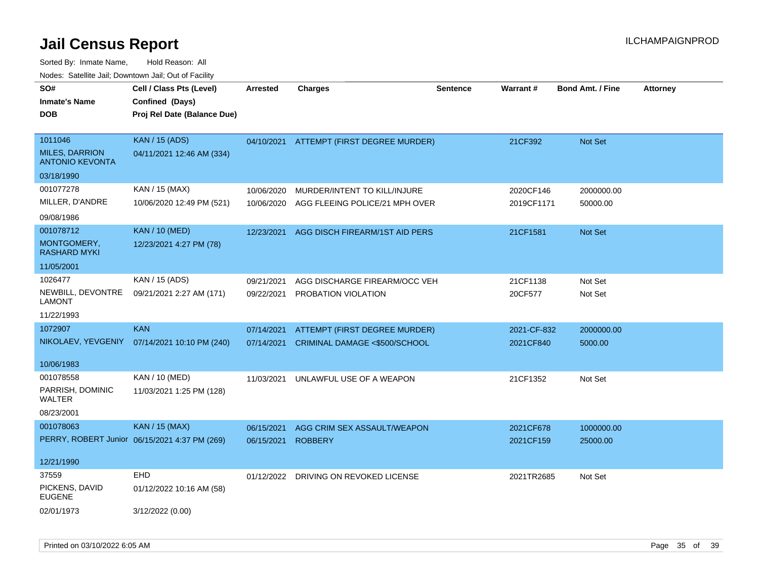# Jail Census Report

ILCHAMPAIGNPROD

Sorted By: Inmate Name, Hold Reason: All

Nodes: Satellite Jail; Downtown Jail; Out of Facility

| SO#<br>Inmate's Name<br>DOB | Cell / Class Pts (Level)<br>Confined (Days)<br>Proj Rel Date (Balance Due) | Arrested | Charges | Sentence | Warrant # | Bond Amt. / Fine | Attorney |
|---|---|---|---|---|---|---|---|
| 1011046<br>MILES, DARRION ANTONIO KEVONTA<br>03/18/1990 | KAN / 15 (ADS)<br>04/11/2021 12:46 AM (334) | 04/10/2021 | ATTEMPT (FIRST DEGREE MURDER) | | 21CF392 | Not Set | |
| 001077278<br>MILLER, D'ANDRE<br>09/08/1986 | KAN / 15 (MAX)<br>10/06/2020 12:49 PM (521) | 10/06/2020<br>10/06/2020 | MURDER/INTENT TO KILL/INJURE<br>AGG FLEEING POLICE/21 MPH OVER | | 2020CF146<br>2019CF1171 | 2000000.00<br>50000.00 | |
| 001078712<br>MONTGOMERY, RASHARD MYKI<br>11/05/2001 | KAN / 10 (MED)<br>12/23/2021 4:27 PM (78) | 12/23/2021 | AGG DISCH FIREARM/1ST AID PERS | | 21CF1581 | Not Set | |
| 1026477<br>NEWBILL, DEVONTRE LAMONT<br>11/22/1993 | KAN / 15 (ADS)<br>09/21/2021 2:27 AM (171) | 09/21/2021<br>09/22/2021 | AGG DISCHARGE FIREARM/OCC VEH<br>PROBATION VIOLATION | | 21CF1138<br>20CF577 | Not Set<br>Not Set | |
| 1072907<br>NIKOLAEV, YEVGENIY<br>10/06/1983 | KAN<br>07/14/2021 10:10 PM (240) | 07/14/2021<br>07/14/2021 | ATTEMPT (FIRST DEGREE MURDER)<br>CRIMINAL DAMAGE <$500/SCHOOL | | 2021-CF-832<br>2021CF840 | 2000000.00<br>5000.00 | |
| 001078558<br>PARRISH, DOMINIC WALTER<br>08/23/2001 | KAN / 10 (MED)<br>11/03/2021 1:25 PM (128) | 11/03/2021 | UNLAWFUL USE OF A WEAPON | | 21CF1352 | Not Set | |
| 001078063<br>PERRY, ROBERT Junior<br>12/21/1990 | KAN / 15 (MAX)<br>06/15/2021 4:37 PM (269) | 06/15/2021<br>06/15/2021 | AGG CRIM SEX ASSAULT/WEAPON<br>ROBBERY | | 2021CF678<br>2021CF159 | 1000000.00<br>25000.00 | |
| 37559<br>PICKENS, DAVID EUGENE<br>02/01/1973 | EHD<br>01/12/2022 10:16 AM (58)<br>3/12/2022 (0.00) | 01/12/2022 | DRIVING ON REVOKED LICENSE | | 2021TR2685 | Not Set | |

Printed on 03/10/2022 6:05 AM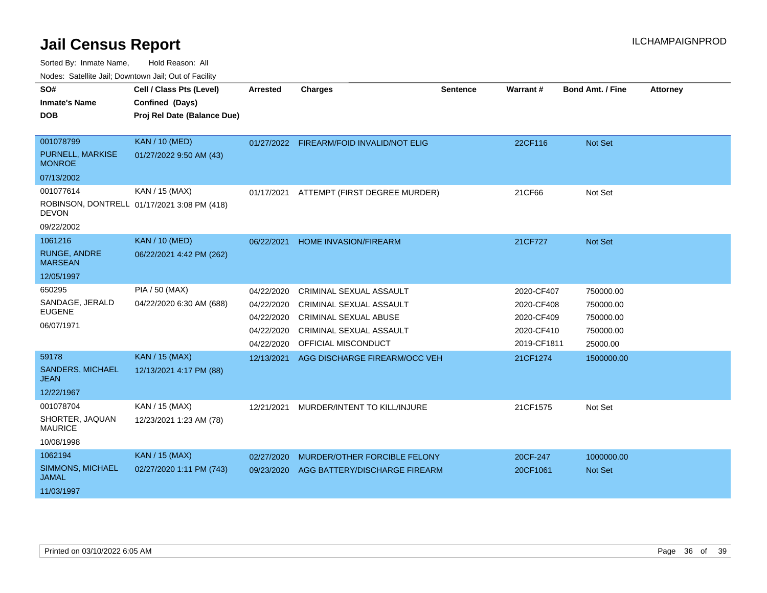# Jail Census Report

ILCHAMPAIGNPROD

Sorted By: Inmate Name, Hold Reason: All

Nodes: Satellite Jail; Downtown Jail; Out of Facility

| SO# / Inmate's Name / DOB | Cell / Class Pts (Level) / Confined (Days) / Proj Rel Date (Balance Due) | Arrested | Charges | Sentence | Warrant # | Bond Amt. / Fine | Attorney |
|---|---|---|---|---|---|---|---|
| 001078799 PURNELL, MARKISE MONROE 07/13/2002 | KAN / 10 (MED) 01/27/2022 9:50 AM (43) | 01/27/2022 | FIREARM/FOID INVALID/NOT ELIG | | 22CF116 | Not Set | |
| 001077614 ROBINSON, DONTRELL DEVON 09/22/2002 | KAN / 15 (MAX) 01/17/2021 3:08 PM (418) | 01/17/2021 | ATTEMPT (FIRST DEGREE MURDER) | | 21CF66 | Not Set | |
| 1061216 RUNGE, ANDRE MARSEAN 12/05/1997 | KAN / 10 (MED) 06/22/2021 4:42 PM (262) | 06/22/2021 | HOME INVASION/FIREARM | | 21CF727 | Not Set | |
| 650295 SANDAGE, JERALD EUGENE 06/07/1971 | PIA / 50 (MAX) 04/22/2020 6:30 AM (688) | 04/22/2020 | CRIMINAL SEXUAL ASSAULT | | 2020-CF407 | 750000.00 | |
| | | 04/22/2020 | CRIMINAL SEXUAL ASSAULT | | 2020-CF408 | 750000.00 | |
| | | 04/22/2020 | CRIMINAL SEXUAL ABUSE | | 2020-CF409 | 750000.00 | |
| | | 04/22/2020 | CRIMINAL SEXUAL ASSAULT | | 2020-CF410 | 750000.00 | |
| | | 04/22/2020 | OFFICIAL MISCONDUCT | | 2019-CF1811 | 25000.00 | |
| 59178 SANDERS, MICHAEL JEAN 12/22/1967 | KAN / 15 (MAX) 12/13/2021 4:17 PM (88) | 12/13/2021 | AGG DISCHARGE FIREARM/OCC VEH | | 21CF1274 | 1500000.00 | |
| 001078704 SHORTER, JAQUAN MAURICE 10/08/1998 | KAN / 15 (MAX) 12/23/2021 1:23 AM (78) | 12/21/2021 | MURDER/INTENT TO KILL/INJURE | | 21CF1575 | Not Set | |
| 1062194 SIMMONS, MICHAEL JAMAL 11/03/1997 | KAN / 15 (MAX) 02/27/2020 1:11 PM (743) | 02/27/2020 | MURDER/OTHER FORCIBLE FELONY | | 20CF-247 | 1000000.00 | |
| | | 09/23/2020 | AGG BATTERY/DISCHARGE FIREARM | | 20CF1061 | Not Set | |

Printed on 03/10/2022 6:05 AM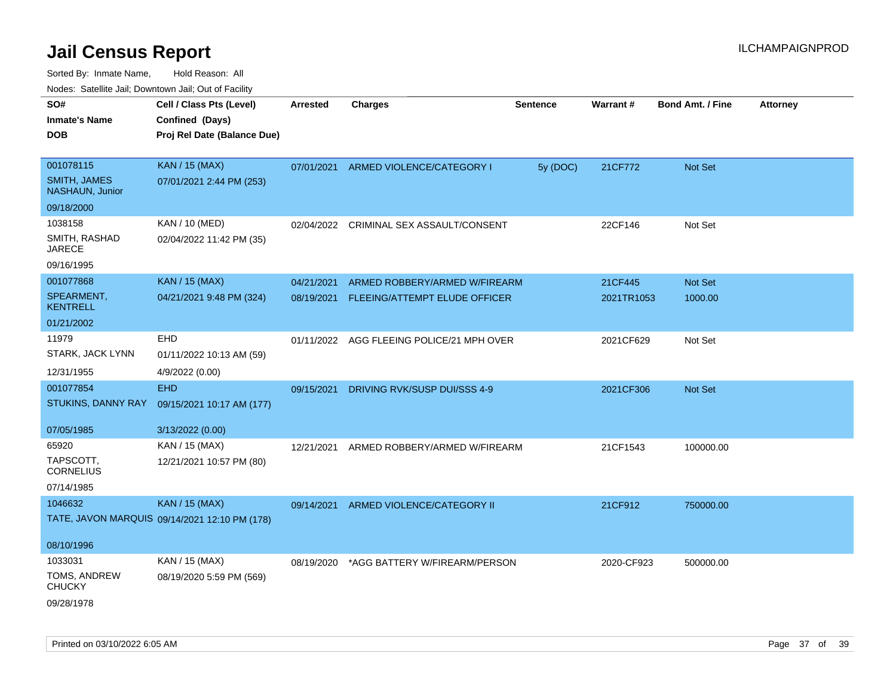# Jail Census Report

ILCHAMPAIGNPROD

Sorted By: Inmate Name, Hold Reason: All

Nodes: Satellite Jail; Downtown Jail; Out of Facility

| SO#<br>Inmate's Name<br>DOB | Cell / Class Pts (Level)<br>Confined (Days)<br>Proj Rel Date (Balance Due) | Arrested | Charges | Sentence | Warrant # | Bond Amt. / Fine | Attorney |
|---|---|---|---|---|---|---|---|
| 001078115<br>SMITH, JAMES NASHAUN, Junior<br>09/18/2000 | KAN / 15 (MAX)<br>07/01/2021 2:44 PM (253) | 07/01/2021 | ARMED VIOLENCE/CATEGORY I | 5y (DOC) | 21CF772 | Not Set | |
| 1038158<br>SMITH, RASHAD JARECE<br>09/16/1995 | KAN / 10 (MED)<br>02/04/2022 11:42 PM (35) | 02/04/2022 | CRIMINAL SEX ASSAULT/CONSENT | | 22CF146 | Not Set | |
| 001077868<br>SPEARMENT, KENTRELL<br>01/21/2002 | KAN / 15 (MAX)<br>04/21/2021 9:48 PM (324) | 04/21/2021<br>08/19/2021 | ARMED ROBBERY/ARMED W/FIREARM<br>FLEEING/ATTEMPT ELUDE OFFICER | | 21CF445<br>2021TR1053 | Not Set<br>1000.00 | |
| 11979<br>STARK, JACK LYNN<br>12/31/1955 | EHD<br>01/11/2022 10:13 AM (59)<br>4/9/2022 (0.00) | 01/11/2022 | AGG FLEEING POLICE/21 MPH OVER | | 2021CF629 | Not Set | |
| 001077854<br>STUKINS, DANNY RAY<br>07/05/1985 | EHD<br>09/15/2021 10:17 AM (177)<br>3/13/2022 (0.00) | 09/15/2021 | DRIVING RVK/SUSP DUI/SSS 4-9 | | 2021CF306 | Not Set | |
| 65920<br>TAPSCOTT, CORNELIUS<br>07/14/1985 | KAN / 15 (MAX)<br>12/21/2021 10:57 PM (80) | 12/21/2021 | ARMED ROBBERY/ARMED W/FIREARM | | 21CF1543 | 100000.00 | |
| 1046632<br>TATE, JAVON MARQUIS<br>08/10/1996 | KAN / 15 (MAX)<br>09/14/2021 12:10 PM (178) | 09/14/2021 | ARMED VIOLENCE/CATEGORY II | | 21CF912 | 750000.00 | |
| 1033031<br>TOMS, ANDREW CHUCKY<br>09/28/1978 | KAN / 15 (MAX)<br>08/19/2020 5:59 PM (569) | 08/19/2020 | *AGG BATTERY W/FIREARM/PERSON | | 2020-CF923 | 500000.00 | |

Printed on 03/10/2022 6:05 AM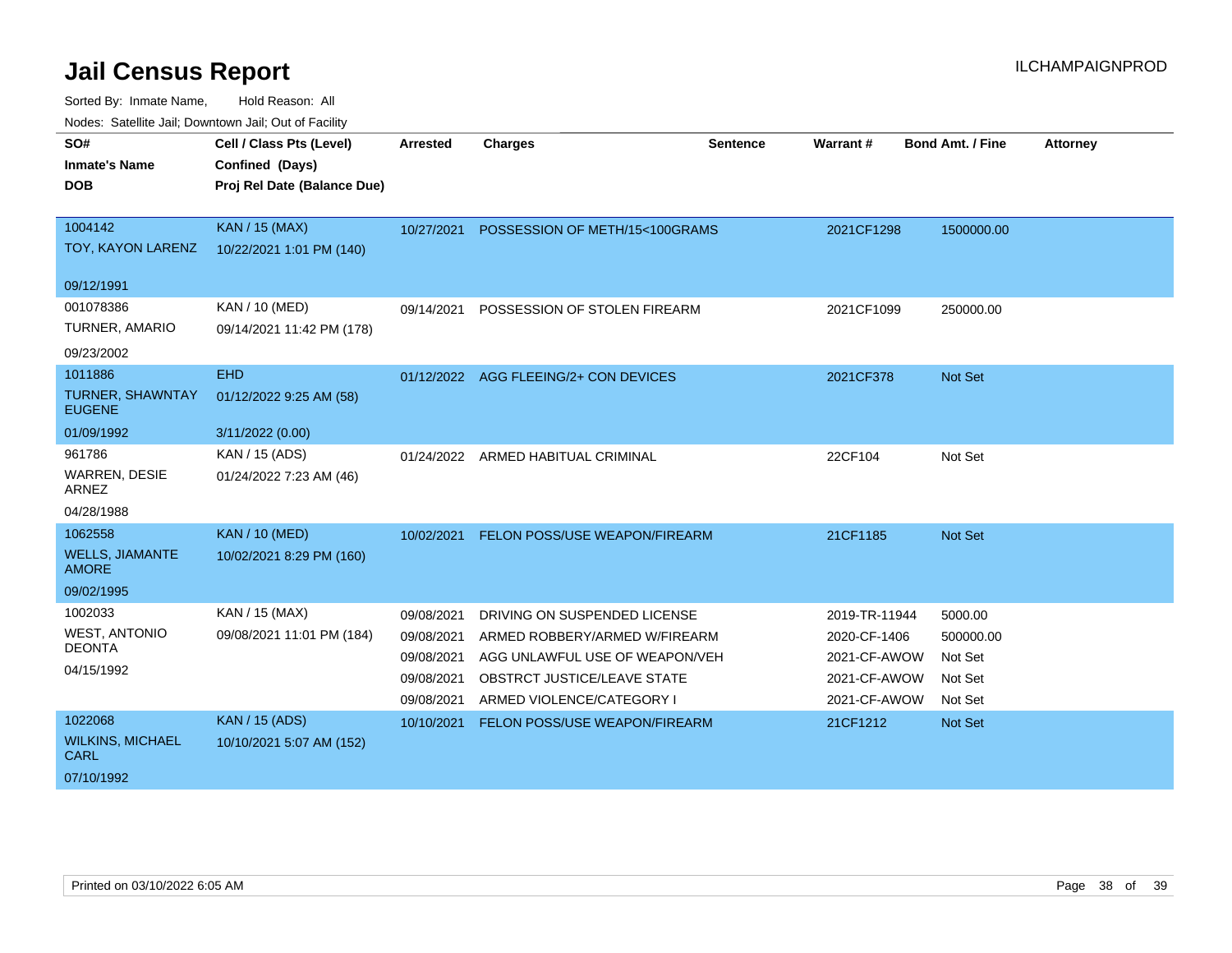# Jail Census Report

ILCHAMPAIGNPROD

Sorted By: Inmate Name, Hold Reason: All

Nodes: Satellite Jail; Downtown Jail; Out of Facility

| SO# / Inmate's Name / DOB | Cell / Class Pts (Level) / Confined (Days) / Proj Rel Date (Balance Due) | Arrested | Charges | Sentence | Warrant # | Bond Amt. / Fine | Attorney |
|---|---|---|---|---|---|---|---|
| 1004142<br>TOY, KAYON LARENZ<br>09/12/1991 | KAN / 15 (MAX)<br>10/22/2021 1:01 PM (140) | 10/27/2021 | POSSESSION OF METH/15<100GRAMS | | 2021CF1298 | 1500000.00 | |
| 001078386<br>TURNER, AMARIO<br>09/23/2002 | KAN / 10 (MED)<br>09/14/2021 11:42 PM (178) | 09/14/2021 | POSSESSION OF STOLEN FIREARM | | 2021CF1099 | 250000.00 | |
| 1011886<br>TURNER, SHAWNTAY EUGENE<br>01/09/1992 | EHD<br>01/12/2022 9:25 AM (58)<br>3/11/2022 (0.00) | 01/12/2022 | AGG FLEEING/2+ CON DEVICES | | 2021CF378 | Not Set | |
| 961786<br>WARREN, DESIE ARNEZ<br>04/28/1988 | KAN / 15 (ADS)<br>01/24/2022 7:23 AM (46) | 01/24/2022 | ARMED HABITUAL CRIMINAL | | 22CF104 | Not Set | |
| 1062558<br>WELLS, JIAMANTE AMORE<br>09/02/1995 | KAN / 10 (MED)<br>10/02/2021 8:29 PM (160) | 10/02/2021 | FELON POSS/USE WEAPON/FIREARM | | 21CF1185 | Not Set | |
| 1002033<br>WEST, ANTONIO DEONTA<br>04/15/1992 | KAN / 15 (MAX)<br>09/08/2021 11:01 PM (184) | 09/08/2021 | DRIVING ON SUSPENDED LICENSE | | 2019-TR-11944 | 5000.00 | |
| | | 09/08/2021 | ARMED ROBBERY/ARMED W/FIREARM | | 2020-CF-1406 | 500000.00 | |
| | | 09/08/2021 | AGG UNLAWFUL USE OF WEAPON/VEH | | 2021-CF-AWOW | Not Set | |
| | | 09/08/2021 | OBSTRCT JUSTICE/LEAVE STATE | | 2021-CF-AWOW | Not Set | |
| | | 09/08/2021 | ARMED VIOLENCE/CATEGORY I | | 2021-CF-AWOW | Not Set | |
| 1022068<br>WILKINS, MICHAEL CARL<br>07/10/1992 | KAN / 15 (ADS)<br>10/10/2021 5:07 AM (152) | 10/10/2021 | FELON POSS/USE WEAPON/FIREARM | | 21CF1212 | Not Set | |

Printed on 03/10/2022 6:05 AM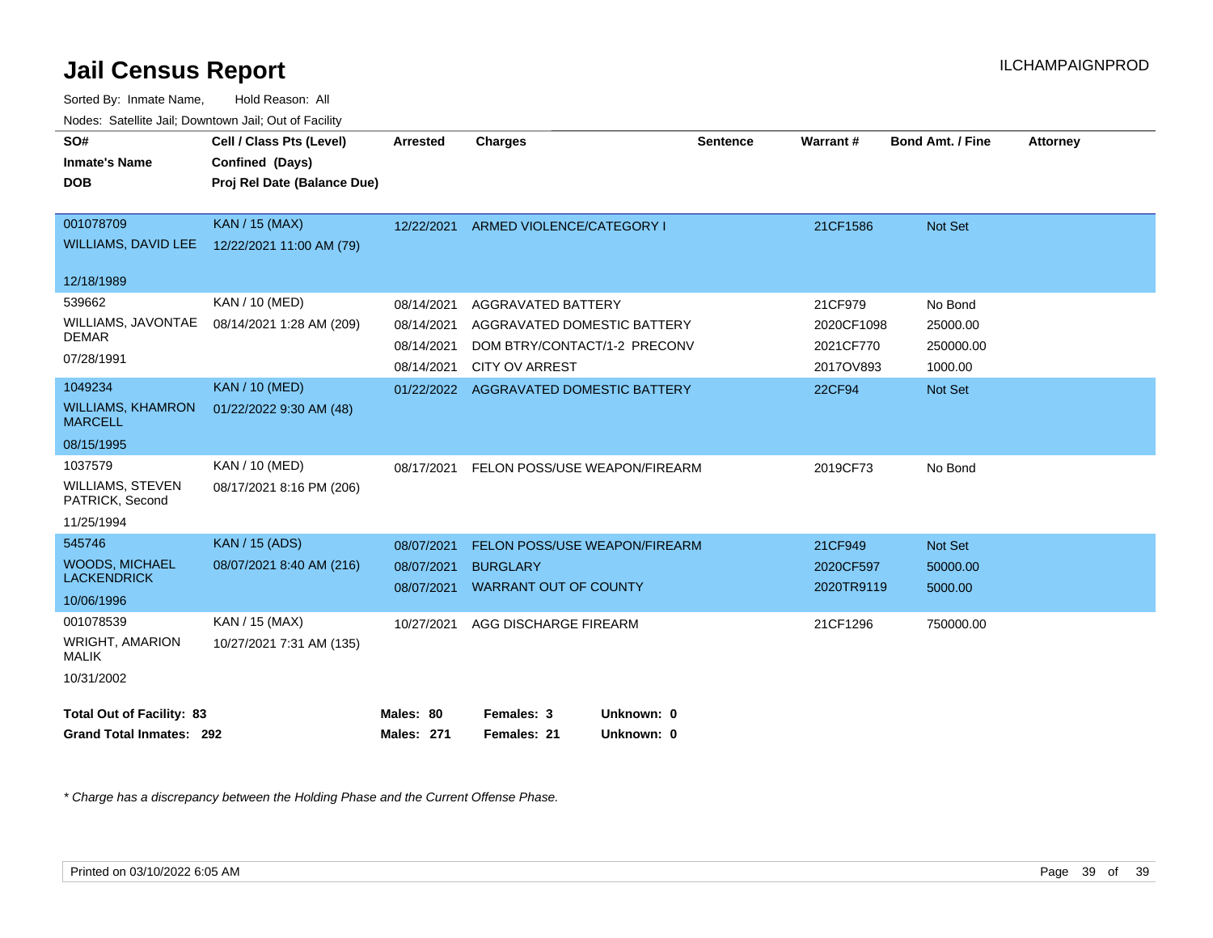# Jail Census Report

ILCHAMPAIGNPROD

Sorted By: Inmate Name, Hold Reason: All

Nodes: Satellite Jail; Downtown Jail; Out of Facility

| SO# / Inmate's Name / DOB | Cell / Class Pts (Level) / Confined (Days) / Proj Rel Date (Balance Due) | Arrested | Charges | Sentence | Warrant # | Bond Amt. / Fine | Attorney |
|---|---|---|---|---|---|---|---|
| 001078709<br>WILLIAMS, DAVID LEE<br>12/18/1989 | KAN / 15 (MAX)<br>12/22/2021 11:00 AM (79) | 12/22/2021 | ARMED VIOLENCE/CATEGORY I | | 21CF1586 | Not Set | |
| 539662<br>WILLIAMS, JAVONTAE DEMAR<br>07/28/1991 | KAN / 10 (MED)<br>08/14/2021 1:28 AM (209) | 08/14/2021<br>08/14/2021<br>08/14/2021<br>08/14/2021 | AGGRAVATED BATTERY<br>AGGRAVATED DOMESTIC BATTERY<br>DOM BTRY/CONTACT/1-2 PRECONV<br>CITY OV ARREST | | 21CF979<br>2020CF1098<br>2021CF770<br>2017OV893 | No Bond<br>25000.00<br>250000.00<br>1000.00 | |
| 1049234<br>WILLIAMS, KHAMRON MARCELL<br>08/15/1995 | KAN / 10 (MED)<br>01/22/2022 9:30 AM (48) | 01/22/2022 | AGGRAVATED DOMESTIC BATTERY | | 22CF94 | Not Set | |
| 1037579<br>WILLIAMS, STEVEN PATRICK, Second<br>11/25/1994 | KAN / 10 (MED)<br>08/17/2021 8:16 PM (206) | 08/17/2021 | FELON POSS/USE WEAPON/FIREARM | | 2019CF73 | No Bond | |
| 545746<br>WOODS, MICHAEL LACKENDRICK<br>10/06/1996 | KAN / 15 (ADS)<br>08/07/2021 8:40 AM (216) | 08/07/2021<br>08/07/2021<br>08/07/2021 | FELON POSS/USE WEAPON/FIREARM<br>BURGLARY<br>WARRANT OUT OF COUNTY | | 21CF949<br>2020CF597<br>2020TR9119 | Not Set<br>50000.00<br>5000.00 | |
| 001078539<br>WRIGHT, AMARION MALIK<br>10/31/2002 | KAN / 15 (MAX)<br>10/27/2021 7:31 AM (135) | 10/27/2021 | AGG DISCHARGE FIREARM | | 21CF1296 | 750000.00 | |

| | | | |
|---|---|---|---|
| **Total Out of Facility: 83** | **Males: 80** | **Females: 3** | **Unknown: 0** |
| **Grand Total Inmates: 292** | **Males: 271** | **Females: 21** | **Unknown: 0** |

*\* Charge has a discrepancy between the Holding Phase and the Current Offense Phase.*

Printed on 03/10/2022 6:05 AM